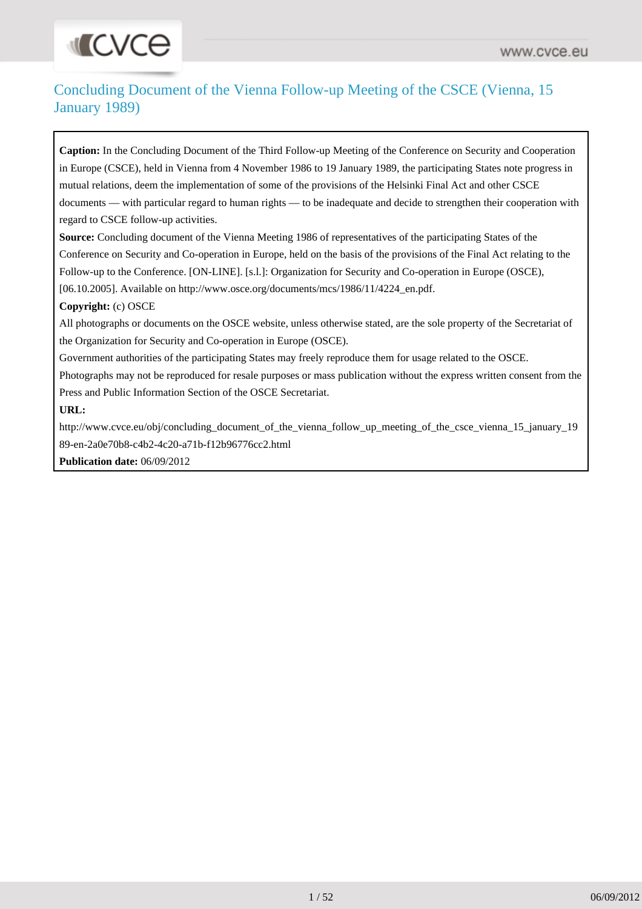# Concluding Document of the Vienna Follow-up Meeting of the CSCE (Vienna, 15 January 1989)

**Caption:** In the Concluding Document of the Third Follow-up Meeting of the Conference on Security and Cooperation in Europe (CSCE), held in Vienna from 4 November 1986 to 19 January 1989, the participating States note progress in mutual relations, deem the implementation of some of the provisions of the Helsinki Final Act and other CSCE documents — with particular regard to human rights — to be inadequate and decide to strengthen their cooperation with regard to CSCE follow-up activities.

**Source:** Concluding document of the Vienna Meeting 1986 of representatives of the participating States of the Conference on Security and Co-operation in Europe, held on the basis of the provisions of the Final Act relating to the Follow-up to the Conference. [ON-LINE]. [s.l.]: Organization for Security and Co-operation in Europe (OSCE), [06.10.2005]. Available on http://www.osce.org/documents/mcs/1986/11/4224_en.pdf.

**Copyright:** (c) OSCE

All photographs or documents on the OSCE website, unless otherwise stated, are the sole property of the Secretariat of the Organization for Security and Co-operation in Europe (OSCE).

Government authorities of the participating States may freely reproduce them for usage related to the OSCE.

Photographs may not be reproduced for resale purposes or mass publication without the express written consent from the Press and Public Information Section of the OSCE Secretariat.

**URL:**

http://www.cvce.eu/obj/concluding_document_of_the_vienna_follow_up_meeting_of_the_csce_vienna_15_january_1989-en-2a0e70b8-c4b2-4c20-a71b-f12b96776cc2.html

**Publication date:** 06/09/2012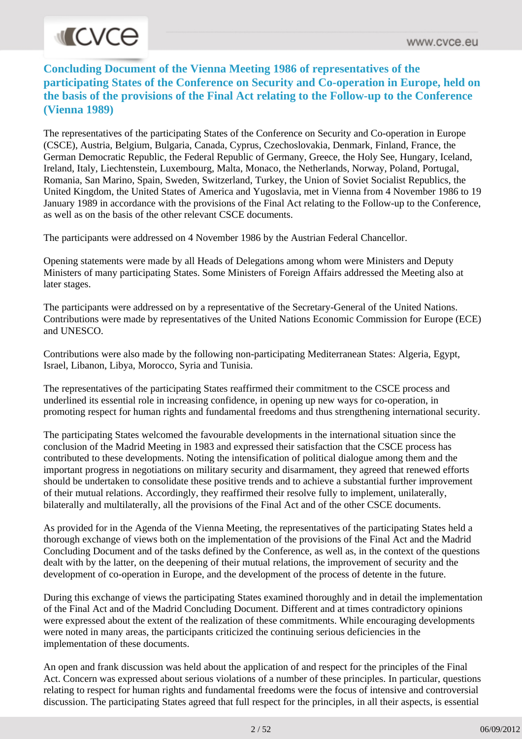# Concluding Document of the Vienna Meeting 1986 of representatives of the participating States of the Conference on Security and Co-operation in Europe, held on the basis of the provisions of the Final Act relating to the Follow-up to the Conference (Vienna 1989)

The representatives of the participating States of the Conference on Security and Co-operation in Europe (CSCE), Austria, Belgium, Bulgaria, Canada, Cyprus, Czechoslovakia, Denmark, Finland, France, the German Democratic Republic, the Federal Republic of Germany, Greece, the Holy See, Hungary, Iceland, Ireland, Italy, Liechtenstein, Luxembourg, Malta, Monaco, the Netherlands, Norway, Poland, Portugal, Romania, San Marino, Spain, Sweden, Switzerland, Turkey, the Union of Soviet Socialist Republics, the United Kingdom, the United States of America and Yugoslavia, met in Vienna from 4 November 1986 to 19 January 1989 in accordance with the provisions of the Final Act relating to the Follow-up to the Conference, as well as on the basis of the other relevant CSCE documents.

The participants were addressed on 4 November 1986 by the Austrian Federal Chancellor.

Opening statements were made by all Heads of Delegations among whom were Ministers and Deputy Ministers of many participating States. Some Ministers of Foreign Affairs addressed the Meeting also at later stages.

The participants were addressed on by a representative of the Secretary-General of the United Nations. Contributions were made by representatives of the United Nations Economic Commission for Europe (ECE) and UNESCO.

Contributions were also made by the following non-participating Mediterranean States: Algeria, Egypt, Israel, Libanon, Libya, Morocco, Syria and Tunisia.

The representatives of the participating States reaffirmed their commitment to the CSCE process and underlined its essential role in increasing confidence, in opening up new ways for co-operation, in promoting respect for human rights and fundamental freedoms and thus strengthening international security.

The participating States welcomed the favourable developments in the international situation since the conclusion of the Madrid Meeting in 1983 and expressed their satisfaction that the CSCE process has contributed to these developments. Noting the intensification of political dialogue among them and the important progress in negotiations on military security and disarmament, they agreed that renewed efforts should be undertaken to consolidate these positive trends and to achieve a substantial further improvement of their mutual relations. Accordingly, they reaffirmed their resolve fully to implement, unilaterally, bilaterally and multilaterally, all the provisions of the Final Act and of the other CSCE documents.

As provided for in the Agenda of the Vienna Meeting, the representatives of the participating States held a thorough exchange of views both on the implementation of the provisions of the Final Act and the Madrid Concluding Document and of the tasks defined by the Conference, as well as, in the context of the questions dealt with by the latter, on the deepening of their mutual relations, the improvement of security and the development of co-operation in Europe, and the development of the process of detente in the future.

During this exchange of views the participating States examined thoroughly and in detail the implementation of the Final Act and of the Madrid Concluding Document. Different and at times contradictory opinions were expressed about the extent of the realization of these commitments. While encouraging developments were noted in many areas, the participants criticized the continuing serious deficiencies in the implementation of these documents.

An open and frank discussion was held about the application of and respect for the principles of the Final Act. Concern was expressed about serious violations of a number of these principles. In particular, questions relating to respect for human rights and fundamental freedoms were the focus of intensive and controversial discussion. The participating States agreed that full respect for the principles, in all their aspects, is essential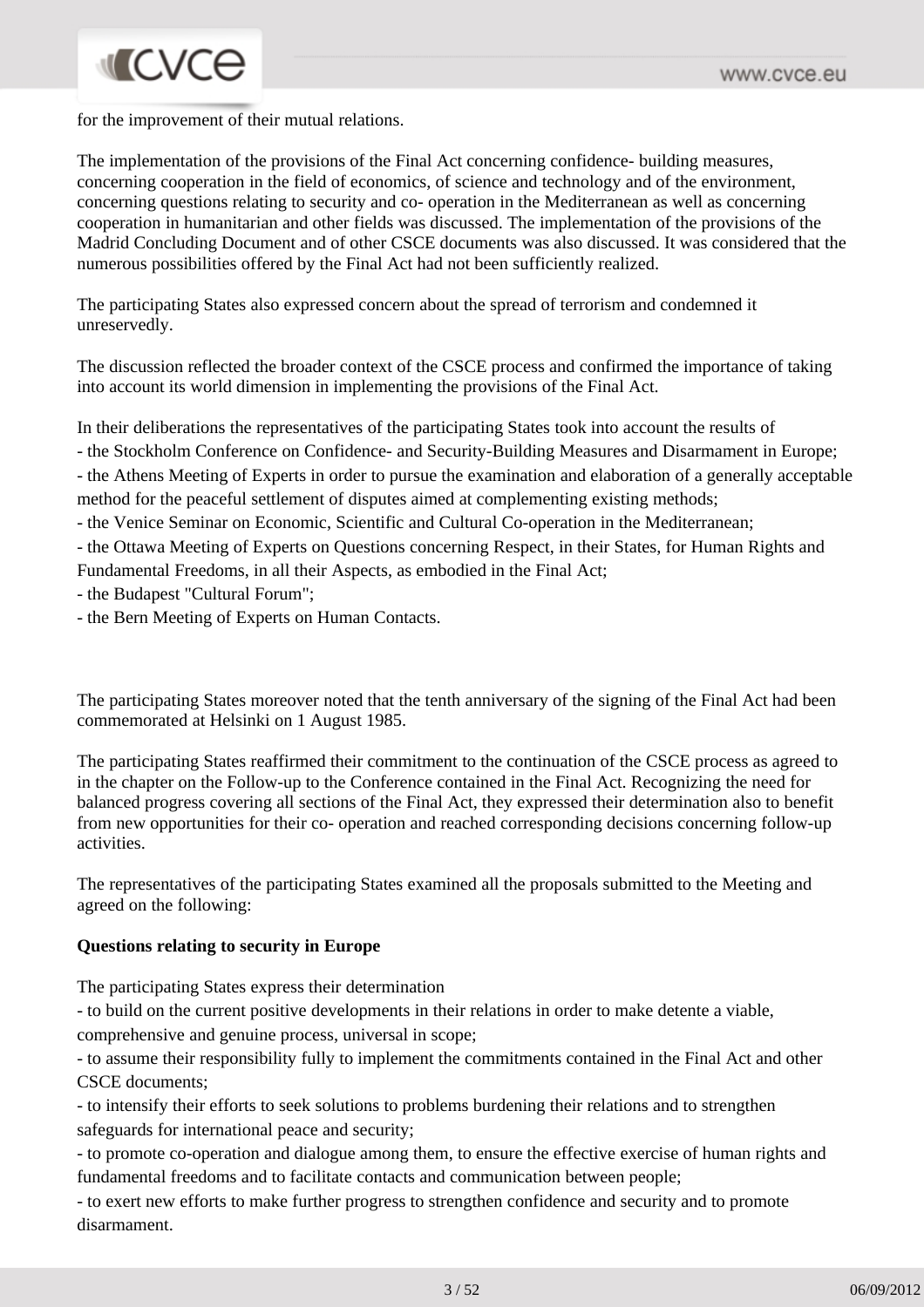for the improvement of their mutual relations.

The implementation of the provisions of the Final Act concerning confidence- building measures, concerning cooperation in the field of economics, of science and technology and of the environment, concerning questions relating to security and co- operation in the Mediterranean as well as concerning cooperation in humanitarian and other fields was discussed. The implementation of the provisions of the Madrid Concluding Document and of other CSCE documents was also discussed. It was considered that the numerous possibilities offered by the Final Act had not been sufficiently realized.

The participating States also expressed concern about the spread of terrorism and condemned it unreservedly.

The discussion reflected the broader context of the CSCE process and confirmed the importance of taking into account its world dimension in implementing the provisions of the Final Act.

In their deliberations the representatives of the participating States took into account the results of

- the Stockholm Conference on Confidence- and Security-Building Measures and Disarmament in Europe;
- the Athens Meeting of Experts in order to pursue the examination and elaboration of a generally acceptable method for the peaceful settlement of disputes aimed at complementing existing methods;
- the Venice Seminar on Economic, Scientific and Cultural Co-operation in the Mediterranean;
- the Ottawa Meeting of Experts on Questions concerning Respect, in their States, for Human Rights and Fundamental Freedoms, in all their Aspects, as embodied in the Final Act;
- the Budapest "Cultural Forum";
- the Bern Meeting of Experts on Human Contacts.

The participating States moreover noted that the tenth anniversary of the signing of the Final Act had been commemorated at Helsinki on 1 August 1985.

The participating States reaffirmed their commitment to the continuation of the CSCE process as agreed to in the chapter on the Follow-up to the Conference contained in the Final Act. Recognizing the need for balanced progress covering all sections of the Final Act, they expressed their determination also to benefit from new opportunities for their co- operation and reached corresponding decisions concerning follow-up activities.

The representatives of the participating States examined all the proposals submitted to the Meeting and agreed on the following:

**Questions relating to security in Europe**

The participating States express their determination

- to build on the current positive developments in their relations in order to make detente a viable, comprehensive and genuine process, universal in scope;
- to assume their responsibility fully to implement the commitments contained in the Final Act and other CSCE documents;
- to intensify their efforts to seek solutions to problems burdening their relations and to strengthen safeguards for international peace and security;
- to promote co-operation and dialogue among them, to ensure the effective exercise of human rights and fundamental freedoms and to facilitate contacts and communication between people;
- to exert new efforts to make further progress to strengthen confidence and security and to promote disarmament.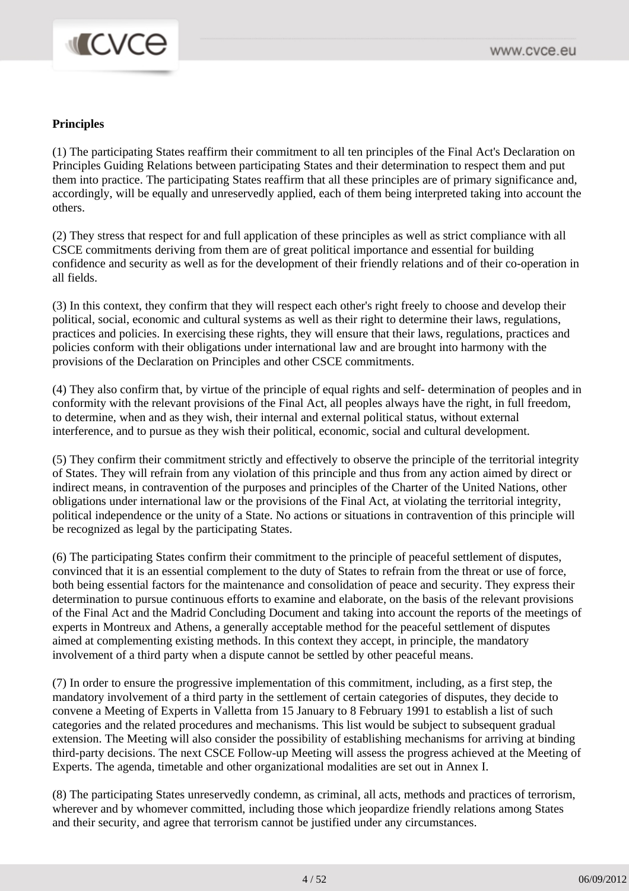**Principles**

(1) The participating States reaffirm their commitment to all ten principles of the Final Act's Declaration on Principles Guiding Relations between participating States and their determination to respect them and put them into practice. The participating States reaffirm that all these principles are of primary significance and, accordingly, will be equally and unreservedly applied, each of them being interpreted taking into account the others.

(2) They stress that respect for and full application of these principles as well as strict compliance with all CSCE commitments deriving from them are of great political importance and essential for building confidence and security as well as for the development of their friendly relations and of their co-operation in all fields.

(3) In this context, they confirm that they will respect each other's right freely to choose and develop their political, social, economic and cultural systems as well as their right to determine their laws, regulations, practices and policies. In exercising these rights, they will ensure that their laws, regulations, practices and policies conform with their obligations under international law and are brought into harmony with the provisions of the Declaration on Principles and other CSCE commitments.

(4) They also confirm that, by virtue of the principle of equal rights and self- determination of peoples and in conformity with the relevant provisions of the Final Act, all peoples always have the right, in full freedom, to determine, when and as they wish, their internal and external political status, without external interference, and to pursue as they wish their political, economic, social and cultural development.

(5) They confirm their commitment strictly and effectively to observe the principle of the territorial integrity of States. They will refrain from any violation of this principle and thus from any action aimed by direct or indirect means, in contravention of the purposes and principles of the Charter of the United Nations, other obligations under international law or the provisions of the Final Act, at violating the territorial integrity, political independence or the unity of a State. No actions or situations in contravention of this principle will be recognized as legal by the participating States.

(6) The participating States confirm their commitment to the principle of peaceful settlement of disputes, convinced that it is an essential complement to the duty of States to refrain from the threat or use of force, both being essential factors for the maintenance and consolidation of peace and security. They express their determination to pursue continuous efforts to examine and elaborate, on the basis of the relevant provisions of the Final Act and the Madrid Concluding Document and taking into account the reports of the meetings of experts in Montreux and Athens, a generally acceptable method for the peaceful settlement of disputes aimed at complementing existing methods. In this context they accept, in principle, the mandatory involvement of a third party when a dispute cannot be settled by other peaceful means.

(7) In order to ensure the progressive implementation of this commitment, including, as a first step, the mandatory involvement of a third party in the settlement of certain categories of disputes, they decide to convene a Meeting of Experts in Valletta from 15 January to 8 February 1991 to establish a list of such categories and the related procedures and mechanisms. This list would be subject to subsequent gradual extension. The Meeting will also consider the possibility of establishing mechanisms for arriving at binding third-party decisions. The next CSCE Follow-up Meeting will assess the progress achieved at the Meeting of Experts. The agenda, timetable and other organizational modalities are set out in Annex I.

(8) The participating States unreservedly condemn, as criminal, all acts, methods and practices of terrorism, wherever and by whomever committed, including those which jeopardize friendly relations among States and their security, and agree that terrorism cannot be justified under any circumstances.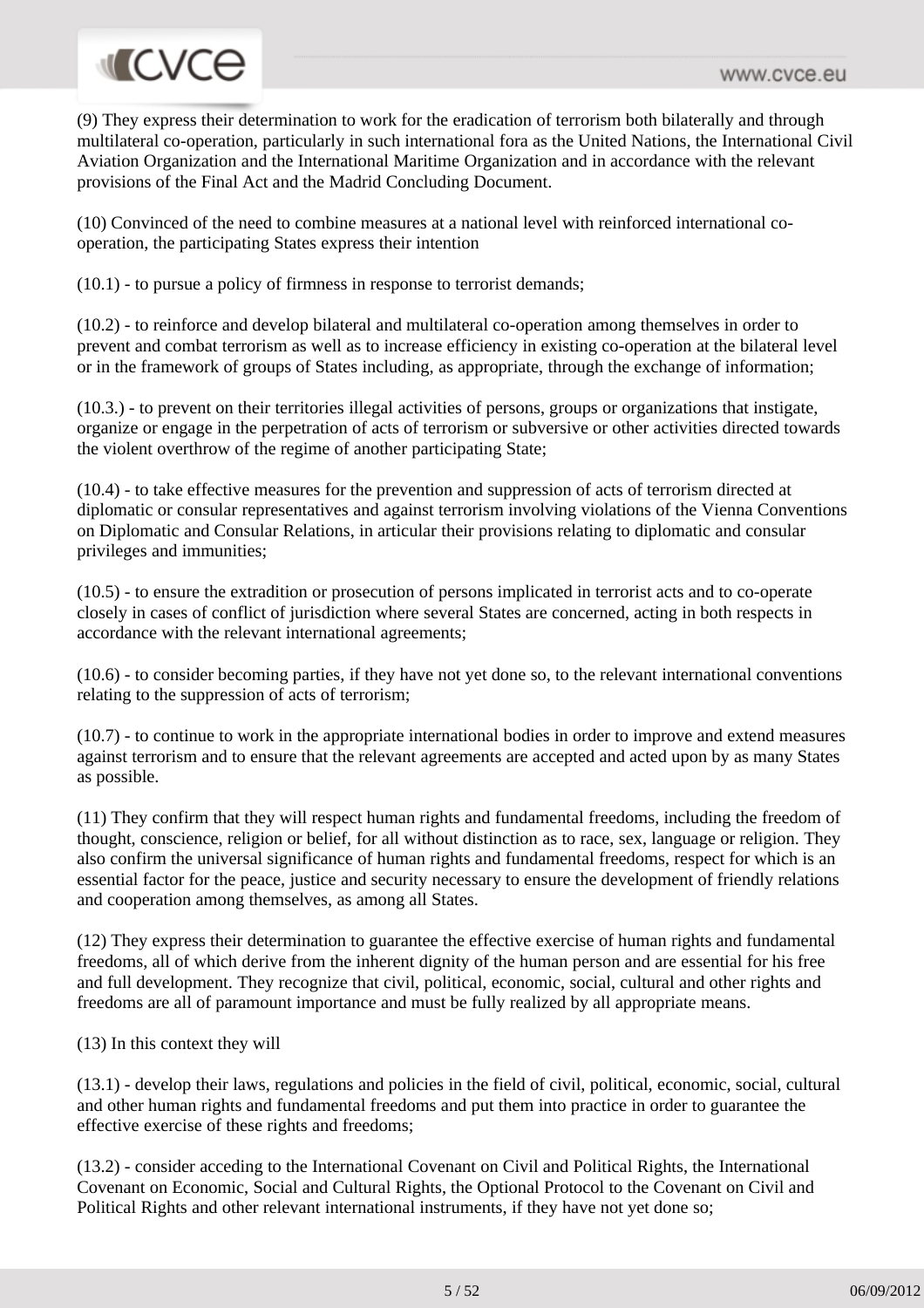(9) They express their determination to work for the eradication of terrorism both bilaterally and through multilateral co-operation, particularly in such international fora as the United Nations, the International Civil Aviation Organization and the International Maritime Organization and in accordance with the relevant provisions of the Final Act and the Madrid Concluding Document.

(10) Convinced of the need to combine measures at a national level with reinforced international co-operation, the participating States express their intention

(10.1) - to pursue a policy of firmness in response to terrorist demands;

(10.2) - to reinforce and develop bilateral and multilateral co-operation among themselves in order to prevent and combat terrorism as well as to increase efficiency in existing co-operation at the bilateral level or in the framework of groups of States including, as appropriate, through the exchange of information;

(10.3.) - to prevent on their territories illegal activities of persons, groups or organizations that instigate, organize or engage in the perpetration of acts of terrorism or subversive or other activities directed towards the violent overthrow of the regime of another participating State;

(10.4) - to take effective measures for the prevention and suppression of acts of terrorism directed at diplomatic or consular representatives and against terrorism involving violations of the Vienna Conventions on Diplomatic and Consular Relations, in articular their provisions relating to diplomatic and consular privileges and immunities;

(10.5) - to ensure the extradition or prosecution of persons implicated in terrorist acts and to co-operate closely in cases of conflict of jurisdiction where several States are concerned, acting in both respects in accordance with the relevant international agreements;

(10.6) - to consider becoming parties, if they have not yet done so, to the relevant international conventions relating to the suppression of acts of terrorism;

(10.7) - to continue to work in the appropriate international bodies in order to improve and extend measures against terrorism and to ensure that the relevant agreements are accepted and acted upon by as many States as possible.

(11) They confirm that they will respect human rights and fundamental freedoms, including the freedom of thought, conscience, religion or belief, for all without distinction as to race, sex, language or religion. They also confirm the universal significance of human rights and fundamental freedoms, respect for which is an essential factor for the peace, justice and security necessary to ensure the development of friendly relations and cooperation among themselves, as among all States.

(12) They express their determination to guarantee the effective exercise of human rights and fundamental freedoms, all of which derive from the inherent dignity of the human person and are essential for his free and full development. They recognize that civil, political, economic, social, cultural and other rights and freedoms are all of paramount importance and must be fully realized by all appropriate means.

(13) In this context they will

(13.1) - develop their laws, regulations and policies in the field of civil, political, economic, social, cultural and other human rights and fundamental freedoms and put them into practice in order to guarantee the effective exercise of these rights and freedoms;

(13.2) - consider acceding to the International Covenant on Civil and Political Rights, the International Covenant on Economic, Social and Cultural Rights, the Optional Protocol to the Covenant on Civil and Political Rights and other relevant international instruments, if they have not yet done so;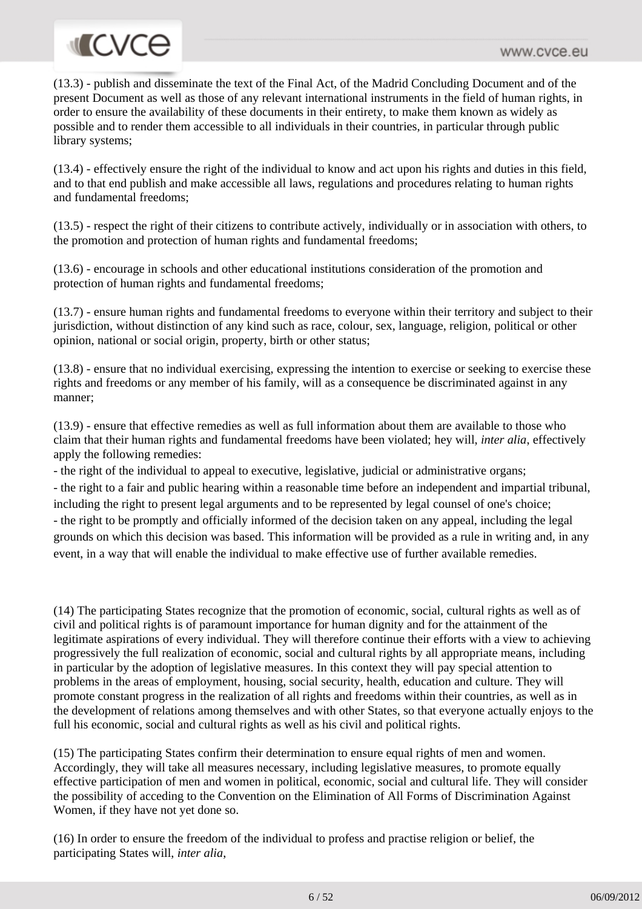(13.3) - publish and disseminate the text of the Final Act, of the Madrid Concluding Document and of the present Document as well as those of any relevant international instruments in the field of human rights, in order to ensure the availability of these documents in their entirety, to make them known as widely as possible and to render them accessible to all individuals in their countries, in particular through public library systems;

(13.4) - effectively ensure the right of the individual to know and act upon his rights and duties in this field, and to that end publish and make accessible all laws, regulations and procedures relating to human rights and fundamental freedoms;

(13.5) - respect the right of their citizens to contribute actively, individually or in association with others, to the promotion and protection of human rights and fundamental freedoms;

(13.6) - encourage in schools and other educational institutions consideration of the promotion and protection of human rights and fundamental freedoms;

(13.7) - ensure human rights and fundamental freedoms to everyone within their territory and subject to their jurisdiction, without distinction of any kind such as race, colour, sex, language, religion, political or other opinion, national or social origin, property, birth or other status;

(13.8) - ensure that no individual exercising, expressing the intention to exercise or seeking to exercise these rights and freedoms or any member of his family, will as a consequence be discriminated against in any manner;

(13.9) - ensure that effective remedies as well as full information about them are available to those who claim that their human rights and fundamental freedoms have been violated; hey will, *inter alia*, effectively apply the following remedies:

- the right of the individual to appeal to executive, legislative, judicial or administrative organs;
- the right to a fair and public hearing within a reasonable time before an independent and impartial tribunal, including the right to present legal arguments and to be represented by legal counsel of one's choice;
- the right to be promptly and officially informed of the decision taken on any appeal, including the legal grounds on which this decision was based. This information will be provided as a rule in writing and, in any event, in a way that will enable the individual to make effective use of further available remedies.

(14) The participating States recognize that the promotion of economic, social, cultural rights as well as of civil and political rights is of paramount importance for human dignity and for the attainment of the legitimate aspirations of every individual. They will therefore continue their efforts with a view to achieving progressively the full realization of economic, social and cultural rights by all appropriate means, including in particular by the adoption of legislative measures. In this context they will pay special attention to problems in the areas of employment, housing, social security, health, education and culture. They will promote constant progress in the realization of all rights and freedoms within their countries, as well as in the development of relations among themselves and with other States, so that everyone actually enjoys to the full his economic, social and cultural rights as well as his civil and political rights.

(15) The participating States confirm their determination to ensure equal rights of men and women. Accordingly, they will take all measures necessary, including legislative measures, to promote equally effective participation of men and women in political, economic, social and cultural life. They will consider the possibility of acceding to the Convention on the Elimination of All Forms of Discrimination Against Women, if they have not yet done so.

(16) In order to ensure the freedom of the individual to profess and practise religion or belief, the participating States will, *inter alia*,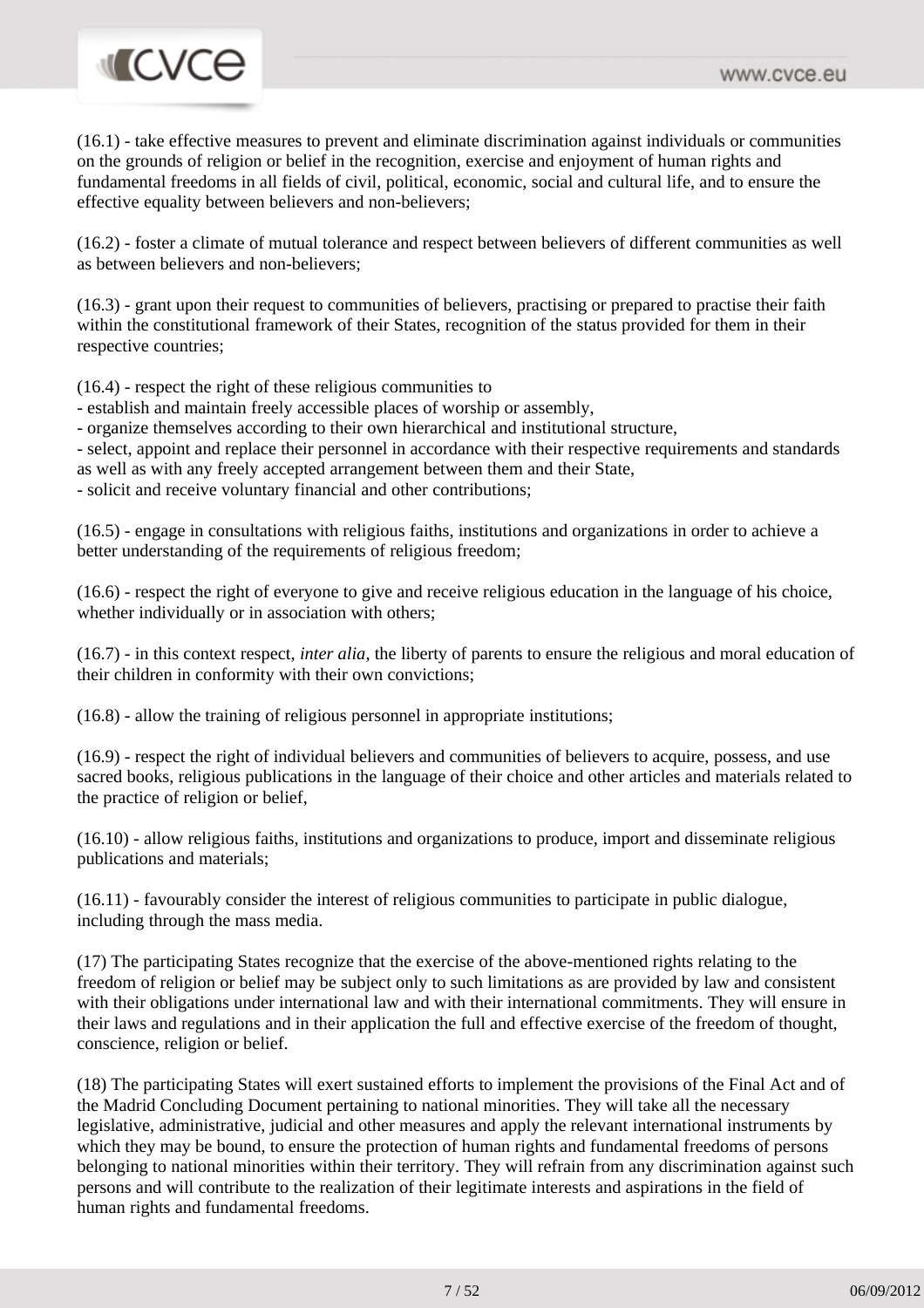(16.1) - take effective measures to prevent and eliminate discrimination against individuals or communities on the grounds of religion or belief in the recognition, exercise and enjoyment of human rights and fundamental freedoms in all fields of civil, political, economic, social and cultural life, and to ensure the effective equality between believers and non-believers;

(16.2) - foster a climate of mutual tolerance and respect between believers of different communities as well as between believers and non-believers;

(16.3) - grant upon their request to communities of believers, practising or prepared to practise their faith within the constitutional framework of their States, recognition of the status provided for them in their respective countries;

(16.4) - respect the right of these religious communities to
- establish and maintain freely accessible places of worship or assembly,
- organize themselves according to their own hierarchical and institutional structure,
- select, appoint and replace their personnel in accordance with their respective requirements and standards as well as with any freely accepted arrangement between them and their State,
- solicit and receive voluntary financial and other contributions;

(16.5) - engage in consultations with religious faiths, institutions and organizations in order to achieve a better understanding of the requirements of religious freedom;

(16.6) - respect the right of everyone to give and receive religious education in the language of his choice, whether individually or in association with others;

(16.7) - in this context respect, *inter alia*, the liberty of parents to ensure the religious and moral education of their children in conformity with their own convictions;

(16.8) - allow the training of religious personnel in appropriate institutions;

(16.9) - respect the right of individual believers and communities of believers to acquire, possess, and use sacred books, religious publications in the language of their choice and other articles and materials related to the practice of religion or belief,

(16.10) - allow religious faiths, institutions and organizations to produce, import and disseminate religious publications and materials;

(16.11) - favourably consider the interest of religious communities to participate in public dialogue, including through the mass media.

(17) The participating States recognize that the exercise of the above-mentioned rights relating to the freedom of religion or belief may be subject only to such limitations as are provided by law and consistent with their obligations under international law and with their international commitments. They will ensure in their laws and regulations and in their application the full and effective exercise of the freedom of thought, conscience, religion or belief.

(18) The participating States will exert sustained efforts to implement the provisions of the Final Act and of the Madrid Concluding Document pertaining to national minorities. They will take all the necessary legislative, administrative, judicial and other measures and apply the relevant international instruments by which they may be bound, to ensure the protection of human rights and fundamental freedoms of persons belonging to national minorities within their territory. They will refrain from any discrimination against such persons and will contribute to the realization of their legitimate interests and aspirations in the field of human rights and fundamental freedoms.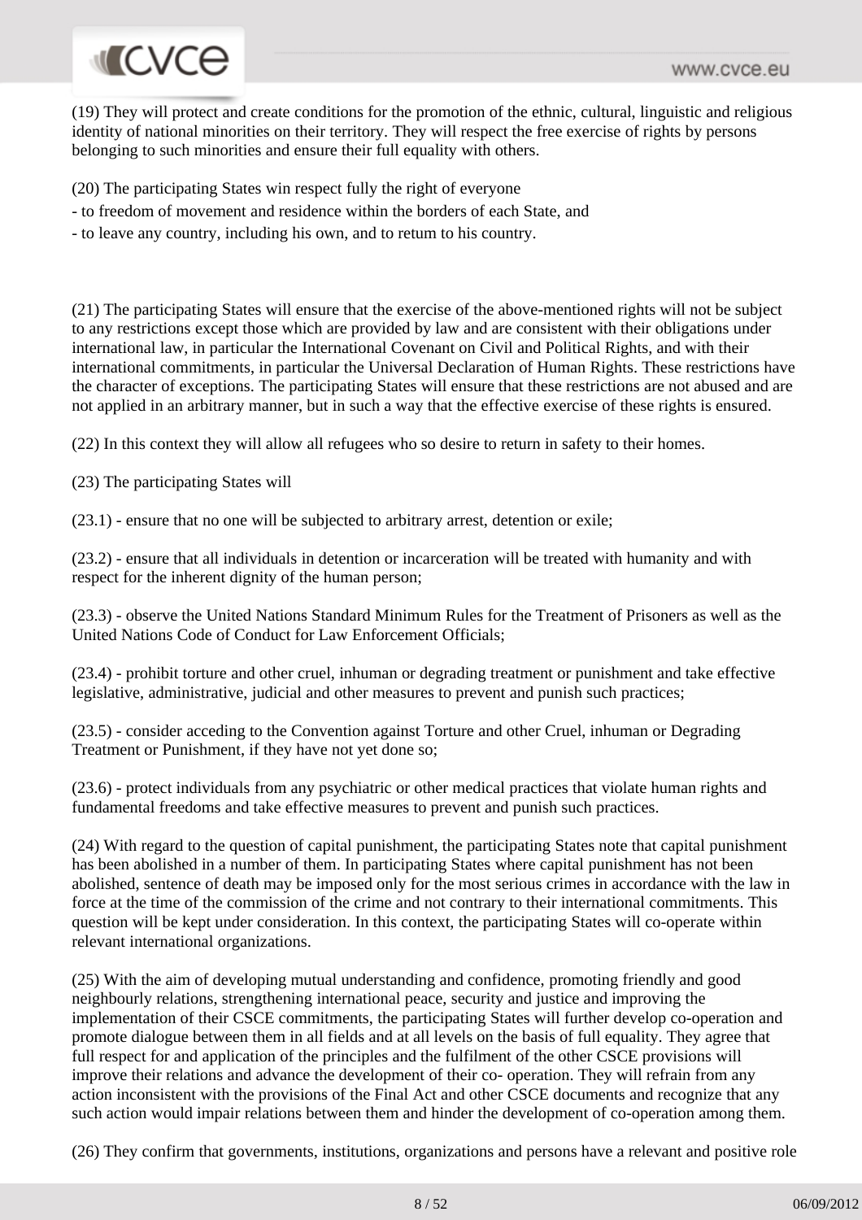(19) They will protect and create conditions for the promotion of the ethnic, cultural, linguistic and religious identity of national minorities on their territory. They will respect the free exercise of rights by persons belonging to such minorities and ensure their full equality with others.

(20) The participating States win respect fully the right of everyone

- to freedom of movement and residence within the borders of each State, and
- to leave any country, including his own, and to retum to his country.

(21) The participating States will ensure that the exercise of the above-mentioned rights will not be subject to any restrictions except those which are provided by law and are consistent with their obligations under international law, in particular the International Covenant on Civil and Political Rights, and with their international commitments, in particular the Universal Declaration of Human Rights. These restrictions have the character of exceptions. The participating States will ensure that these restrictions are not abused and are not applied in an arbitrary manner, but in such a way that the effective exercise of these rights is ensured.

(22) In this context they will allow all refugees who so desire to return in safety to their homes.

(23) The participating States will

(23.1) - ensure that no one will be subjected to arbitrary arrest, detention or exile;

(23.2) - ensure that all individuals in detention or incarceration will be treated with humanity and with respect for the inherent dignity of the human person;

(23.3) - observe the United Nations Standard Minimum Rules for the Treatment of Prisoners as well as the United Nations Code of Conduct for Law Enforcement Officials;

(23.4) - prohibit torture and other cruel, inhuman or degrading treatment or punishment and take effective legislative, administrative, judicial and other measures to prevent and punish such practices;

(23.5) - consider acceding to the Convention against Torture and other Cruel, inhuman or Degrading Treatment or Punishment, if they have not yet done so;

(23.6) - protect individuals from any psychiatric or other medical practices that violate human rights and fundamental freedoms and take effective measures to prevent and punish such practices.

(24) With regard to the question of capital punishment, the participating States note that capital punishment has been abolished in a number of them. In participating States where capital punishment has not been abolished, sentence of death may be imposed only for the most serious crimes in accordance with the law in force at the time of the commission of the crime and not contrary to their international commitments. This question will be kept under consideration. In this context, the participating States will co-operate within relevant international organizations.

(25) With the aim of developing mutual understanding and confidence, promoting friendly and good neighbourly relations, strengthening international peace, security and justice and improving the implementation of their CSCE commitments, the participating States will further develop co-operation and promote dialogue between them in all fields and at all levels on the basis of full equality. They agree that full respect for and application of the principles and the fulfilment of the other CSCE provisions will improve their relations and advance the development of their co- operation. They will refrain from any action inconsistent with the provisions of the Final Act and other CSCE documents and recognize that any such action would impair relations between them and hinder the development of co-operation among them.

(26) They confirm that governments, institutions, organizations and persons have a relevant and positive role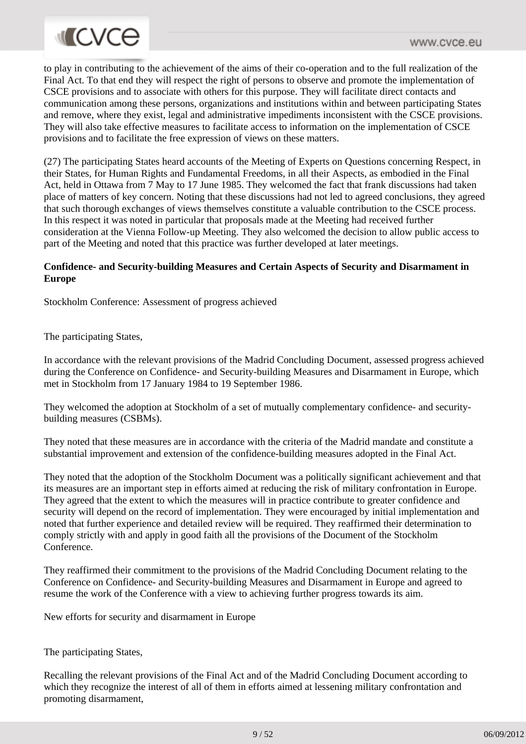to play in contributing to the achievement of the aims of their co-operation and to the full realization of the Final Act. To that end they will respect the right of persons to observe and promote the implementation of CSCE provisions and to associate with others for this purpose. They will facilitate direct contacts and communication among these persons, organizations and institutions within and between participating States and remove, where they exist, legal and administrative impediments inconsistent with the CSCE provisions. They will also take effective measures to facilitate access to information on the implementation of CSCE provisions and to facilitate the free expression of views on these matters.

(27) The participating States heard accounts of the Meeting of Experts on Questions concerning Respect, in their States, for Human Rights and Fundamental Freedoms, in all their Aspects, as embodied in the Final Act, held in Ottawa from 7 May to 17 June 1985. They welcomed the fact that frank discussions had taken place of matters of key concern. Noting that these discussions had not led to agreed conclusions, they agreed that such thorough exchanges of views themselves constitute a valuable contribution to the CSCE process. In this respect it was noted in particular that proposals made at the Meeting had received further consideration at the Vienna Follow-up Meeting. They also welcomed the decision to allow public access to part of the Meeting and noted that this practice was further developed at later meetings.

**Confidence- and Security-building Measures and Certain Aspects of Security and Disarmament in Europe**

Stockholm Conference: Assessment of progress achieved

The participating States,

In accordance with the relevant provisions of the Madrid Concluding Document, assessed progress achieved during the Conference on Confidence- and Security-building Measures and Disarmament in Europe, which met in Stockholm from 17 January 1984 to 19 September 1986.

They welcomed the adoption at Stockholm of a set of mutually complementary confidence- and security-building measures (CSBMs).

They noted that these measures are in accordance with the criteria of the Madrid mandate and constitute a substantial improvement and extension of the confidence-building measures adopted in the Final Act.

They noted that the adoption of the Stockholm Document was a politically significant achievement and that its measures are an important step in efforts aimed at reducing the risk of military confrontation in Europe. They agreed that the extent to which the measures will in practice contribute to greater confidence and security will depend on the record of implementation. They were encouraged by initial implementation and noted that further experience and detailed review will be required. They reaffirmed their determination to comply strictly with and apply in good faith all the provisions of the Document of the Stockholm Conference.

They reaffirmed their commitment to the provisions of the Madrid Concluding Document relating to the Conference on Confidence- and Security-building Measures and Disarmament in Europe and agreed to resume the work of the Conference with a view to achieving further progress towards its aim.

New efforts for security and disarmament in Europe

The participating States,

Recalling the relevant provisions of the Final Act and of the Madrid Concluding Document according to which they recognize the interest of all of them in efforts aimed at lessening military confrontation and promoting disarmament,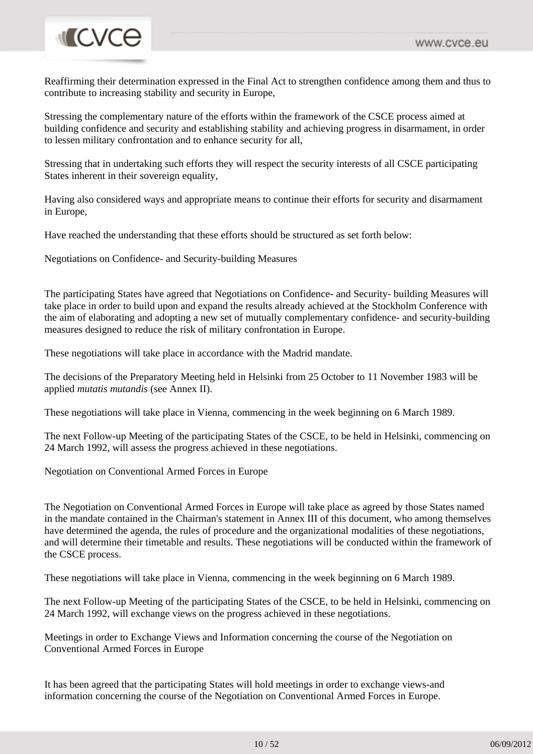Reaffirming their determination expressed in the Final Act to strengthen confidence among them and thus to contribute to increasing stability and security in Europe,

Stressing the complementary nature of the efforts within the framework of the CSCE process aimed at building confidence and security and establishing stability and achieving progress in disarmament, in order to lessen military confrontation and to enhance security for all,

Stressing that in undertaking such efforts they will respect the security interests of all CSCE participating States inherent in their sovereign equality,

Having also considered ways and appropriate means to continue their efforts for security and disarmament in Europe,

Have reached the understanding that these efforts should be structured as set forth below:

Negotiations on Confidence- and Security-building Measures

The participating States have agreed that Negotiations on Confidence- and Security- building Measures will take place in order to build upon and expand the results already achieved at the Stockholm Conference with the aim of elaborating and adopting a new set of mutually complementary confidence- and security-building measures designed to reduce the risk of military confrontation in Europe.

These negotiations will take place in accordance with the Madrid mandate.

The decisions of the Preparatory Meeting held in Helsinki from 25 October to 11 November 1983 will be applied *mutatis mutandis* (see Annex II).

These negotiations will take place in Vienna, commencing in the week beginning on 6 March 1989.

The next Follow-up Meeting of the participating States of the CSCE, to be held in Helsinki, commencing on 24 March 1992, will assess the progress achieved in these negotiations.

Negotiation on Conventional Armed Forces in Europe

The Negotiation on Conventional Armed Forces in Europe will take place as agreed by those States named in the mandate contained in the Chairman's statement in Annex III of this document, who among themselves have determined the agenda, the rules of procedure and the organizational modalities of these negotiations, and will determine their timetable and results. These negotiations will be conducted within the framework of the CSCE process.

These negotiations will take place in Vienna, commencing in the week beginning on 6 March 1989.

The next Follow-up Meeting of the participating States of the CSCE, to be held in Helsinki, commencing on 24 March 1992, will exchange views on the progress achieved in these negotiations.

Meetings in order to Exchange Views and Information concerning the course of the Negotiation on Conventional Armed Forces in Europe

It has been agreed that the participating States will hold meetings in order to exchange views-and information concerning the course of the Negotiation on Conventional Armed Forces in Europe.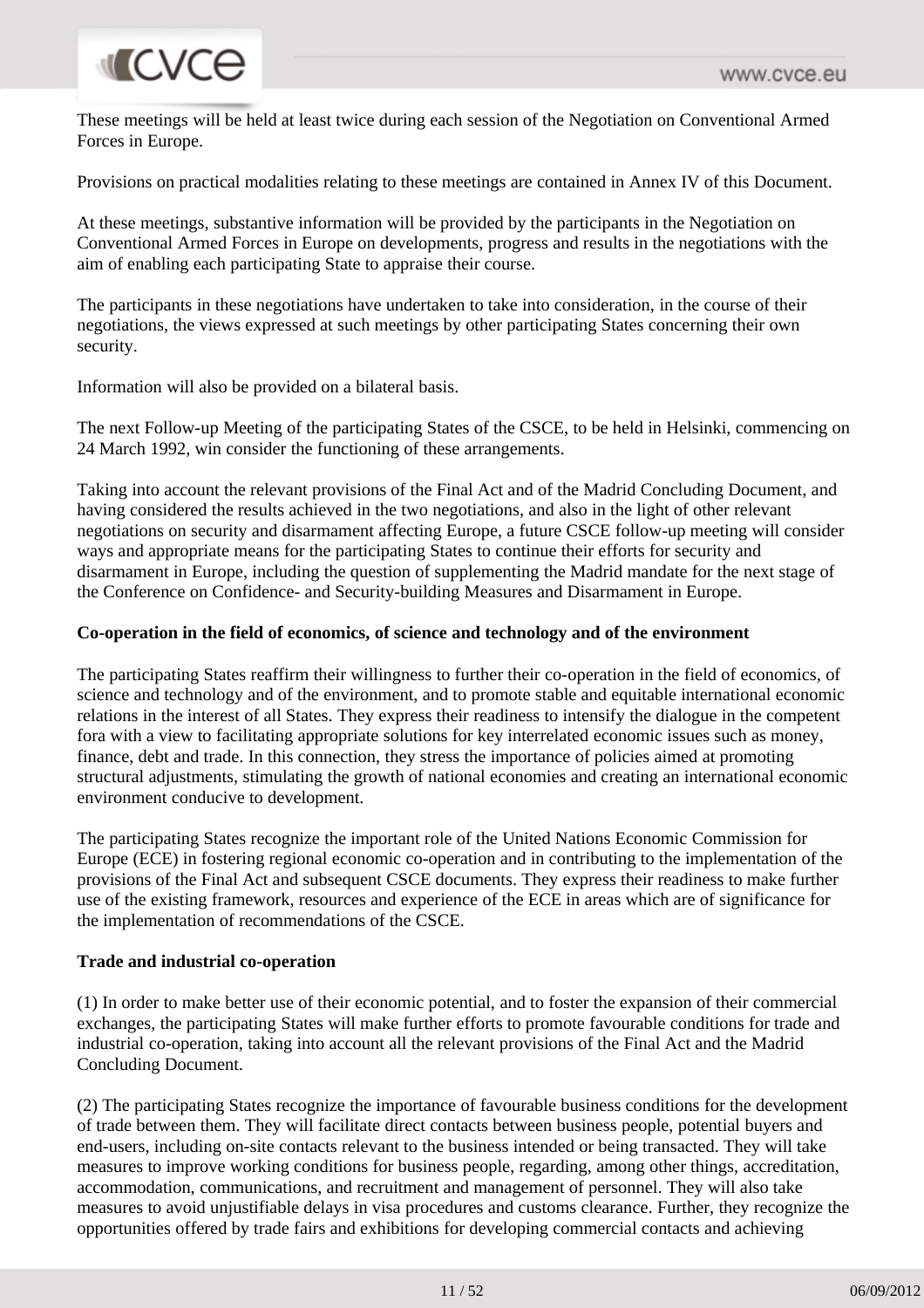These meetings will be held at least twice during each session of the Negotiation on Conventional Armed Forces in Europe.

Provisions on practical modalities relating to these meetings are contained in Annex IV of this Document.

At these meetings, substantive information will be provided by the participants in the Negotiation on Conventional Armed Forces in Europe on developments, progress and results in the negotiations with the aim of enabling each participating State to appraise their course.

The participants in these negotiations have undertaken to take into consideration, in the course of their negotiations, the views expressed at such meetings by other participating States concerning their own security.

Information will also be provided on a bilateral basis.

The next Follow-up Meeting of the participating States of the CSCE, to be held in Helsinki, commencing on 24 March 1992, win consider the functioning of these arrangements.

Taking into account the relevant provisions of the Final Act and of the Madrid Concluding Document, and having considered the results achieved in the two negotiations, and also in the light of other relevant negotiations on security and disarmament affecting Europe, a future CSCE follow-up meeting will consider ways and appropriate means for the participating States to continue their efforts for security and disarmament in Europe, including the question of supplementing the Madrid mandate for the next stage of the Conference on Confidence- and Security-building Measures and Disarmament in Europe.

**Co-operation in the field of economics, of science and technology and of the environment**

The participating States reaffirm their willingness to further their co-operation in the field of economics, of science and technology and of the environment, and to promote stable and equitable international economic relations in the interest of all States. They express their readiness to intensify the dialogue in the competent fora with a view to facilitating appropriate solutions for key interrelated economic issues such as money, finance, debt and trade. In this connection, they stress the importance of policies aimed at promoting structural adjustments, stimulating the growth of national economies and creating an international economic environment conducive to development.

The participating States recognize the important role of the United Nations Economic Commission for Europe (ECE) in fostering regional economic co-operation and in contributing to the implementation of the provisions of the Final Act and subsequent CSCE documents. They express their readiness to make further use of the existing framework, resources and experience of the ECE in areas which are of significance for the implementation of recommendations of the CSCE.

**Trade and industrial co-operation**

(1) In order to make better use of their economic potential, and to foster the expansion of their commercial exchanges, the participating States will make further efforts to promote favourable conditions for trade and industrial co-operation, taking into account all the relevant provisions of the Final Act and the Madrid Concluding Document.

(2) The participating States recognize the importance of favourable business conditions for the development of trade between them. They will facilitate direct contacts between business people, potential buyers and end-users, including on-site contacts relevant to the business intended or being transacted. They will take measures to improve working conditions for business people, regarding, among other things, accreditation, accommodation, communications, and recruitment and management of personnel. They will also take measures to avoid unjustifiable delays in visa procedures and customs clearance. Further, they recognize the opportunities offered by trade fairs and exhibitions for developing commercial contacts and achieving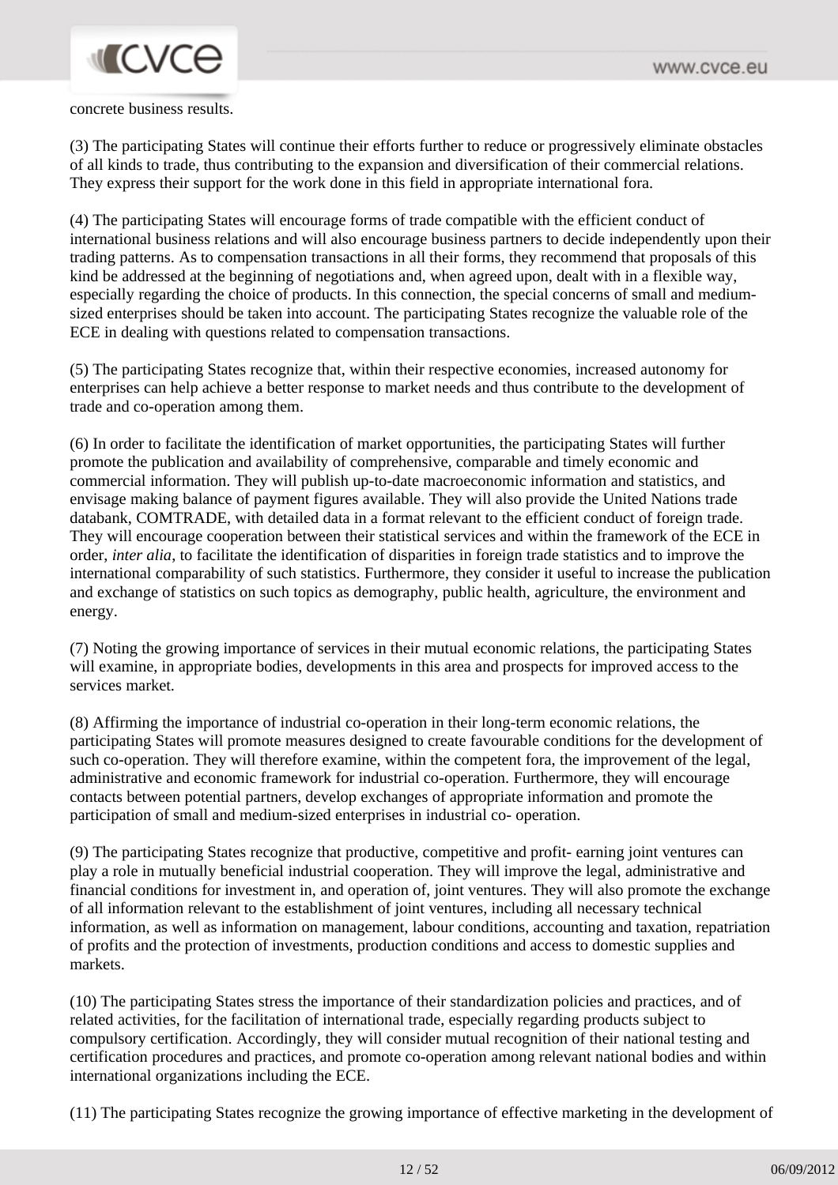concrete business results.

(3) The participating States will continue their efforts further to reduce or progressively eliminate obstacles of all kinds to trade, thus contributing to the expansion and diversification of their commercial relations. They express their support for the work done in this field in appropriate international fora.

(4) The participating States will encourage forms of trade compatible with the efficient conduct of international business relations and will also encourage business partners to decide independently upon their trading patterns. As to compensation transactions in all their forms, they recommend that proposals of this kind be addressed at the beginning of negotiations and, when agreed upon, dealt with in a flexible way, especially regarding the choice of products. In this connection, the special concerns of small and medium-sized enterprises should be taken into account. The participating States recognize the valuable role of the ECE in dealing with questions related to compensation transactions.

(5) The participating States recognize that, within their respective economies, increased autonomy for enterprises can help achieve a better response to market needs and thus contribute to the development of trade and co-operation among them.

(6) In order to facilitate the identification of market opportunities, the participating States will further promote the publication and availability of comprehensive, comparable and timely economic and commercial information. They will publish up-to-date macroeconomic information and statistics, and envisage making balance of payment figures available. They will also provide the United Nations trade databank, COMTRADE, with detailed data in a format relevant to the efficient conduct of foreign trade. They will encourage cooperation between their statistical services and within the framework of the ECE in order, *inter alia*, to facilitate the identification of disparities in foreign trade statistics and to improve the international comparability of such statistics. Furthermore, they consider it useful to increase the publication and exchange of statistics on such topics as demography, public health, agriculture, the environment and energy.

(7) Noting the growing importance of services in their mutual economic relations, the participating States will examine, in appropriate bodies, developments in this area and prospects for improved access to the services market.

(8) Affirming the importance of industrial co-operation in their long-term economic relations, the participating States will promote measures designed to create favourable conditions for the development of such co-operation. They will therefore examine, within the competent fora, the improvement of the legal, administrative and economic framework for industrial co-operation. Furthermore, they will encourage contacts between potential partners, develop exchanges of appropriate information and promote the participation of small and medium-sized enterprises in industrial co- operation.

(9) The participating States recognize that productive, competitive and profit- earning joint ventures can play a role in mutually beneficial industrial cooperation. They will improve the legal, administrative and financial conditions for investment in, and operation of, joint ventures. They will also promote the exchange of all information relevant to the establishment of joint ventures, including all necessary technical information, as well as information on management, labour conditions, accounting and taxation, repatriation of profits and the protection of investments, production conditions and access to domestic supplies and markets.

(10) The participating States stress the importance of their standardization policies and practices, and of related activities, for the facilitation of international trade, especially regarding products subject to compulsory certification. Accordingly, they will consider mutual recognition of their national testing and certification procedures and practices, and promote co-operation among relevant national bodies and within international organizations including the ECE.

(11) The participating States recognize the growing importance of effective marketing in the development of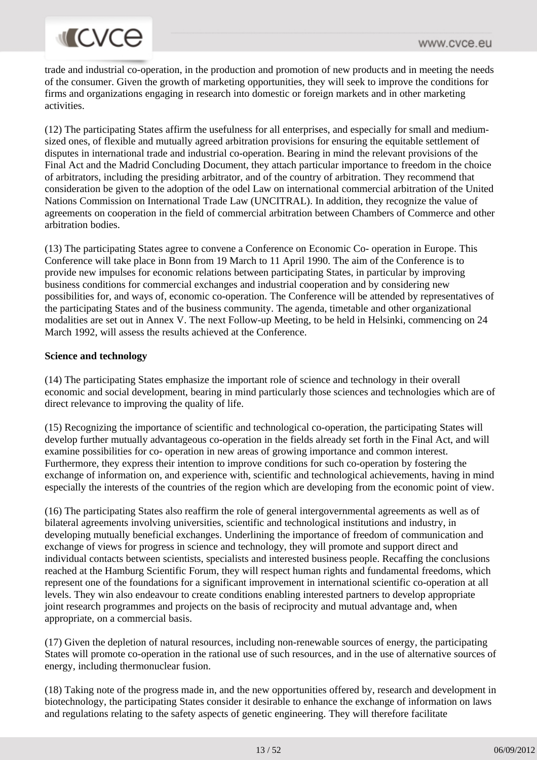trade and industrial co-operation, in the production and promotion of new products and in meeting the needs of the consumer. Given the growth of marketing opportunities, they will seek to improve the conditions for firms and organizations engaging in research into domestic or foreign markets and in other marketing activities.

(12) The participating States affirm the usefulness for all enterprises, and especially for small and medium-sized ones, of flexible and mutually agreed arbitration provisions for ensuring the equitable settlement of disputes in international trade and industrial co-operation. Bearing in mind the relevant provisions of the Final Act and the Madrid Concluding Document, they attach particular importance to freedom in the choice of arbitrators, including the presiding arbitrator, and of the country of arbitration. They recommend that consideration be given to the adoption of the odel Law on international commercial arbitration of the United Nations Commission on International Trade Law (UNCITRAL). In addition, they recognize the value of agreements on cooperation in the field of commercial arbitration between Chambers of Commerce and other arbitration bodies.

(13) The participating States agree to convene a Conference on Economic Co- operation in Europe. This Conference will take place in Bonn from 19 March to 11 April 1990. The aim of the Conference is to provide new impulses for economic relations between participating States, in particular by improving business conditions for commercial exchanges and industrial cooperation and by considering new possibilities for, and ways of, economic co-operation. The Conference will be attended by representatives of the participating States and of the business community. The agenda, timetable and other organizational modalities are set out in Annex V. The next Follow-up Meeting, to be held in Helsinki, commencing on 24 March 1992, will assess the results achieved at the Conference.

**Science and technology**

(14) The participating States emphasize the important role of science and technology in their overall economic and social development, bearing in mind particularly those sciences and technologies which are of direct relevance to improving the quality of life.

(15) Recognizing the importance of scientific and technological co-operation, the participating States will develop further mutually advantageous co-operation in the fields already set forth in the Final Act, and will examine possibilities for co- operation in new areas of growing importance and common interest. Furthermore, they express their intention to improve conditions for such co-operation by fostering the exchange of information on, and experience with, scientific and technological achievements, having in mind especially the interests of the countries of the region which are developing from the economic point of view.

(16) The participating States also reaffirm the role of general intergovernmental agreements as well as of bilateral agreements involving universities, scientific and technological institutions and industry, in developing mutually beneficial exchanges. Underlining the importance of freedom of communication and exchange of views for progress in science and technology, they will promote and support direct and individual contacts between scientists, specialists and interested business people. Recaffing the conclusions reached at the Hamburg Scientific Forum, they will respect human rights and fundamental freedoms, which represent one of the foundations for a significant improvement in international scientific co-operation at all levels. They win also endeavour to create conditions enabling interested partners to develop appropriate joint research programmes and projects on the basis of reciprocity and mutual advantage and, when appropriate, on a commercial basis.

(17) Given the depletion of natural resources, including non-renewable sources of energy, the participating States will promote co-operation in the rational use of such resources, and in the use of alternative sources of energy, including thermonuclear fusion.

(18) Taking note of the progress made in, and the new opportunities offered by, research and development in biotechnology, the participating States consider it desirable to enhance the exchange of information on laws and regulations relating to the safety aspects of genetic engineering. They will therefore facilitate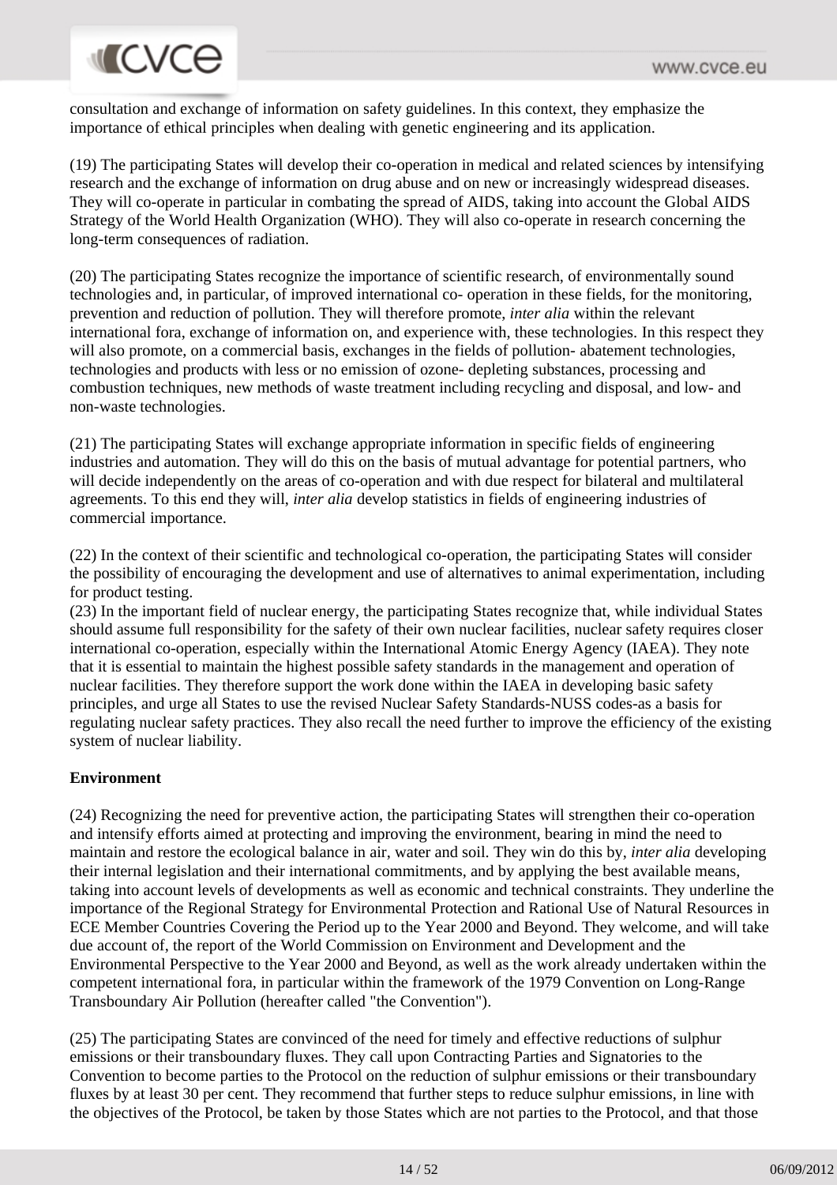consultation and exchange of information on safety guidelines. In this context, they emphasize the importance of ethical principles when dealing with genetic engineering and its application.

(19) The participating States will develop their co-operation in medical and related sciences by intensifying research and the exchange of information on drug abuse and on new or increasingly widespread diseases. They will co-operate in particular in combating the spread of AIDS, taking into account the Global AIDS Strategy of the World Health Organization (WHO). They will also co-operate in research concerning the long-term consequences of radiation.

(20) The participating States recognize the importance of scientific research, of environmentally sound technologies and, in particular, of improved international co- operation in these fields, for the monitoring, prevention and reduction of pollution. They will therefore promote, *inter alia* within the relevant international fora, exchange of information on, and experience with, these technologies. In this respect they will also promote, on a commercial basis, exchanges in the fields of pollution- abatement technologies, technologies and products with less or no emission of ozone- depleting substances, processing and combustion techniques, new methods of waste treatment including recycling and disposal, and low- and non-waste technologies.

(21) The participating States will exchange appropriate information in specific fields of engineering industries and automation. They will do this on the basis of mutual advantage for potential partners, who will decide independently on the areas of co-operation and with due respect for bilateral and multilateral agreements. To this end they will, *inter alia* develop statistics in fields of engineering industries of commercial importance.

(22) In the context of their scientific and technological co-operation, the participating States will consider the possibility of encouraging the development and use of alternatives to animal experimentation, including for product testing.

(23) In the important field of nuclear energy, the participating States recognize that, while individual States should assume full responsibility for the safety of their own nuclear facilities, nuclear safety requires closer international co-operation, especially within the International Atomic Energy Agency (IAEA). They note that it is essential to maintain the highest possible safety standards in the management and operation of nuclear facilities. They therefore support the work done within the IAEA in developing basic safety principles, and urge all States to use the revised Nuclear Safety Standards-NUSS codes-as a basis for regulating nuclear safety practices. They also recall the need further to improve the efficiency of the existing system of nuclear liability.

**Environment**

(24) Recognizing the need for preventive action, the participating States will strengthen their co-operation and intensify efforts aimed at protecting and improving the environment, bearing in mind the need to maintain and restore the ecological balance in air, water and soil. They win do this by, *inter alia* developing their internal legislation and their international commitments, and by applying the best available means, taking into account levels of developments as well as economic and technical constraints. They underline the importance of the Regional Strategy for Environmental Protection and Rational Use of Natural Resources in ECE Member Countries Covering the Period up to the Year 2000 and Beyond. They welcome, and will take due account of, the report of the World Commission on Environment and Development and the Environmental Perspective to the Year 2000 and Beyond, as well as the work already undertaken within the competent international fora, in particular within the framework of the 1979 Convention on Long-Range Transboundary Air Pollution (hereafter called "the Convention").

(25) The participating States are convinced of the need for timely and effective reductions of sulphur emissions or their transboundary fluxes. They call upon Contracting Parties and Signatories to the Convention to become parties to the Protocol on the reduction of sulphur emissions or their transboundary fluxes by at least 30 per cent. They recommend that further steps to reduce sulphur emissions, in line with the objectives of the Protocol, be taken by those States which are not parties to the Protocol, and that those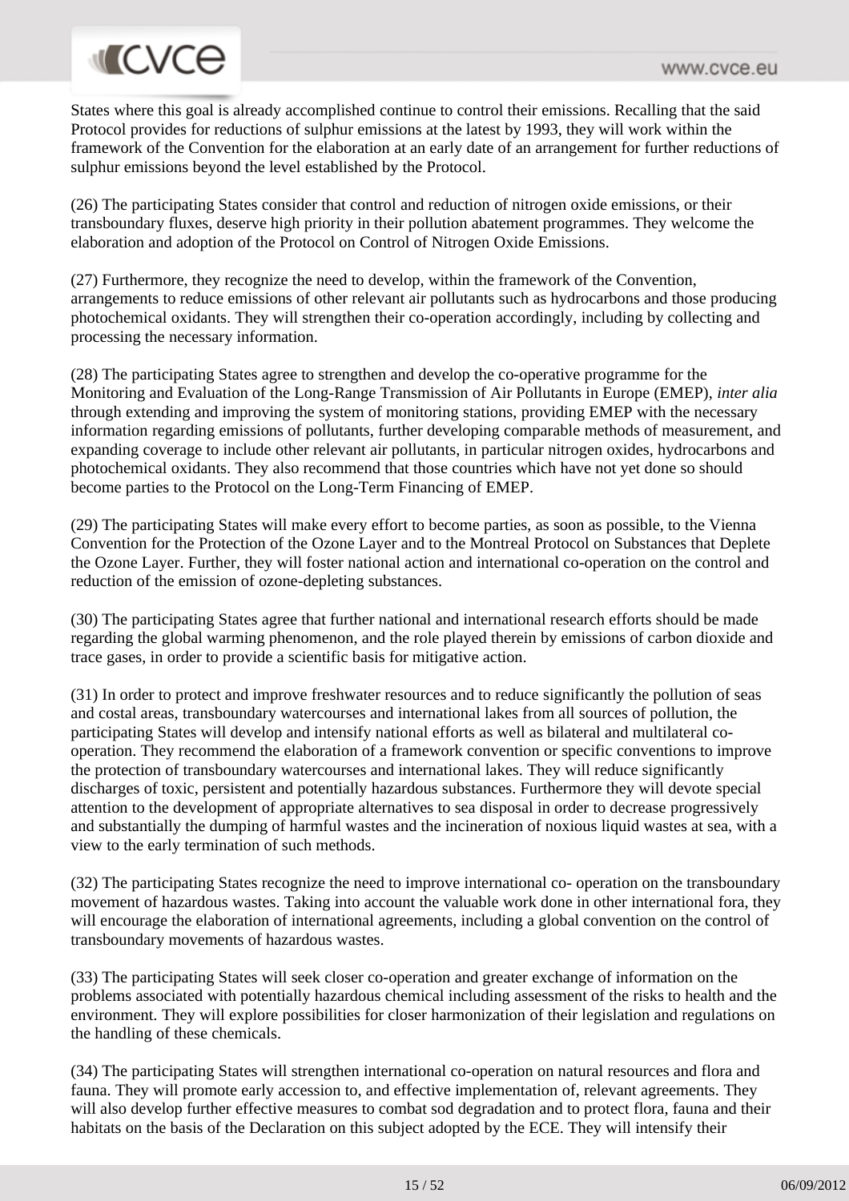States where this goal is already accomplished continue to control their emissions. Recalling that the said Protocol provides for reductions of sulphur emissions at the latest by 1993, they will work within the framework of the Convention for the elaboration at an early date of an arrangement for further reductions of sulphur emissions beyond the level established by the Protocol.

(26) The participating States consider that control and reduction of nitrogen oxide emissions, or their transboundary fluxes, deserve high priority in their pollution abatement programmes. They welcome the elaboration and adoption of the Protocol on Control of Nitrogen Oxide Emissions.

(27) Furthermore, they recognize the need to develop, within the framework of the Convention, arrangements to reduce emissions of other relevant air pollutants such as hydrocarbons and those producing photochemical oxidants. They will strengthen their co-operation accordingly, including by collecting and processing the necessary information.

(28) The participating States agree to strengthen and develop the co-operative programme for the Monitoring and Evaluation of the Long-Range Transmission of Air Pollutants in Europe (EMEP), *inter alia* through extending and improving the system of monitoring stations, providing EMEP with the necessary information regarding emissions of pollutants, further developing comparable methods of measurement, and expanding coverage to include other relevant air pollutants, in particular nitrogen oxides, hydrocarbons and photochemical oxidants. They also recommend that those countries which have not yet done so should become parties to the Protocol on the Long-Term Financing of EMEP.

(29) The participating States will make every effort to become parties, as soon as possible, to the Vienna Convention for the Protection of the Ozone Layer and to the Montreal Protocol on Substances that Deplete the Ozone Layer. Further, they will foster national action and international co-operation on the control and reduction of the emission of ozone-depleting substances.

(30) The participating States agree that further national and international research efforts should be made regarding the global warming phenomenon, and the role played therein by emissions of carbon dioxide and trace gases, in order to provide a scientific basis for mitigative action.

(31) In order to protect and improve freshwater resources and to reduce significantly the pollution of seas and costal areas, transboundary watercourses and international lakes from all sources of pollution, the participating States will develop and intensify national efforts as well as bilateral and multilateral co-operation. They recommend the elaboration of a framework convention or specific conventions to improve the protection of transboundary watercourses and international lakes. They will reduce significantly discharges of toxic, persistent and potentially hazardous substances. Furthermore they will devote special attention to the development of appropriate alternatives to sea disposal in order to decrease progressively and substantially the dumping of harmful wastes and the incineration of noxious liquid wastes at sea, with a view to the early termination of such methods.

(32) The participating States recognize the need to improve international co- operation on the transboundary movement of hazardous wastes. Taking into account the valuable work done in other international fora, they will encourage the elaboration of international agreements, including a global convention on the control of transboundary movements of hazardous wastes.

(33) The participating States will seek closer co-operation and greater exchange of information on the problems associated with potentially hazardous chemical including assessment of the risks to health and the environment. They will explore possibilities for closer harmonization of their legislation and regulations on the handling of these chemicals.

(34) The participating States will strengthen international co-operation on natural resources and flora and fauna. They will promote early accession to, and effective implementation of, relevant agreements. They will also develop further effective measures to combat sod degradation and to protect flora, fauna and their habitats on the basis of the Declaration on this subject adopted by the ECE. They will intensify their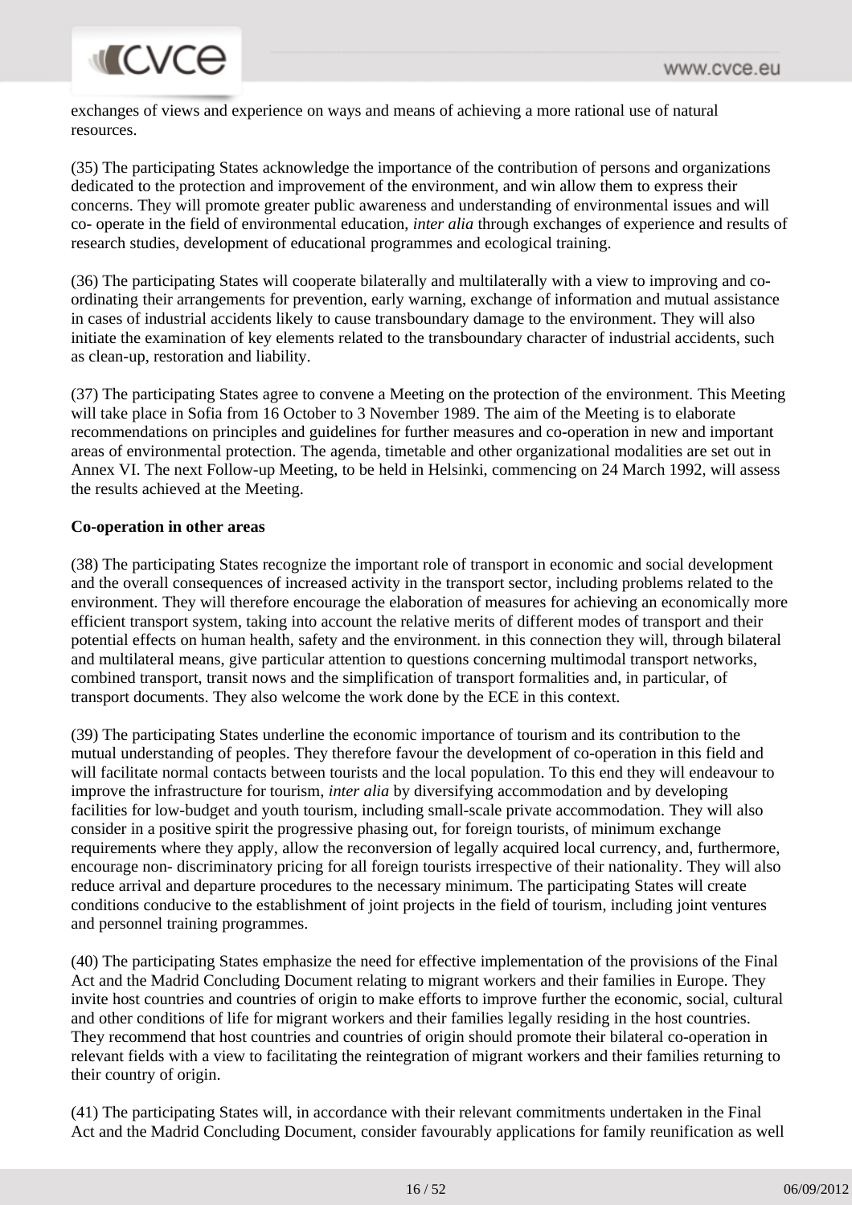exchanges of views and experience on ways and means of achieving a more rational use of natural resources.

(35) The participating States acknowledge the importance of the contribution of persons and organizations dedicated to the protection and improvement of the environment, and win allow them to express their concerns. They will promote greater public awareness and understanding of environmental issues and will co- operate in the field of environmental education, *inter alia* through exchanges of experience and results of research studies, development of educational programmes and ecological training.

(36) The participating States will cooperate bilaterally and multilaterally with a view to improving and co-ordinating their arrangements for prevention, early warning, exchange of information and mutual assistance in cases of industrial accidents likely to cause transboundary damage to the environment. They will also initiate the examination of key elements related to the transboundary character of industrial accidents, such as clean-up, restoration and liability.

(37) The participating States agree to convene a Meeting on the protection of the environment. This Meeting will take place in Sofia from 16 October to 3 November 1989. The aim of the Meeting is to elaborate recommendations on principles and guidelines for further measures and co-operation in new and important areas of environmental protection. The agenda, timetable and other organizational modalities are set out in Annex VI. The next Follow-up Meeting, to be held in Helsinki, commencing on 24 March 1992, will assess the results achieved at the Meeting.

**Co-operation in other areas**

(38) The participating States recognize the important role of transport in economic and social development and the overall consequences of increased activity in the transport sector, including problems related to the environment. They will therefore encourage the elaboration of measures for achieving an economically more efficient transport system, taking into account the relative merits of different modes of transport and their potential effects on human health, safety and the environment. in this connection they will, through bilateral and multilateral means, give particular attention to questions concerning multimodal transport networks, combined transport, transit nows and the simplification of transport formalities and, in particular, of transport documents. They also welcome the work done by the ECE in this context.

(39) The participating States underline the economic importance of tourism and its contribution to the mutual understanding of peoples. They therefore favour the development of co-operation in this field and will facilitate normal contacts between tourists and the local population. To this end they will endeavour to improve the infrastructure for tourism, *inter alia* by diversifying accommodation and by developing facilities for low-budget and youth tourism, including small-scale private accommodation. They will also consider in a positive spirit the progressive phasing out, for foreign tourists, of minimum exchange requirements where they apply, allow the reconversion of legally acquired local currency, and, furthermore, encourage non- discriminatory pricing for all foreign tourists irrespective of their nationality. They will also reduce arrival and departure procedures to the necessary minimum. The participating States will create conditions conducive to the establishment of joint projects in the field of tourism, including joint ventures and personnel training programmes.

(40) The participating States emphasize the need for effective implementation of the provisions of the Final Act and the Madrid Concluding Document relating to migrant workers and their families in Europe. They invite host countries and countries of origin to make efforts to improve further the economic, social, cultural and other conditions of life for migrant workers and their families legally residing in the host countries. They recommend that host countries and countries of origin should promote their bilateral co-operation in relevant fields with a view to facilitating the reintegration of migrant workers and their families returning to their country of origin.

(41) The participating States will, in accordance with their relevant commitments undertaken in the Final Act and the Madrid Concluding Document, consider favourably applications for family reunification as well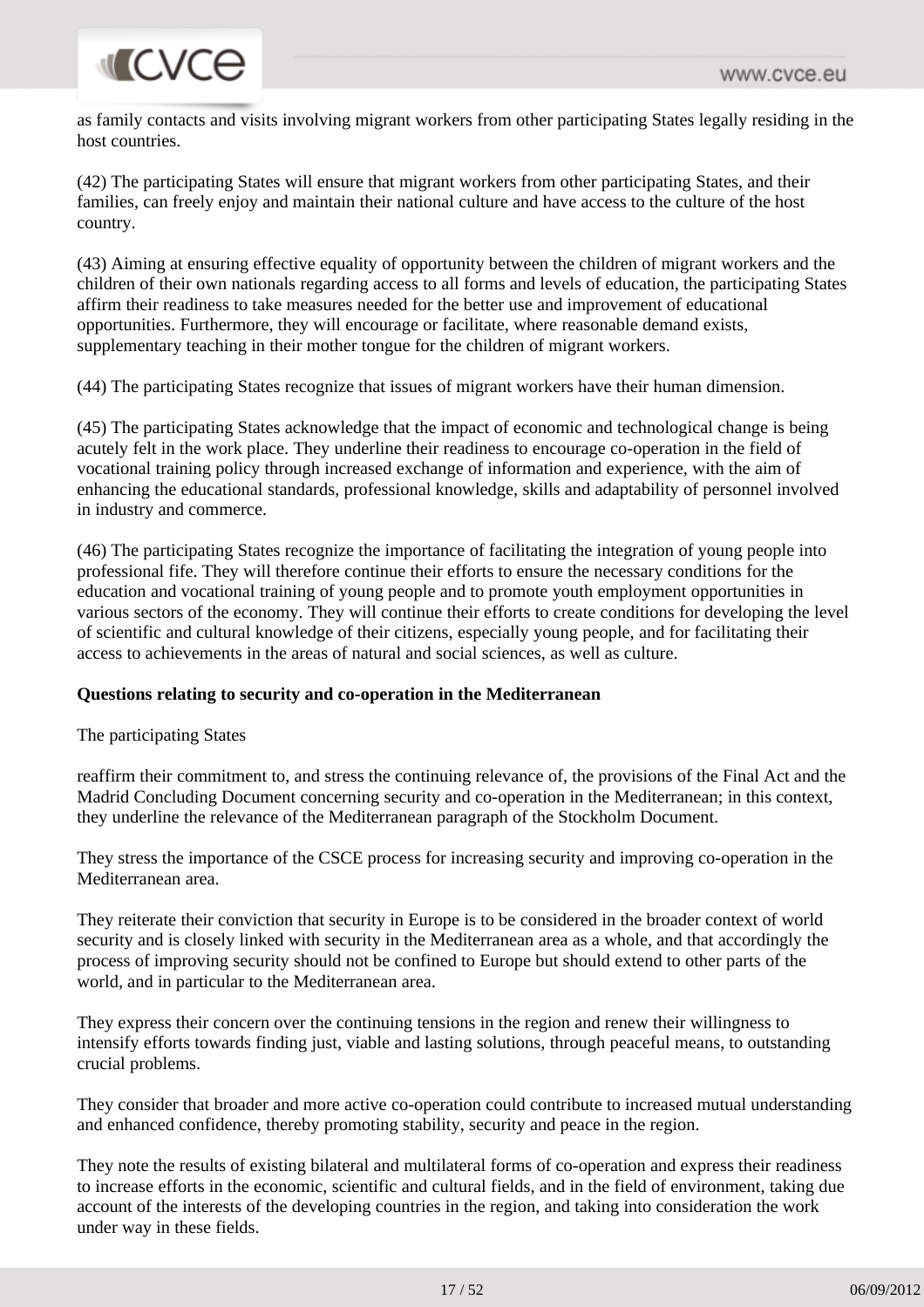as family contacts and visits involving migrant workers from other participating States legally residing in the host countries.

(42) The participating States will ensure that migrant workers from other participating States, and their families, can freely enjoy and maintain their national culture and have access to the culture of the host country.

(43) Aiming at ensuring effective equality of opportunity between the children of migrant workers and the children of their own nationals regarding access to all forms and levels of education, the participating States affirm their readiness to take measures needed for the better use and improvement of educational opportunities. Furthermore, they will encourage or facilitate, where reasonable demand exists, supplementary teaching in their mother tongue for the children of migrant workers.

(44) The participating States recognize that issues of migrant workers have their human dimension.

(45) The participating States acknowledge that the impact of economic and technological change is being acutely felt in the work place. They underline their readiness to encourage co-operation in the field of vocational training policy through increased exchange of information and experience, with the aim of enhancing the educational standards, professional knowledge, skills and adaptability of personnel involved in industry and commerce.

(46) The participating States recognize the importance of facilitating the integration of young people into professional fife. They will therefore continue their efforts to ensure the necessary conditions for the education and vocational training of young people and to promote youth employment opportunities in various sectors of the economy. They will continue their efforts to create conditions for developing the level of scientific and cultural knowledge of their citizens, especially young people, and for facilitating their access to achievements in the areas of natural and social sciences, as well as culture.

**Questions relating to security and co-operation in the Mediterranean**

The participating States

reaffirm their commitment to, and stress the continuing relevance of, the provisions of the Final Act and the Madrid Concluding Document concerning security and co-operation in the Mediterranean; in this context, they underline the relevance of the Mediterranean paragraph of the Stockholm Document.

They stress the importance of the CSCE process for increasing security and improving co-operation in the Mediterranean area.

They reiterate their conviction that security in Europe is to be considered in the broader context of world security and is closely linked with security in the Mediterranean area as a whole, and that accordingly the process of improving security should not be confined to Europe but should extend to other parts of the world, and in particular to the Mediterranean area.

They express their concern over the continuing tensions in the region and renew their willingness to intensify efforts towards finding just, viable and lasting solutions, through peaceful means, to outstanding crucial problems.

They consider that broader and more active co-operation could contribute to increased mutual understanding and enhanced confidence, thereby promoting stability, security and peace in the region.

They note the results of existing bilateral and multilateral forms of co-operation and express their readiness to increase efforts in the economic, scientific and cultural fields, and in the field of environment, taking due account of the interests of the developing countries in the region, and taking into consideration the work under way in these fields.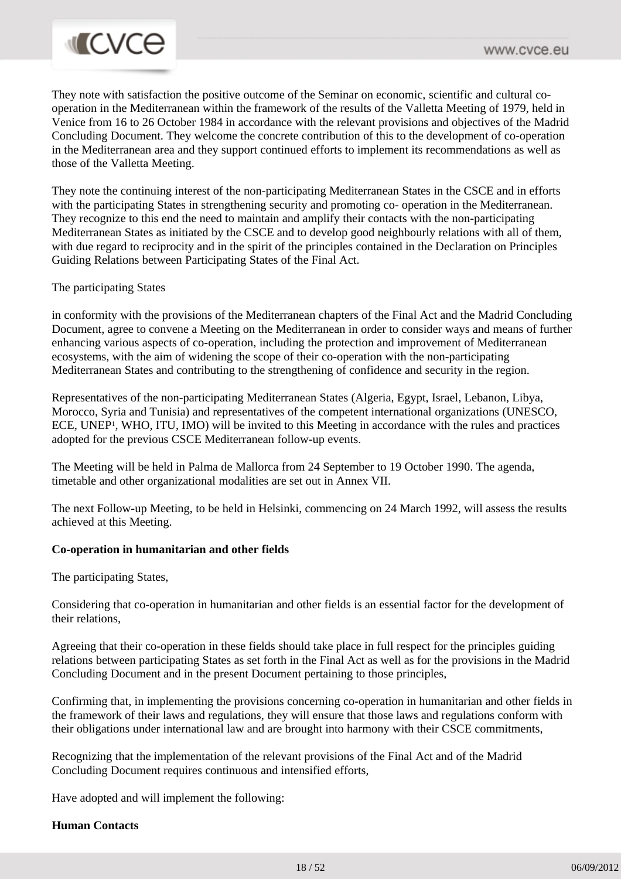They note with satisfaction the positive outcome of the Seminar on economic, scientific and cultural co-operation in the Mediterranean within the framework of the results of the Valletta Meeting of 1979, held in Venice from 16 to 26 October 1984 in accordance with the relevant provisions and objectives of the Madrid Concluding Document. They welcome the concrete contribution of this to the development of co-operation in the Mediterranean area and they support continued efforts to implement its recommendations as well as those of the Valletta Meeting.

They note the continuing interest of the non-participating Mediterranean States in the CSCE and in efforts with the participating States in strengthening security and promoting co- operation in the Mediterranean. They recognize to this end the need to maintain and amplify their contacts with the non-participating Mediterranean States as initiated by the CSCE and to develop good neighbourly relations with all of them, with due regard to reciprocity and in the spirit of the principles contained in the Declaration on Principles Guiding Relations between Participating States of the Final Act.

The participating States

in conformity with the provisions of the Mediterranean chapters of the Final Act and the Madrid Concluding Document, agree to convene a Meeting on the Mediterranean in order to consider ways and means of further enhancing various aspects of co-operation, including the protection and improvement of Mediterranean ecosystems, with the aim of widening the scope of their co-operation with the non-participating Mediterranean States and contributing to the strengthening of confidence and security in the region.

Representatives of the non-participating Mediterranean States (Algeria, Egypt, Israel, Lebanon, Libya, Morocco, Syria and Tunisia) and representatives of the competent international organizations (UNESCO, ECE, UNEP[1], WHO, ITU, IMO) will be invited to this Meeting in accordance with the rules and practices adopted for the previous CSCE Mediterranean follow-up events.

The Meeting will be held in Palma de Mallorca from 24 September to 19 October 1990. The agenda, timetable and other organizational modalities are set out in Annex VII.

The next Follow-up Meeting, to be held in Helsinki, commencing on 24 March 1992, will assess the results achieved at this Meeting.

**Co-operation in humanitarian and other fields**

The participating States,

Considering that co-operation in humanitarian and other fields is an essential factor for the development of their relations,

Agreeing that their co-operation in these fields should take place in full respect for the principles guiding relations between participating States as set forth in the Final Act as well as for the provisions in the Madrid Concluding Document and in the present Document pertaining to those principles,

Confirming that, in implementing the provisions concerning co-operation in humanitarian and other fields in the framework of their laws and regulations, they will ensure that those laws and regulations conform with their obligations under international law and are brought into harmony with their CSCE commitments,

Recognizing that the implementation of the relevant provisions of the Final Act and of the Madrid Concluding Document requires continuous and intensified efforts,

Have adopted and will implement the following:

**Human Contacts**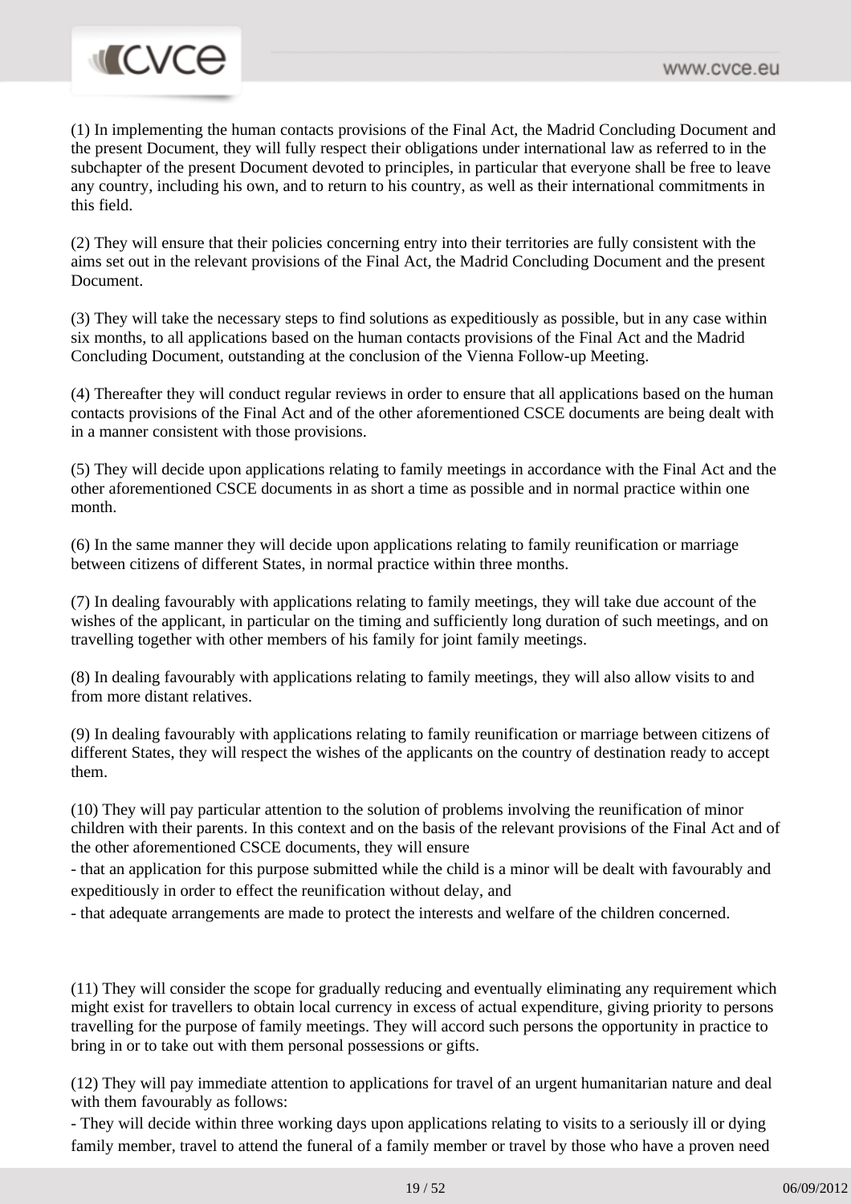(1) In implementing the human contacts provisions of the Final Act, the Madrid Concluding Document and the present Document, they will fully respect their obligations under international law as referred to in the subchapter of the present Document devoted to principles, in particular that everyone shall be free to leave any country, including his own, and to return to his country, as well as their international commitments in this field.

(2) They will ensure that their policies concerning entry into their territories are fully consistent with the aims set out in the relevant provisions of the Final Act, the Madrid Concluding Document and the present Document.

(3) They will take the necessary steps to find solutions as expeditiously as possible, but in any case within six months, to all applications based on the human contacts provisions of the Final Act and the Madrid Concluding Document, outstanding at the conclusion of the Vienna Follow-up Meeting.

(4) Thereafter they will conduct regular reviews in order to ensure that all applications based on the human contacts provisions of the Final Act and of the other aforementioned CSCE documents are being dealt with in a manner consistent with those provisions.

(5) They will decide upon applications relating to family meetings in accordance with the Final Act and the other aforementioned CSCE documents in as short a time as possible and in normal practice within one month.

(6) In the same manner they will decide upon applications relating to family reunification or marriage between citizens of different States, in normal practice within three months.

(7) In dealing favourably with applications relating to family meetings, they will take due account of the wishes of the applicant, in particular on the timing and sufficiently long duration of such meetings, and on travelling together with other members of his family for joint family meetings.

(8) In dealing favourably with applications relating to family meetings, they will also allow visits to and from more distant relatives.

(9) In dealing favourably with applications relating to family reunification or marriage between citizens of different States, they will respect the wishes of the applicants on the country of destination ready to accept them.

(10) They will pay particular attention to the solution of problems involving the reunification of minor children with their parents. In this context and on the basis of the relevant provisions of the Final Act and of the other aforementioned CSCE documents, they will ensure

- that an application for this purpose submitted while the child is a minor will be dealt with favourably and expeditiously in order to effect the reunification without delay, and
- that adequate arrangements are made to protect the interests and welfare of the children concerned.

(11) They will consider the scope for gradually reducing and eventually eliminating any requirement which might exist for travellers to obtain local currency in excess of actual expenditure, giving priority to persons travelling for the purpose of family meetings. They will accord such persons the opportunity in practice to bring in or to take out with them personal possessions or gifts.

(12) They will pay immediate attention to applications for travel of an urgent humanitarian nature and deal with them favourably as follows:

- They will decide within three working days upon applications relating to visits to a seriously ill or dying family member, travel to attend the funeral of a family member or travel by those who have a proven need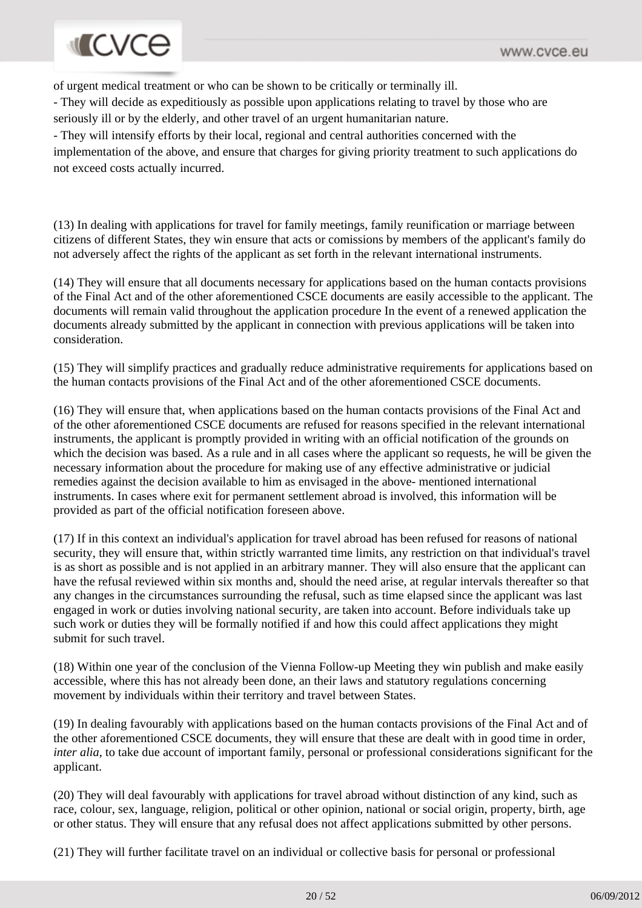of urgent medical treatment or who can be shown to be critically or terminally ill.

- They will decide as expeditiously as possible upon applications relating to travel by those who are seriously ill or by the elderly, and other travel of an urgent humanitarian nature.
- They will intensify efforts by their local, regional and central authorities concerned with the implementation of the above, and ensure that charges for giving priority treatment to such applications do not exceed costs actually incurred.

(13) In dealing with applications for travel for family meetings, family reunification or marriage between citizens of different States, they win ensure that acts or comissions by members of the applicant's family do not adversely affect the rights of the applicant as set forth in the relevant international instruments.

(14) They will ensure that all documents necessary for applications based on the human contacts provisions of the Final Act and of the other aforementioned CSCE documents are easily accessible to the applicant. The documents will remain valid throughout the application procedure In the event of a renewed application the documents already submitted by the applicant in connection with previous applications will be taken into consideration.

(15) They will simplify practices and gradually reduce administrative requirements for applications based on the human contacts provisions of the Final Act and of the other aforementioned CSCE documents.

(16) They will ensure that, when applications based on the human contacts provisions of the Final Act and of the other aforementioned CSCE documents are refused for reasons specified in the relevant international instruments, the applicant is promptly provided in writing with an official notification of the grounds on which the decision was based. As a rule and in all cases where the applicant so requests, he will be given the necessary information about the procedure for making use of any effective administrative or judicial remedies against the decision available to him as envisaged in the above- mentioned international instruments. In cases where exit for permanent settlement abroad is involved, this information will be provided as part of the official notification foreseen above.

(17) If in this context an individual's application for travel abroad has been refused for reasons of national security, they will ensure that, within strictly warranted time limits, any restriction on that individual's travel is as short as possible and is not applied in an arbitrary manner. They will also ensure that the applicant can have the refusal reviewed within six months and, should the need arise, at regular intervals thereafter so that any changes in the circumstances surrounding the refusal, such as time elapsed since the applicant was last engaged in work or duties involving national security, are taken into account. Before individuals take up such work or duties they will be formally notified if and how this could affect applications they might submit for such travel.

(18) Within one year of the conclusion of the Vienna Follow-up Meeting they win publish and make easily accessible, where this has not already been done, an their laws and statutory regulations concerning movement by individuals within their territory and travel between States.

(19) In dealing favourably with applications based on the human contacts provisions of the Final Act and of the other aforementioned CSCE documents, they will ensure that these are dealt with in good time in order, *inter alia*, to take due account of important family, personal or professional considerations significant for the applicant.

(20) They will deal favourably with applications for travel abroad without distinction of any kind, such as race, colour, sex, language, religion, political or other opinion, national or social origin, property, birth, age or other status. They will ensure that any refusal does not affect applications submitted by other persons.

(21) They will further facilitate travel on an individual or collective basis for personal or professional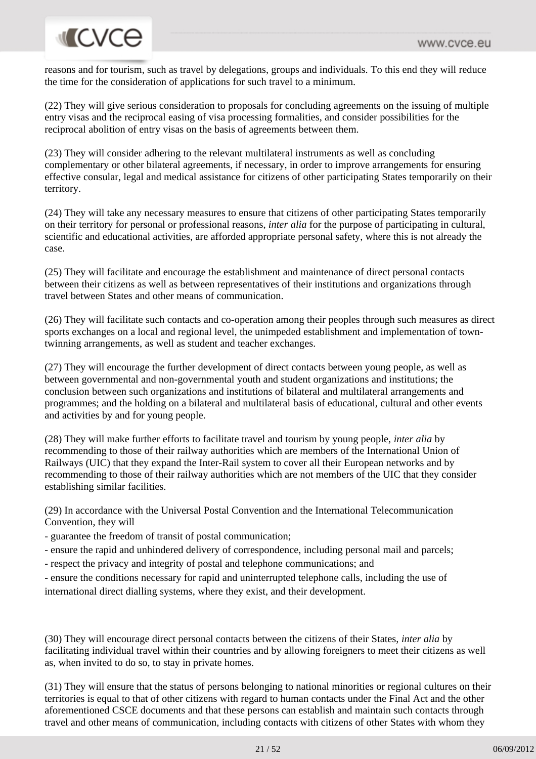reasons and for tourism, such as travel by delegations, groups and individuals. To this end they will reduce the time for the consideration of applications for such travel to a minimum.

(22) They will give serious consideration to proposals for concluding agreements on the issuing of multiple entry visas and the reciprocal easing of visa processing formalities, and consider possibilities for the reciprocal abolition of entry visas on the basis of agreements between them.

(23) They will consider adhering to the relevant multilateral instruments as well as concluding complementary or other bilateral agreements, if necessary, in order to improve arrangements for ensuring effective consular, legal and medical assistance for citizens of other participating States temporarily on their territory.

(24) They will take any necessary measures to ensure that citizens of other participating States temporarily on their territory for personal or professional reasons, *inter alia* for the purpose of participating in cultural, scientific and educational activities, are afforded appropriate personal safety, where this is not already the case.

(25) They will facilitate and encourage the establishment and maintenance of direct personal contacts between their citizens as well as between representatives of their institutions and organizations through travel between States and other means of communication.

(26) They will facilitate such contacts and co-operation among their peoples through such measures as direct sports exchanges on a local and regional level, the unimpeded establishment and implementation of town-twinning arrangements, as well as student and teacher exchanges.

(27) They will encourage the further development of direct contacts between young people, as well as between governmental and non-governmental youth and student organizations and institutions; the conclusion between such organizations and institutions of bilateral and multilateral arrangements and programmes; and the holding on a bilateral and multilateral basis of educational, cultural and other events and activities by and for young people.

(28) They will make further efforts to facilitate travel and tourism by young people, *inter alia* by recommending to those of their railway authorities which are members of the International Union of Railways (UIC) that they expand the Inter-Rail system to cover all their European networks and by recommending to those of their railway authorities which are not members of the UIC that they consider establishing similar facilities.

(29) In accordance with the Universal Postal Convention and the International Telecommunication Convention, they will

- guarantee the freedom of transit of postal communication;
- ensure the rapid and unhindered delivery of correspondence, including personal mail and parcels;
- respect the privacy and integrity of postal and telephone communications; and
- ensure the conditions necessary for rapid and uninterrupted telephone calls, including the use of international direct dialling systems, where they exist, and their development.

(30) They will encourage direct personal contacts between the citizens of their States, *inter alia* by facilitating individual travel within their countries and by allowing foreigners to meet their citizens as well as, when invited to do so, to stay in private homes.

(31) They will ensure that the status of persons belonging to national minorities or regional cultures on their territories is equal to that of other citizens with regard to human contacts under the Final Act and the other aforementioned CSCE documents and that these persons can establish and maintain such contacts through travel and other means of communication, including contacts with citizens of other States with whom they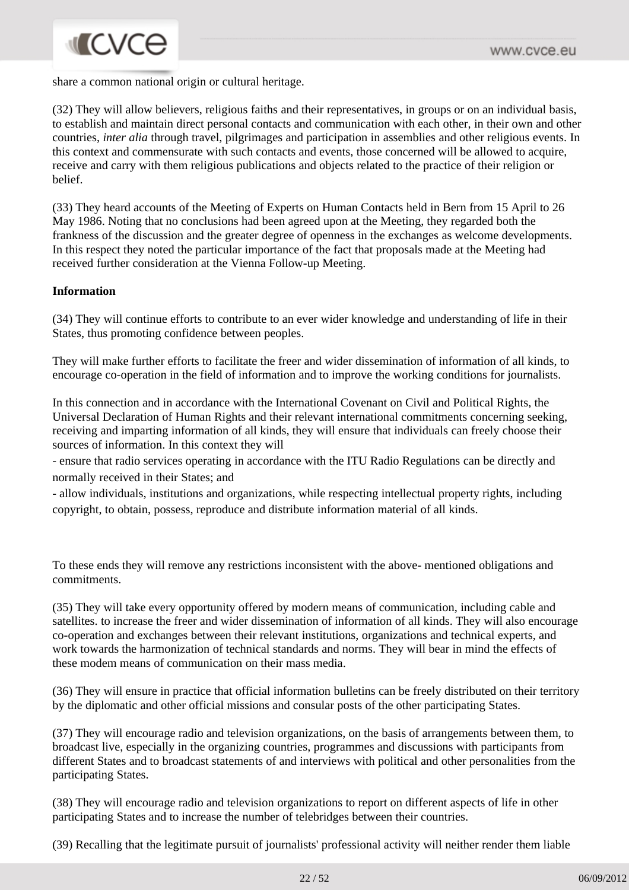share a common national origin or cultural heritage.

(32) They will allow believers, religious faiths and their representatives, in groups or on an individual basis, to establish and maintain direct personal contacts and communication with each other, in their own and other countries, *inter alia* through travel, pilgrimages and participation in assemblies and other religious events. In this context and commensurate with such contacts and events, those concerned will be allowed to acquire, receive and carry with them religious publications and objects related to the practice of their religion or belief.

(33) They heard accounts of the Meeting of Experts on Human Contacts held in Bern from 15 April to 26 May 1986. Noting that no conclusions had been agreed upon at the Meeting, they regarded both the frankness of the discussion and the greater degree of openness in the exchanges as welcome developments. In this respect they noted the particular importance of the fact that proposals made at the Meeting had received further consideration at the Vienna Follow-up Meeting.

**Information**

(34) They will continue efforts to contribute to an ever wider knowledge and understanding of life in their States, thus promoting confidence between peoples.

They will make further efforts to facilitate the freer and wider dissemination of information of all kinds, to encourage co-operation in the field of information and to improve the working conditions for journalists.

In this connection and in accordance with the International Covenant on Civil and Political Rights, the Universal Declaration of Human Rights and their relevant international commitments concerning seeking, receiving and imparting information of all kinds, they will ensure that individuals can freely choose their sources of information. In this context they will

- ensure that radio services operating in accordance with the ITU Radio Regulations can be directly and normally received in their States; and
- allow individuals, institutions and organizations, while respecting intellectual property rights, including copyright, to obtain, possess, reproduce and distribute information material of all kinds.

To these ends they will remove any restrictions inconsistent with the above- mentioned obligations and commitments.

(35) They will take every opportunity offered by modern means of communication, including cable and satellites. to increase the freer and wider dissemination of information of all kinds. They will also encourage co-operation and exchanges between their relevant institutions, organizations and technical experts, and work towards the harmonization of technical standards and norms. They will bear in mind the effects of these modem means of communication on their mass media.

(36) They will ensure in practice that official information bulletins can be freely distributed on their territory by the diplomatic and other official missions and consular posts of the other participating States.

(37) They will encourage radio and television organizations, on the basis of arrangements between them, to broadcast live, especially in the organizing countries, programmes and discussions with participants from different States and to broadcast statements of and interviews with political and other personalities from the participating States.

(38) They will encourage radio and television organizations to report on different aspects of life in other participating States and to increase the number of telebridges between their countries.

(39) Recalling that the legitimate pursuit of journalists' professional activity will neither render them liable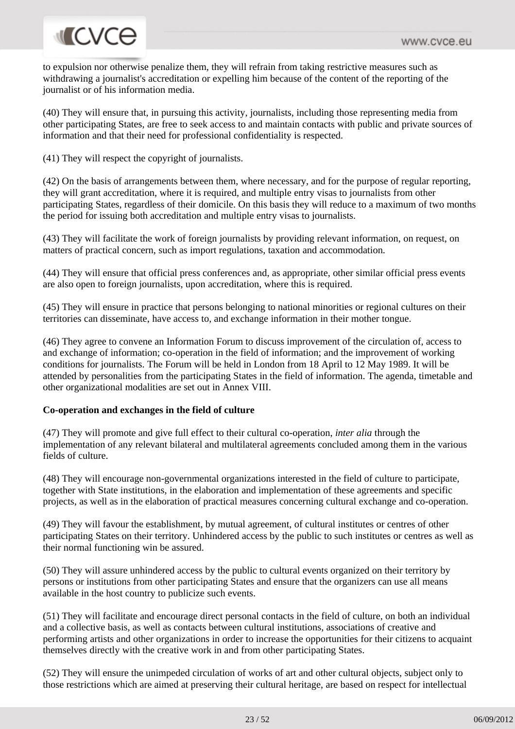to expulsion nor otherwise penalize them, they will refrain from taking restrictive measures such as withdrawing a journalist's accreditation or expelling him because of the content of the reporting of the journalist or of his information media.

(40) They will ensure that, in pursuing this activity, journalists, including those representing media from other participating States, are free to seek access to and maintain contacts with public and private sources of information and that their need for professional confidentiality is respected.

(41) They will respect the copyright of journalists.

(42) On the basis of arrangements between them, where necessary, and for the purpose of regular reporting, they will grant accreditation, where it is required, and multiple entry visas to journalists from other participating States, regardless of their domicile. On this basis they will reduce to a maximum of two months the period for issuing both accreditation and multiple entry visas to journalists.

(43) They will facilitate the work of foreign journalists by providing relevant information, on request, on matters of practical concern, such as import regulations, taxation and accommodation.

(44) They will ensure that official press conferences and, as appropriate, other similar official press events are also open to foreign journalists, upon accreditation, where this is required.

(45) They will ensure in practice that persons belonging to national minorities or regional cultures on their territories can disseminate, have access to, and exchange information in their mother tongue.

(46) They agree to convene an Information Forum to discuss improvement of the circulation of, access to and exchange of information; co-operation in the field of information; and the improvement of working conditions for journalists. The Forum will be held in London from 18 April to 12 May 1989. It will be attended by personalities from the participating States in the field of information. The agenda, timetable and other organizational modalities are set out in Annex VIII.

**Co-operation and exchanges in the field of culture**

(47) They will promote and give full effect to their cultural co-operation, *inter alia* through the implementation of any relevant bilateral and multilateral agreements concluded among them in the various fields of culture.

(48) They will encourage non-governmental organizations interested in the field of culture to participate, together with State institutions, in the elaboration and implementation of these agreements and specific projects, as well as in the elaboration of practical measures concerning cultural exchange and co-operation.

(49) They will favour the establishment, by mutual agreement, of cultural institutes or centres of other participating States on their territory. Unhindered access by the public to such institutes or centres as well as their normal functioning win be assured.

(50) They will assure unhindered access by the public to cultural events organized on their territory by persons or institutions from other participating States and ensure that the organizers can use all means available in the host country to publicize such events.

(51) They will facilitate and encourage direct personal contacts in the field of culture, on both an individual and a collective basis, as well as contacts between cultural institutions, associations of creative and performing artists and other organizations in order to increase the opportunities for their citizens to acquaint themselves directly with the creative work in and from other participating States.

(52) They will ensure the unimpeded circulation of works of art and other cultural objects, subject only to those restrictions which are aimed at preserving their cultural heritage, are based on respect for intellectual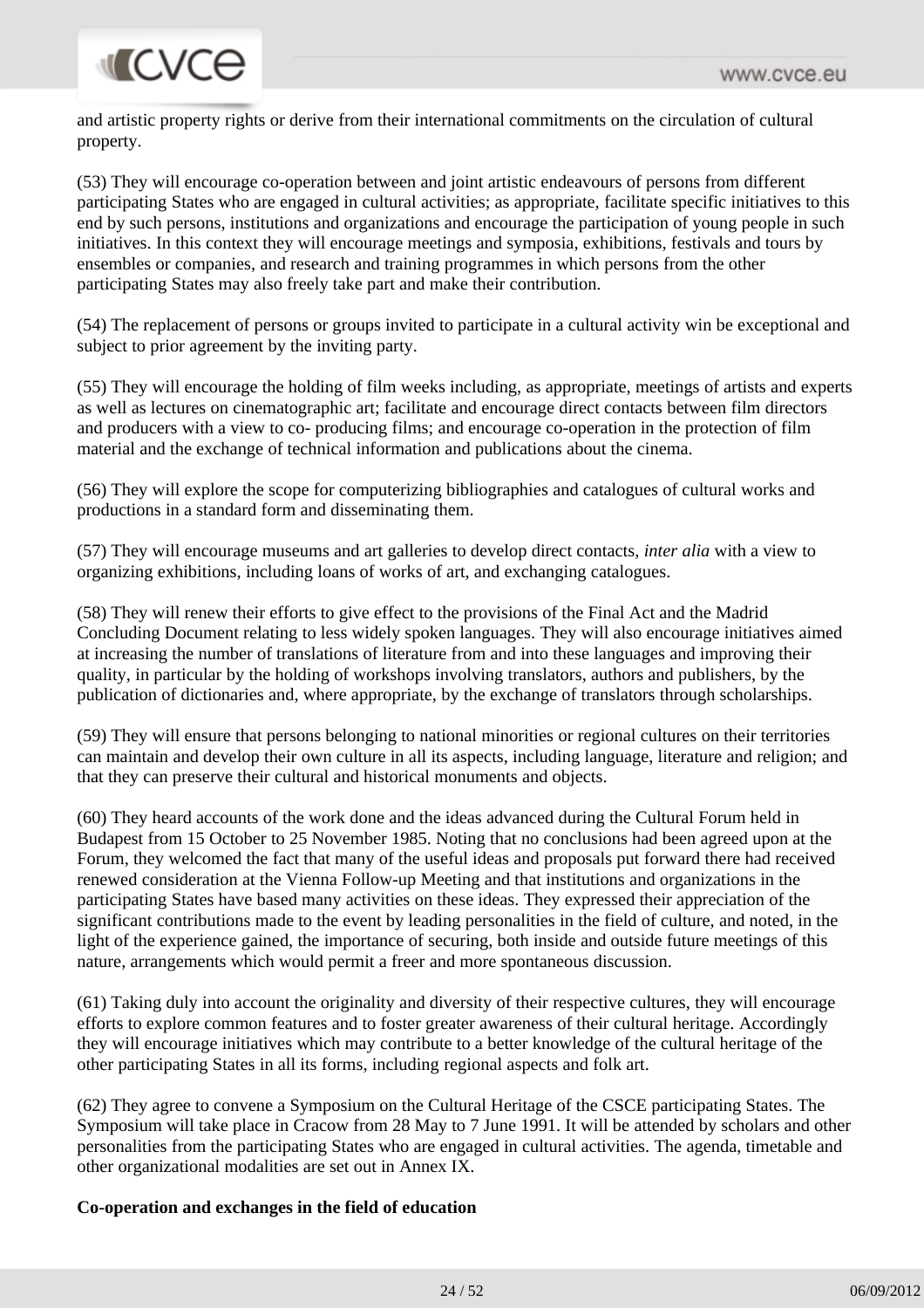and artistic property rights or derive from their international commitments on the circulation of cultural property.

(53) They will encourage co-operation between and joint artistic endeavours of persons from different participating States who are engaged in cultural activities; as appropriate, facilitate specific initiatives to this end by such persons, institutions and organizations and encourage the participation of young people in such initiatives. In this context they will encourage meetings and symposia, exhibitions, festivals and tours by ensembles or companies, and research and training programmes in which persons from the other participating States may also freely take part and make their contribution.

(54) The replacement of persons or groups invited to participate in a cultural activity win be exceptional and subject to prior agreement by the inviting party.

(55) They will encourage the holding of film weeks including, as appropriate, meetings of artists and experts as well as lectures on cinematographic art; facilitate and encourage direct contacts between film directors and producers with a view to co- producing films; and encourage co-operation in the protection of film material and the exchange of technical information and publications about the cinema.

(56) They will explore the scope for computerizing bibliographies and catalogues of cultural works and productions in a standard form and disseminating them.

(57) They will encourage museums and art galleries to develop direct contacts, *inter alia* with a view to organizing exhibitions, including loans of works of art, and exchanging catalogues.

(58) They will renew their efforts to give effect to the provisions of the Final Act and the Madrid Concluding Document relating to less widely spoken languages. They will also encourage initiatives aimed at increasing the number of translations of literature from and into these languages and improving their quality, in particular by the holding of workshops involving translators, authors and publishers, by the publication of dictionaries and, where appropriate, by the exchange of translators through scholarships.

(59) They will ensure that persons belonging to national minorities or regional cultures on their territories can maintain and develop their own culture in all its aspects, including language, literature and religion; and that they can preserve their cultural and historical monuments and objects.

(60) They heard accounts of the work done and the ideas advanced during the Cultural Forum held in Budapest from 15 October to 25 November 1985. Noting that no conclusions had been agreed upon at the Forum, they welcomed the fact that many of the useful ideas and proposals put forward there had received renewed consideration at the Vienna Follow-up Meeting and that institutions and organizations in the participating States have based many activities on these ideas. They expressed their appreciation of the significant contributions made to the event by leading personalities in the field of culture, and noted, in the light of the experience gained, the importance of securing, both inside and outside future meetings of this nature, arrangements which would permit a freer and more spontaneous discussion.

(61) Taking duly into account the originality and diversity of their respective cultures, they will encourage efforts to explore common features and to foster greater awareness of their cultural heritage. Accordingly they will encourage initiatives which may contribute to a better knowledge of the cultural heritage of the other participating States in all its forms, including regional aspects and folk art.

(62) They agree to convene a Symposium on the Cultural Heritage of the CSCE participating States. The Symposium will take place in Cracow from 28 May to 7 June 1991. It will be attended by scholars and other personalities from the participating States who are engaged in cultural activities. The agenda, timetable and other organizational modalities are set out in Annex IX.

**Co-operation and exchanges in the field of education**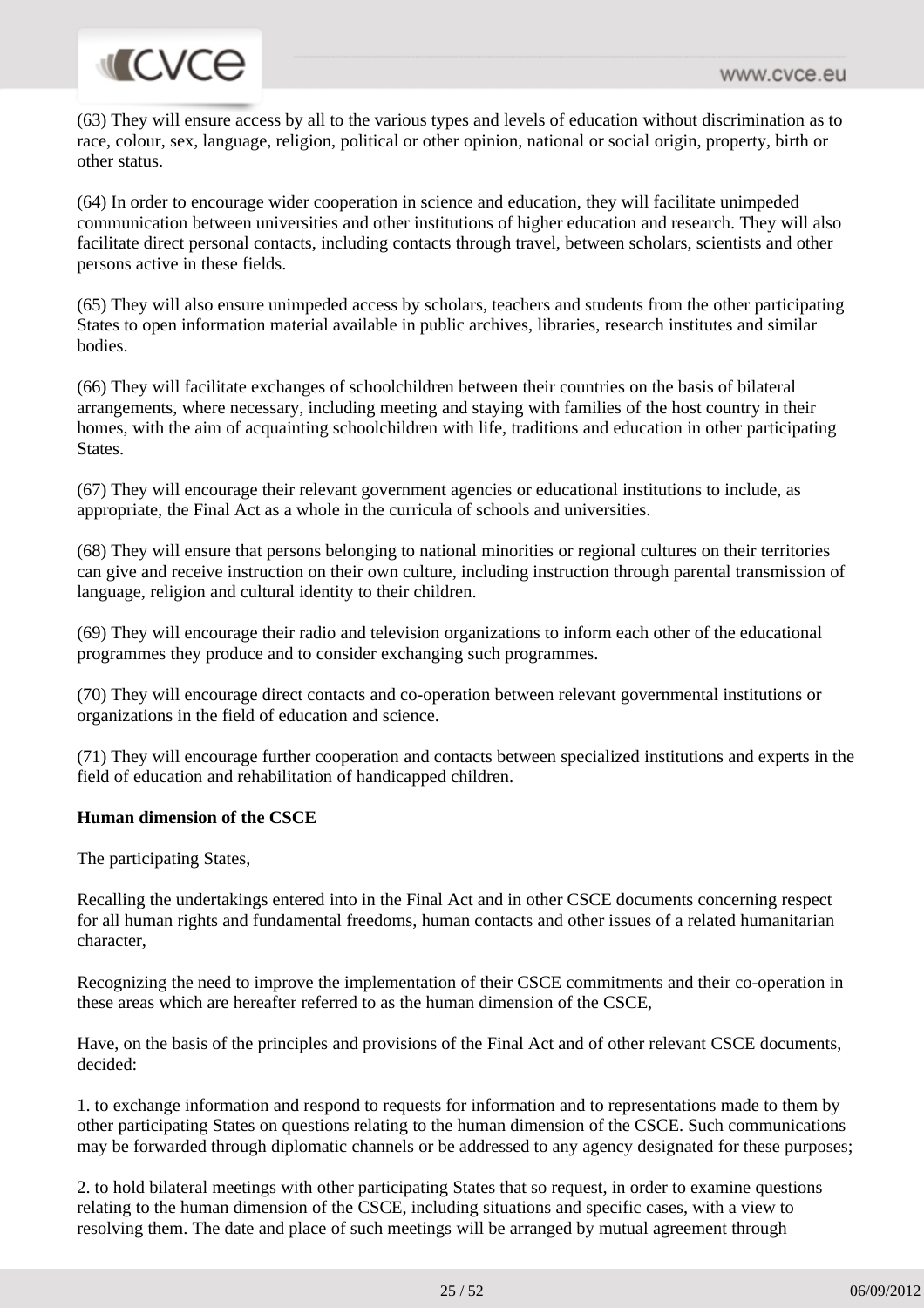(63) They will ensure access by all to the various types and levels of education without discrimination as to race, colour, sex, language, religion, political or other opinion, national or social origin, property, birth or other status.

(64) In order to encourage wider cooperation in science and education, they will facilitate unimpeded communication between universities and other institutions of higher education and research. They will also facilitate direct personal contacts, including contacts through travel, between scholars, scientists and other persons active in these fields.

(65) They will also ensure unimpeded access by scholars, teachers and students from the other participating States to open information material available in public archives, libraries, research institutes and similar bodies.

(66) They will facilitate exchanges of schoolchildren between their countries on the basis of bilateral arrangements, where necessary, including meeting and staying with families of the host country in their homes, with the aim of acquainting schoolchildren with life, traditions and education in other participating States.

(67) They will encourage their relevant government agencies or educational institutions to include, as appropriate, the Final Act as a whole in the curricula of schools and universities.

(68) They will ensure that persons belonging to national minorities or regional cultures on their territories can give and receive instruction on their own culture, including instruction through parental transmission of language, religion and cultural identity to their children.

(69) They will encourage their radio and television organizations to inform each other of the educational programmes they produce and to consider exchanging such programmes.

(70) They will encourage direct contacts and co-operation between relevant governmental institutions or organizations in the field of education and science.

(71) They will encourage further cooperation and contacts between specialized institutions and experts in the field of education and rehabilitation of handicapped children.

**Human dimension of the CSCE**

The participating States,

Recalling the undertakings entered into in the Final Act and in other CSCE documents concerning respect for all human rights and fundamental freedoms, human contacts and other issues of a related humanitarian character,

Recognizing the need to improve the implementation of their CSCE commitments and their co-operation in these areas which are hereafter referred to as the human dimension of the CSCE,

Have, on the basis of the principles and provisions of the Final Act and of other relevant CSCE documents, decided:

1. to exchange information and respond to requests for information and to representations made to them by other participating States on questions relating to the human dimension of the CSCE. Such communications may be forwarded through diplomatic channels or be addressed to any agency designated for these purposes;

2. to hold bilateral meetings with other participating States that so request, in order to examine questions relating to the human dimension of the CSCE, including situations and specific cases, with a view to resolving them. The date and place of such meetings will be arranged by mutual agreement through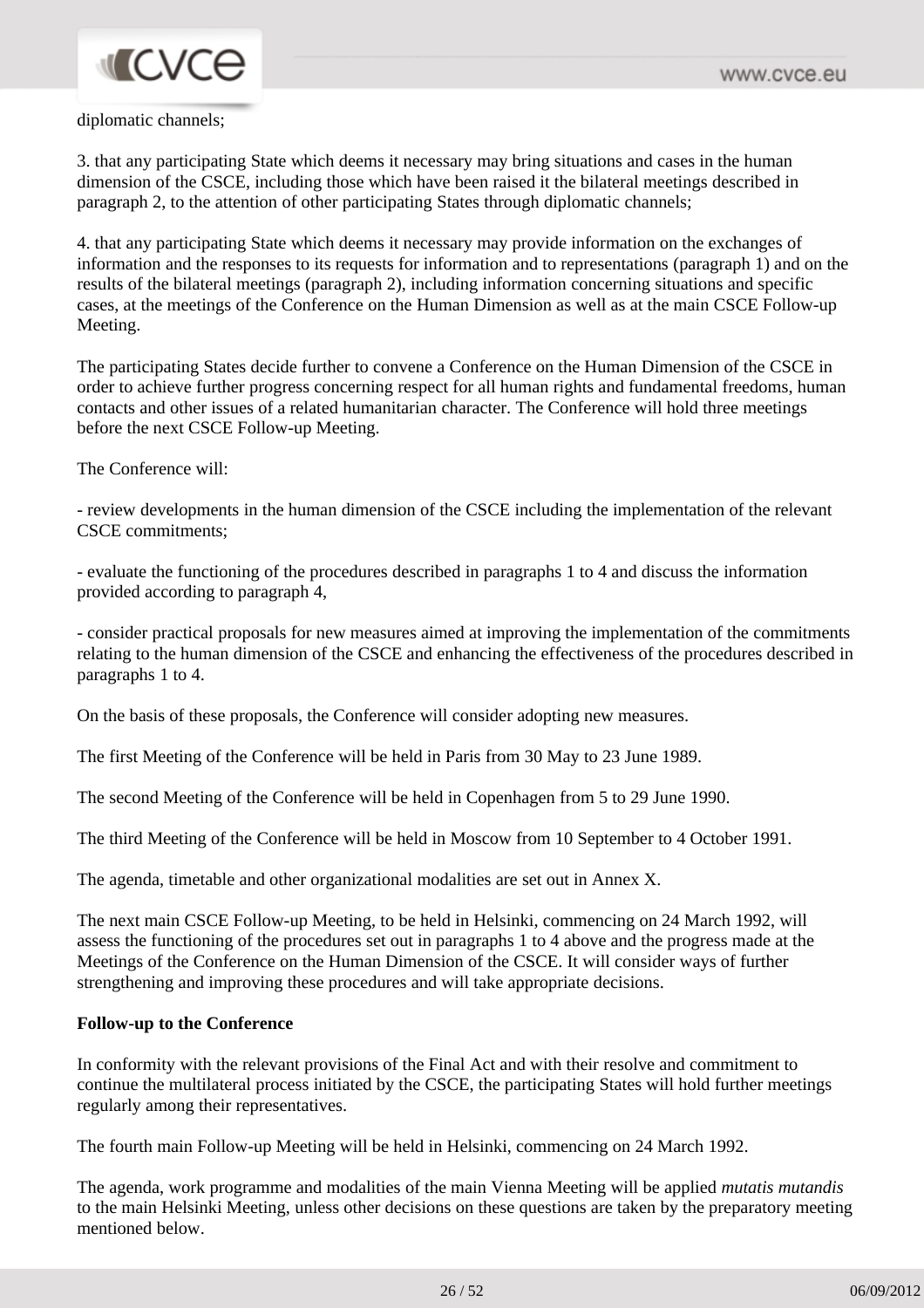diplomatic channels;

3. that any participating State which deems it necessary may bring situations and cases in the human dimension of the CSCE, including those which have been raised it the bilateral meetings described in paragraph 2, to the attention of other participating States through diplomatic channels;

4. that any participating State which deems it necessary may provide information on the exchanges of information and the responses to its requests for information and to representations (paragraph 1) and on the results of the bilateral meetings (paragraph 2), including information concerning situations and specific cases, at the meetings of the Conference on the Human Dimension as well as at the main CSCE Follow-up Meeting.

The participating States decide further to convene a Conference on the Human Dimension of the CSCE in order to achieve further progress concerning respect for all human rights and fundamental freedoms, human contacts and other issues of a related humanitarian character. The Conference will hold three meetings before the next CSCE Follow-up Meeting.

The Conference will:

- review developments in the human dimension of the CSCE including the implementation of the relevant CSCE commitments;

- evaluate the functioning of the procedures described in paragraphs 1 to 4 and discuss the information provided according to paragraph 4,

- consider practical proposals for new measures aimed at improving the implementation of the commitments relating to the human dimension of the CSCE and enhancing the effectiveness of the procedures described in paragraphs 1 to 4.

On the basis of these proposals, the Conference will consider adopting new measures.

The first Meeting of the Conference will be held in Paris from 30 May to 23 June 1989.

The second Meeting of the Conference will be held in Copenhagen from 5 to 29 June 1990.

The third Meeting of the Conference will be held in Moscow from 10 September to 4 October 1991.

The agenda, timetable and other organizational modalities are set out in Annex X.

The next main CSCE Follow-up Meeting, to be held in Helsinki, commencing on 24 March 1992, will assess the functioning of the procedures set out in paragraphs 1 to 4 above and the progress made at the Meetings of the Conference on the Human Dimension of the CSCE. It will consider ways of further strengthening and improving these procedures and will take appropriate decisions.

**Follow-up to the Conference**

In conformity with the relevant provisions of the Final Act and with their resolve and commitment to continue the multilateral process initiated by the CSCE, the participating States will hold further meetings regularly among their representatives.

The fourth main Follow-up Meeting will be held in Helsinki, commencing on 24 March 1992.

The agenda, work programme and modalities of the main Vienna Meeting will be applied *mutatis mutandis* to the main Helsinki Meeting, unless other decisions on these questions are taken by the preparatory meeting mentioned below.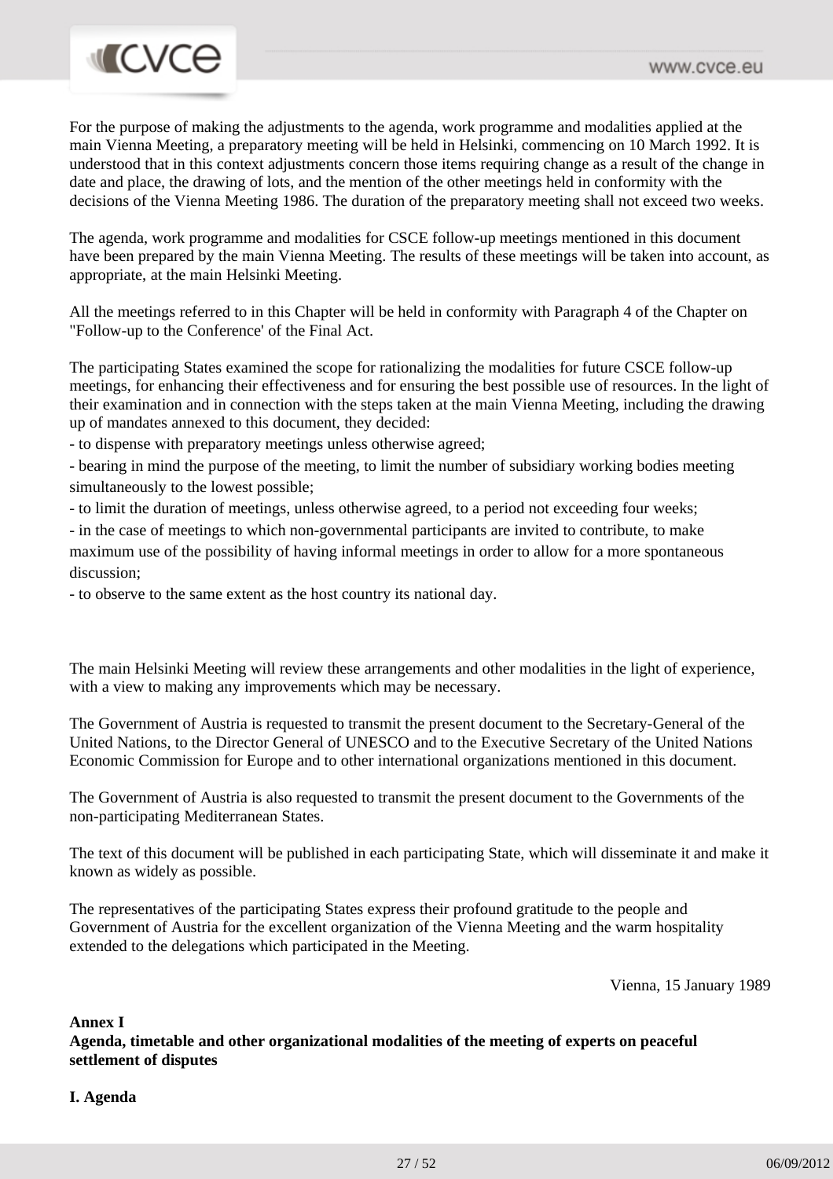For the purpose of making the adjustments to the agenda, work programme and modalities applied at the main Vienna Meeting, a preparatory meeting will be held in Helsinki, commencing on 10 March 1992. It is understood that in this context adjustments concern those items requiring change as a result of the change in date and place, the drawing of lots, and the mention of the other meetings held in conformity with the decisions of the Vienna Meeting 1986. The duration of the preparatory meeting shall not exceed two weeks.

The agenda, work programme and modalities for CSCE follow-up meetings mentioned in this document have been prepared by the main Vienna Meeting. The results of these meetings will be taken into account, as appropriate, at the main Helsinki Meeting.

All the meetings referred to in this Chapter will be held in conformity with Paragraph 4 of the Chapter on "Follow-up to the Conference' of the Final Act.

The participating States examined the scope for rationalizing the modalities for future CSCE follow-up meetings, for enhancing their effectiveness and for ensuring the best possible use of resources. In the light of their examination and in connection with the steps taken at the main Vienna Meeting, including the drawing up of mandates annexed to this document, they decided:

- to dispense with preparatory meetings unless otherwise agreed;
- bearing in mind the purpose of the meeting, to limit the number of subsidiary working bodies meeting simultaneously to the lowest possible;
- to limit the duration of meetings, unless otherwise agreed, to a period not exceeding four weeks;
- in the case of meetings to which non-governmental participants are invited to contribute, to make maximum use of the possibility of having informal meetings in order to allow for a more spontaneous discussion;
- to observe to the same extent as the host country its national day.

The main Helsinki Meeting will review these arrangements and other modalities in the light of experience, with a view to making any improvements which may be necessary.

The Government of Austria is requested to transmit the present document to the Secretary-General of the United Nations, to the Director General of UNESCO and to the Executive Secretary of the United Nations Economic Commission for Europe and to other international organizations mentioned in this document.

The Government of Austria is also requested to transmit the present document to the Governments of the non-participating Mediterranean States.

The text of this document will be published in each participating State, which will disseminate it and make it known as widely as possible.

The representatives of the participating States express their profound gratitude to the people and Government of Austria for the excellent organization of the Vienna Meeting and the warm hospitality extended to the delegations which participated in the Meeting.

Vienna, 15 January 1989

**Annex I**

**Agenda, timetable and other organizational modalities of the meeting of experts on peaceful settlement of disputes**

**I. Agenda**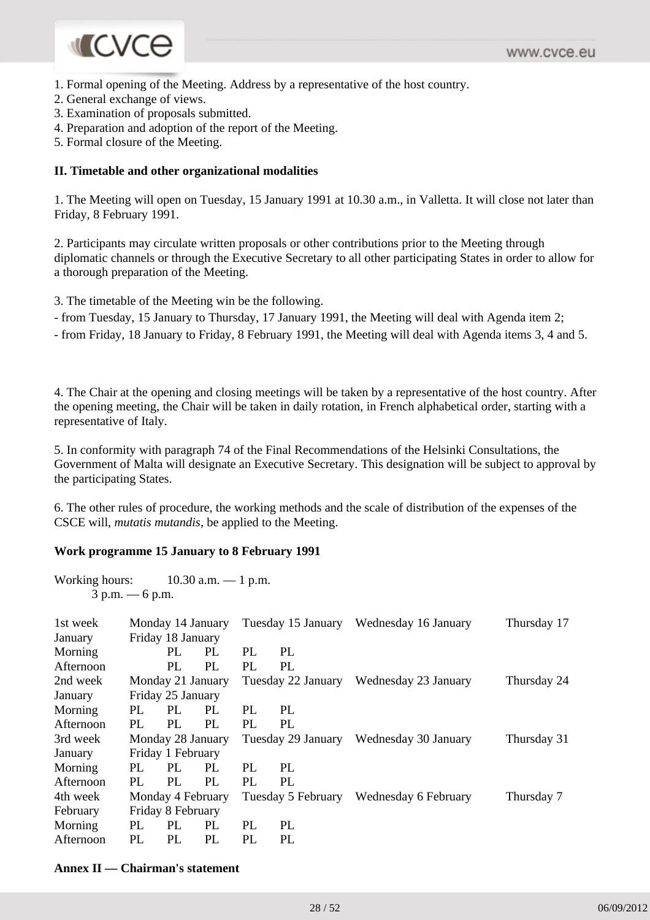1. Formal opening of the Meeting. Address by a representative of the host country.
2. General exchange of views.
3. Examination of proposals submitted.
4. Preparation and adoption of the report of the Meeting.
5. Formal closure of the Meeting.

**II. Timetable and other organizational modalities**

1. The Meeting will open on Tuesday, 15 January 1991 at 10.30 a.m., in Valletta. It will close not later than Friday, 8 February 1991.

2. Participants may circulate written proposals or other contributions prior to the Meeting through diplomatic channels or through the Executive Secretary to all other participating States in order to allow for a thorough preparation of the Meeting.

3. The timetable of the Meeting win be the following.

- from Tuesday, 15 January to Thursday, 17 January 1991, the Meeting will deal with Agenda item 2;
- from Friday, 18 January to Friday, 8 February 1991, the Meeting will deal with Agenda items 3, 4 and 5.

4. The Chair at the opening and closing meetings will be taken by a representative of the host country. After the opening meeting, the Chair will be taken in daily rotation, in French alphabetical order, starting with a representative of Italy.

5. In conformity with paragraph 74 of the Final Recommendations of the Helsinki Consultations, the Government of Malta will designate an Executive Secretary. This designation will be subject to approval by the participating States.

6. The other rules of procedure, the working methods and the scale of distribution of the expenses of the CSCE will, *mutatis mutandis*, be applied to the Meeting.

**Work programme 15 January to 8 February 1991**

Working hours: 10.30 a.m. — 1 p.m.
3 p.m. — 6 p.m.

| 1st week | Monday 14 January | Tuesday 15 January | Wednesday 16 January | Thursday 17 January | Friday 18 January |
|---|---|---|---|---|---|
| Morning | | PL | PL | PL | PL |
| Afternoon | | PL | PL | PL | PL |
| **2nd week** | **Monday 21 January** | **Tuesday 22 January** | **Wednesday 23 January** | **Thursday 24 January** | **Friday 25 January** |
| Morning | PL | PL | PL | PL | PL |
| Afternoon | PL | PL | PL | PL | PL |
| **3rd week** | **Monday 28 January** | **Tuesday 29 January** | **Wednesday 30 January** | **Thursday 31 January** | **Friday 1 February** |
| Morning | PL | PL | PL | PL | PL |
| Afternoon | PL | PL | PL | PL | PL |
| **4th week** | **Monday 4 February** | **Tuesday 5 February** | **Wednesday 6 February** | **Thursday 7 February** | **Friday 8 February** |
| Morning | PL | PL | PL | PL | PL |
| Afternoon | PL | PL | PL | PL | PL |

**Annex II — Chairman's statement**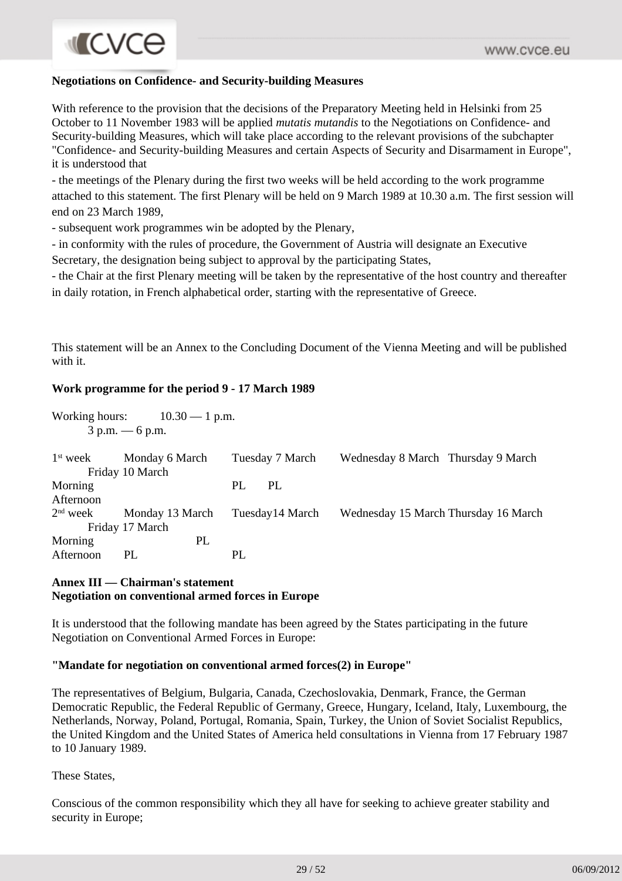**Negotiations on Confidence- and Security-building Measures**

With reference to the provision that the decisions of the Preparatory Meeting held in Helsinki from 25 October to 11 November 1983 will be applied *mutatis mutandis* to the Negotiations on Confidence- and Security-building Measures, which will take place according to the relevant provisions of the subchapter "Confidence- and Security-building Measures and certain Aspects of Security and Disarmament in Europe", it is understood that

- the meetings of the Plenary during the first two weeks will be held according to the work programme attached to this statement. The first Plenary will be held on 9 March 1989 at 10.30 a.m. The first session will end on 23 March 1989,
- subsequent work programmes win be adopted by the Plenary,
- in conformity with the rules of procedure, the Government of Austria will designate an Executive Secretary, the designation being subject to approval by the participating States,
- the Chair at the first Plenary meeting will be taken by the representative of the host country and thereafter in daily rotation, in French alphabetical order, starting with the representative of Greece.

This statement will be an Annex to the Concluding Document of the Vienna Meeting and will be published with it.

**Work programme for the period 9 - 17 March 1989**

Working hours: 10.30 — 1 p.m.
3 p.m. — 6 p.m.

| 1st week | Monday 6 March | Tuesday 7 March | Wednesday 8 March | Thursday 9 March | Friday 10 March |
|---|---|---|---|---|---|
| Morning | | | | PL | PL |
| Afternoon | | | | | |

| 2nd week | Monday 13 March | Tuesday14 March | Wednesday 15 March | Thursday 16 March | Friday 17 March |
|---|---|---|---|---|---|
| Morning | | PL | | | |
| Afternoon | PL | PL | | | |

**Annex III — Chairman's statement**
**Negotiation on conventional armed forces in Europe**

It is understood that the following mandate has been agreed by the States participating in the future Negotiation on Conventional Armed Forces in Europe:

**"Mandate for negotiation on conventional armed forces(2) in Europe"**

The representatives of Belgium, Bulgaria, Canada, Czechoslovakia, Denmark, France, the German Democratic Republic, the Federal Republic of Germany, Greece, Hungary, Iceland, Italy, Luxembourg, the Netherlands, Norway, Poland, Portugal, Romania, Spain, Turkey, the Union of Soviet Socialist Republics, the United Kingdom and the United States of America held consultations in Vienna from 17 February 1987 to 10 January 1989.

These States,

Conscious of the common responsibility which they all have for seeking to achieve greater stability and security in Europe;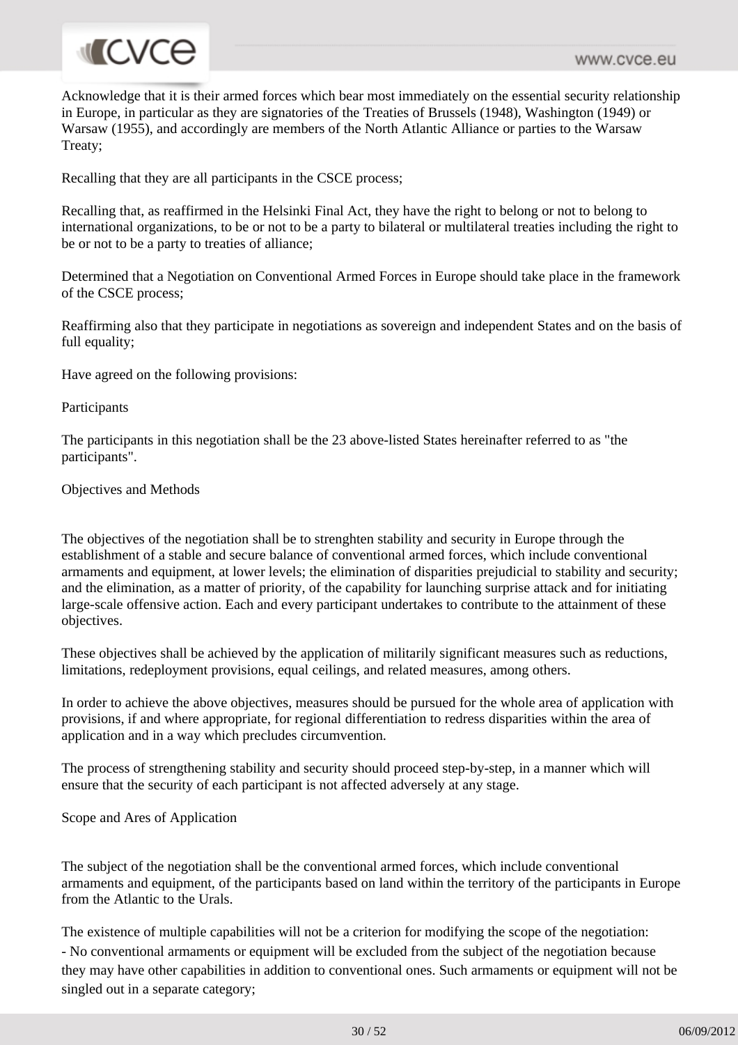Acknowledge that it is their armed forces which bear most immediately on the essential security relationship in Europe, in particular as they are signatories of the Treaties of Brussels (1948), Washington (1949) or Warsaw (1955), and accordingly are members of the North Atlantic Alliance or parties to the Warsaw Treaty;

Recalling that they are all participants in the CSCE process;

Recalling that, as reaffirmed in the Helsinki Final Act, they have the right to belong or not to belong to international organizations, to be or not to be a party to bilateral or multilateral treaties including the right to be or not to be a party to treaties of alliance;

Determined that a Negotiation on Conventional Armed Forces in Europe should take place in the framework of the CSCE process;

Reaffirming also that they participate in negotiations as sovereign and independent States and on the basis of full equality;

Have agreed on the following provisions:

Participants

The participants in this negotiation shall be the 23 above-listed States hereinafter referred to as "the participants".

Objectives and Methods

The objectives of the negotiation shall be to strenghten stability and security in Europe through the establishment of a stable and secure balance of conventional armed forces, which include conventional armaments and equipment, at lower levels; the elimination of disparities prejudicial to stability and security; and the elimination, as a matter of priority, of the capability for launching surprise attack and for initiating large-scale offensive action. Each and every participant undertakes to contribute to the attainment of these objectives.

These objectives shall be achieved by the application of militarily significant measures such as reductions, limitations, redeployment provisions, equal ceilings, and related measures, among others.

In order to achieve the above objectives, measures should be pursued for the whole area of application with provisions, if and where appropriate, for regional differentiation to redress disparities within the area of application and in a way which precludes circumvention.

The process of strengthening stability and security should proceed step-by-step, in a manner which will ensure that the security of each participant is not affected adversely at any stage.

Scope and Ares of Application

The subject of the negotiation shall be the conventional armed forces, which include conventional armaments and equipment, of the participants based on land within the territory of the participants in Europe from the Atlantic to the Urals.

The existence of multiple capabilities will not be a criterion for modifying the scope of the negotiation:

- No conventional armaments or equipment will be excluded from the subject of the negotiation because they may have other capabilities in addition to conventional ones. Such armaments or equipment will not be singled out in a separate category;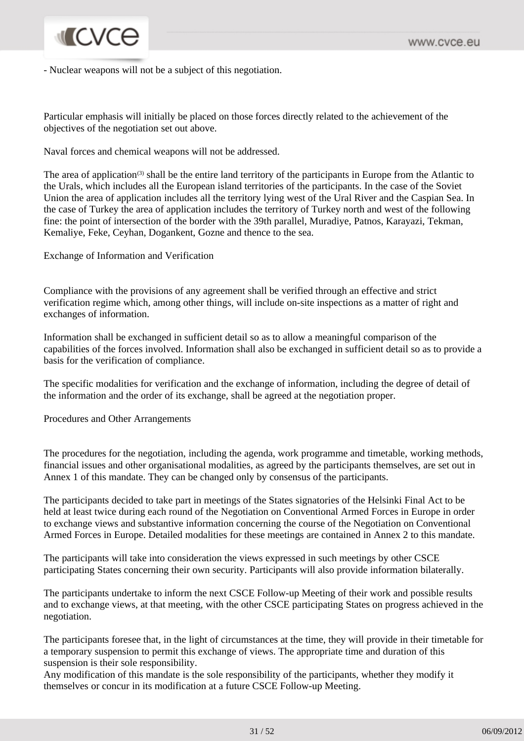- Nuclear weapons will not be a subject of this negotiation.

Particular emphasis will initially be placed on those forces directly related to the achievement of the objectives of the negotiation set out above.

Naval forces and chemical weapons will not be addressed.

The area of application[(3)] shall be the entire land territory of the participants in Europe from the Atlantic to the Urals, which includes all the European island territories of the participants. In the case of the Soviet Union the area of application includes all the territory lying west of the Ural River and the Caspian Sea. In the case of Turkey the area of application includes the territory of Turkey north and west of the following fine: the point of intersection of the border with the 39th parallel, Muradiye, Patnos, Karayazi, Tekman, Kemaliye, Feke, Ceyhan, Dogankent, Gozne and thence to the sea.

Exchange of Information and Verification

Compliance with the provisions of any agreement shall be verified through an effective and strict verification regime which, among other things, will include on-site inspections as a matter of right and exchanges of information.

Information shall be exchanged in sufficient detail so as to allow a meaningful comparison of the capabilities of the forces involved. Information shall also be exchanged in sufficient detail so as to provide a basis for the verification of compliance.

The specific modalities for verification and the exchange of information, including the degree of detail of the information and the order of its exchange, shall be agreed at the negotiation proper.

Procedures and Other Arrangements

The procedures for the negotiation, including the agenda, work programme and timetable, working methods, financial issues and other organisational modalities, as agreed by the participants themselves, are set out in Annex 1 of this mandate. They can be changed only by consensus of the participants.

The participants decided to take part in meetings of the States signatories of the Helsinki Final Act to be held at least twice during each round of the Negotiation on Conventional Armed Forces in Europe in order to exchange views and substantive information concerning the course of the Negotiation on Conventional Armed Forces in Europe. Detailed modalities for these meetings are contained in Annex 2 to this mandate.

The participants will take into consideration the views expressed in such meetings by other CSCE participating States concerning their own security. Participants will also provide information bilaterally.

The participants undertake to inform the next CSCE Follow-up Meeting of their work and possible results and to exchange views, at that meeting, with the other CSCE participating States on progress achieved in the negotiation.

The participants foresee that, in the light of circumstances at the time, they will provide in their timetable for a temporary suspension to permit this exchange of views. The appropriate time and duration of this suspension is their sole responsibility.
Any modification of this mandate is the sole responsibility of the participants, whether they modify it themselves or concur in its modification at a future CSCE Follow-up Meeting.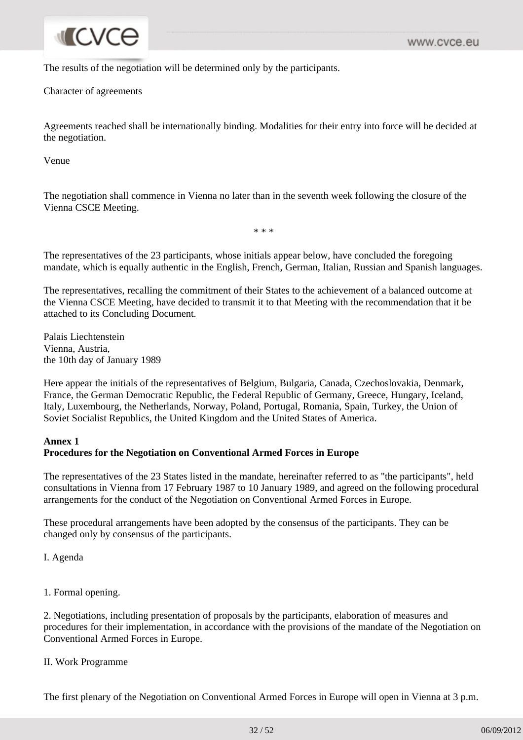The results of the negotiation will be determined only by the participants.

Character of agreements

Agreements reached shall be internationally binding. Modalities for their entry into force will be decided at the negotiation.

Venue

The negotiation shall commence in Vienna no later than in the seventh week following the closure of the Vienna CSCE Meeting.

* * *

The representatives of the 23 participants, whose initials appear below, have concluded the foregoing mandate, which is equally authentic in the English, French, German, Italian, Russian and Spanish languages.

The representatives, recalling the commitment of their States to the achievement of a balanced outcome at the Vienna CSCE Meeting, have decided to transmit it to that Meeting with the recommendation that it be attached to its Concluding Document.

Palais Liechtenstein
Vienna, Austria,
the 10th day of January 1989

Here appear the initials of the representatives of Belgium, Bulgaria, Canada, Czechoslovakia, Denmark, France, the German Democratic Republic, the Federal Republic of Germany, Greece, Hungary, Iceland, Italy, Luxembourg, the Netherlands, Norway, Poland, Portugal, Romania, Spain, Turkey, the Union of Soviet Socialist Republics, the United Kingdom and the United States of America.

**Annex 1**
**Procedures for the Negotiation on Conventional Armed Forces in Europe**

The representatives of the 23 States listed in the mandate, hereinafter referred to as "the participants", held consultations in Vienna from 17 February 1987 to 10 January 1989, and agreed on the following procedural arrangements for the conduct of the Negotiation on Conventional Armed Forces in Europe.

These procedural arrangements have been adopted by the consensus of the participants. They can be changed only by consensus of the participants.

I. Agenda

1. Formal opening.

2. Negotiations, including presentation of proposals by the participants, elaboration of measures and procedures for their implementation, in accordance with the provisions of the mandate of the Negotiation on Conventional Armed Forces in Europe.

II. Work Programme

The first plenary of the Negotiation on Conventional Armed Forces in Europe will open in Vienna at 3 p.m.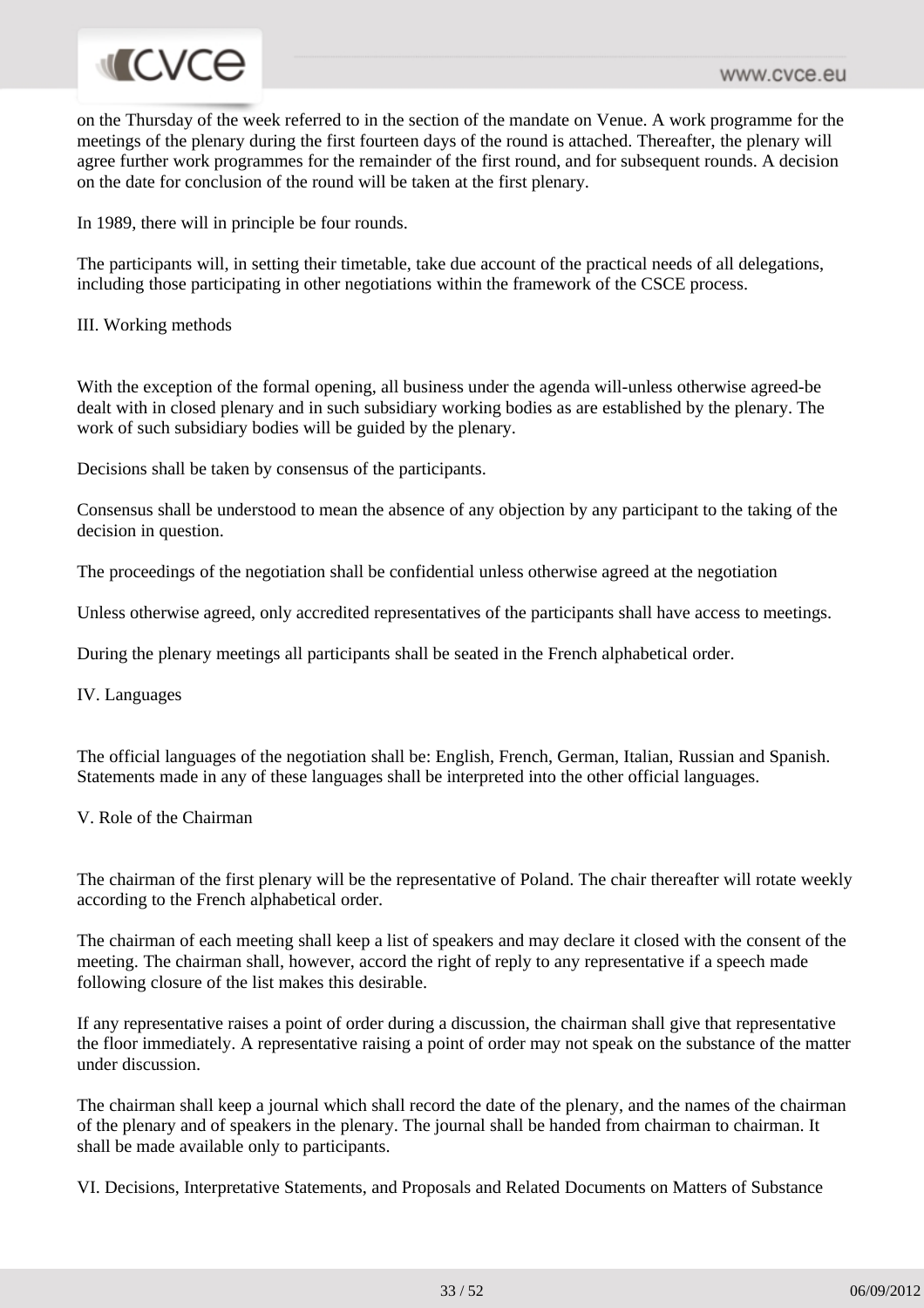on the Thursday of the week referred to in the section of the mandate on Venue. A work programme for the meetings of the plenary during the first fourteen days of the round is attached. Thereafter, the plenary will agree further work programmes for the remainder of the first round, and for subsequent rounds. A decision on the date for conclusion of the round will be taken at the first plenary.

In 1989, there will in principle be four rounds.

The participants will, in setting their timetable, take due account of the practical needs of all delegations, including those participating in other negotiations within the framework of the CSCE process.

## III. Working methods

With the exception of the formal opening, all business under the agenda will-unless otherwise agreed-be dealt with in closed plenary and in such subsidiary working bodies as are established by the plenary. The work of such subsidiary bodies will be guided by the plenary.

Decisions shall be taken by consensus of the participants.

Consensus shall be understood to mean the absence of any objection by any participant to the taking of the decision in question.

The proceedings of the negotiation shall be confidential unless otherwise agreed at the negotiation

Unless otherwise agreed, only accredited representatives of the participants shall have access to meetings.

During the plenary meetings all participants shall be seated in the French alphabetical order.

## IV. Languages

The official languages of the negotiation shall be: English, French, German, Italian, Russian and Spanish. Statements made in any of these languages shall be interpreted into the other official languages.

## V. Role of the Chairman

The chairman of the first plenary will be the representative of Poland. The chair thereafter will rotate weekly according to the French alphabetical order.

The chairman of each meeting shall keep a list of speakers and may declare it closed with the consent of the meeting. The chairman shall, however, accord the right of reply to any representative if a speech made following closure of the list makes this desirable.

If any representative raises a point of order during a discussion, the chairman shall give that representative the floor immediately. A representative raising a point of order may not speak on the substance of the matter under discussion.

The chairman shall keep a journal which shall record the date of the plenary, and the names of the chairman of the plenary and of speakers in the plenary. The journal shall be handed from chairman to chairman. It shall be made available only to participants.

## VI. Decisions, Interpretative Statements, and Proposals and Related Documents on Matters of Substance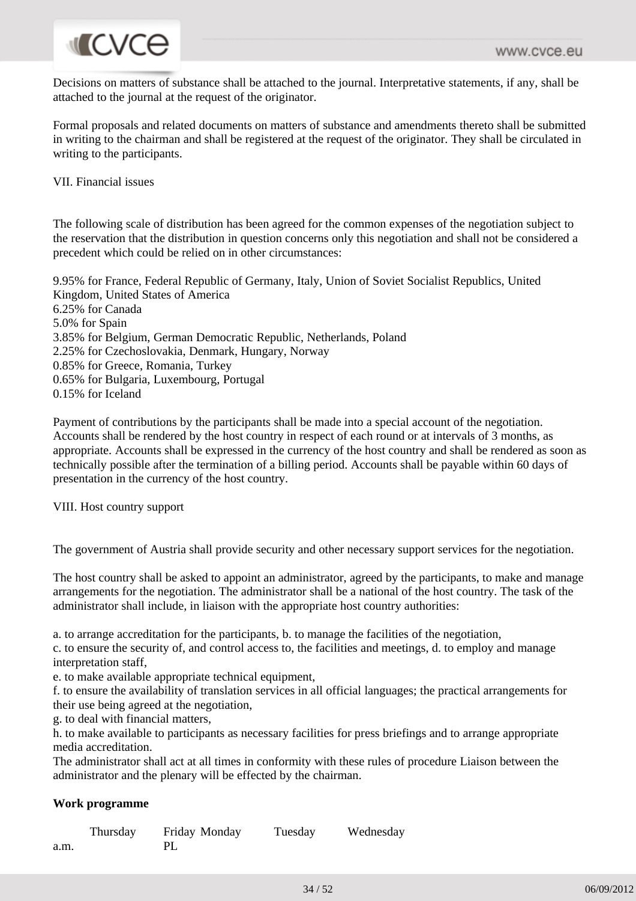Decisions on matters of substance shall be attached to the journal. Interpretative statements, if any, shall be attached to the journal at the request of the originator.

Formal proposals and related documents on matters of substance and amendments thereto shall be submitted in writing to the chairman and shall be registered at the request of the originator. They shall be circulated in writing to the participants.

VII. Financial issues

The following scale of distribution has been agreed for the common expenses of the negotiation subject to the reservation that the distribution in question concerns only this negotiation and shall not be considered a precedent which could be relied on in other circumstances:

9.95% for France, Federal Republic of Germany, Italy, Union of Soviet Socialist Republics, United Kingdom, United States of America
6.25% for Canada
5.0% for Spain
3.85% for Belgium, German Democratic Republic, Netherlands, Poland
2.25% for Czechoslovakia, Denmark, Hungary, Norway
0.85% for Greece, Romania, Turkey
0.65% for Bulgaria, Luxembourg, Portugal
0.15% for Iceland

Payment of contributions by the participants shall be made into a special account of the negotiation. Accounts shall be rendered by the host country in respect of each round or at intervals of 3 months, as appropriate. Accounts shall be expressed in the currency of the host country and shall be rendered as soon as technically possible after the termination of a billing period. Accounts shall be payable within 60 days of presentation in the currency of the host country.

VIII. Host country support

The government of Austria shall provide security and other necessary support services for the negotiation.

The host country shall be asked to appoint an administrator, agreed by the participants, to make and manage arrangements for the negotiation. The administrator shall be a national of the host country. The task of the administrator shall include, in liaison with the appropriate host country authorities:

a. to arrange accreditation for the participants, b. to manage the facilities of the negotiation,
c. to ensure the security of, and control access to, the facilities and meetings, d. to employ and manage interpretation staff,
e. to make available appropriate technical equipment,
f. to ensure the availability of translation services in all official languages; the practical arrangements for their use being agreed at the negotiation,
g. to deal with financial matters,
h. to make available to participants as necessary facilities for press briefings and to arrange appropriate media accreditation.
The administrator shall act at all times in conformity with these rules of procedure Liaison between the administrator and the plenary will be effected by the chairman.

**Work programme**

| | Thursday | Friday | Monday | Tuesday | Wednesday |
|---|---|---|---|---|---|
| a.m. | | PL | | | |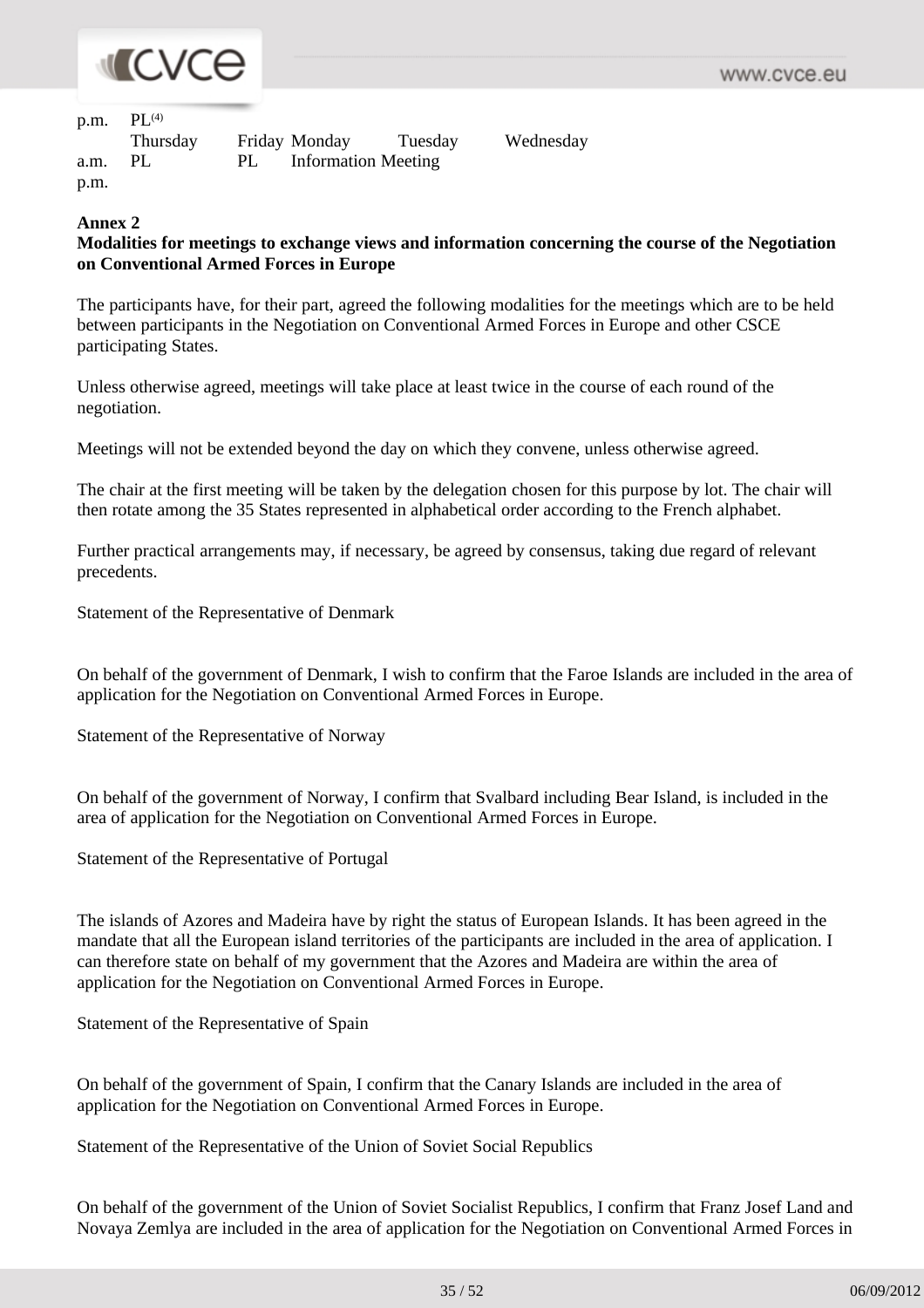| | | | | | |
|---|---|---|---|---|---|
| p.m. | PL[4] | | | | |
| | Thursday | Friday | Monday | Tuesday | Wednesday |
| a.m. | PL | PL | Information Meeting | | |
| p.m. | | | | | |

**Annex 2**

**Modalities for meetings to exchange views and information concerning the course of the Negotiation on Conventional Armed Forces in Europe**

The participants have, for their part, agreed the following modalities for the meetings which are to be held between participants in the Negotiation on Conventional Armed Forces in Europe and other CSCE participating States.

Unless otherwise agreed, meetings will take place at least twice in the course of each round of the negotiation.

Meetings will not be extended beyond the day on which they convene, unless otherwise agreed.

The chair at the first meeting will be taken by the delegation chosen for this purpose by lot. The chair will then rotate among the 35 States represented in alphabetical order according to the French alphabet.

Further practical arrangements may, if necessary, be agreed by consensus, taking due regard of relevant precedents.

Statement of the Representative of Denmark

On behalf of the government of Denmark, I wish to confirm that the Faroe Islands are included in the area of application for the Negotiation on Conventional Armed Forces in Europe.

Statement of the Representative of Norway

On behalf of the government of Norway, I confirm that Svalbard including Bear Island, is included in the area of application for the Negotiation on Conventional Armed Forces in Europe.

Statement of the Representative of Portugal

The islands of Azores and Madeira have by right the status of European Islands. It has been agreed in the mandate that all the European island territories of the participants are included in the area of application. I can therefore state on behalf of my government that the Azores and Madeira are within the area of application for the Negotiation on Conventional Armed Forces in Europe.

Statement of the Representative of Spain

On behalf of the government of Spain, I confirm that the Canary Islands are included in the area of application for the Negotiation on Conventional Armed Forces in Europe.

Statement of the Representative of the Union of Soviet Social Republics

On behalf of the government of the Union of Soviet Socialist Republics, I confirm that Franz Josef Land and Novaya Zemlya are included in the area of application for the Negotiation on Conventional Armed Forces in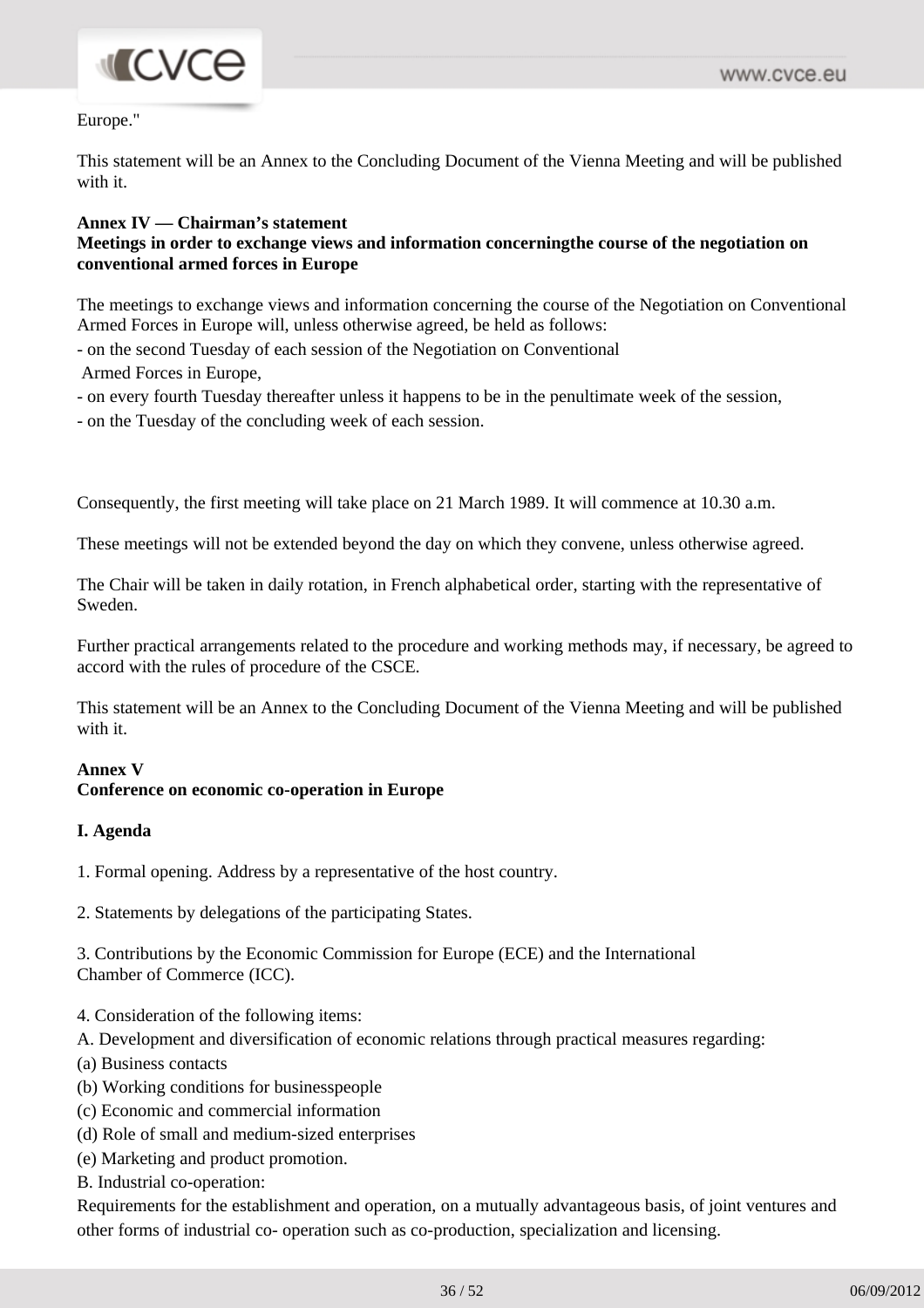Europe."

This statement will be an Annex to the Concluding Document of the Vienna Meeting and will be published with it.

**Annex IV — Chairman's statement**
**Meetings in order to exchange views and information concerningthe course of the negotiation on conventional armed forces in Europe**

The meetings to exchange views and information concerning the course of the Negotiation on Conventional Armed Forces in Europe will, unless otherwise agreed, be held as follows:

- on the second Tuesday of each session of the Negotiation on Conventional Armed Forces in Europe,
- on every fourth Tuesday thereafter unless it happens to be in the penultimate week of the session,
- on the Tuesday of the concluding week of each session.

Consequently, the first meeting will take place on 21 March 1989. It will commence at 10.30 a.m.

These meetings will not be extended beyond the day on which they convene, unless otherwise agreed.

The Chair will be taken in daily rotation, in French alphabetical order, starting with the representative of Sweden.

Further practical arrangements related to the procedure and working methods may, if necessary, be agreed to accord with the rules of procedure of the CSCE.

This statement will be an Annex to the Concluding Document of the Vienna Meeting and will be published with it.

**Annex V**
**Conference on economic co-operation in Europe**

**I. Agenda**

1. Formal opening. Address by a representative of the host country.

2. Statements by delegations of the participating States.

3. Contributions by the Economic Commission for Europe (ECE) and the International Chamber of Commerce (ICC).

4. Consideration of the following items:

A. Development and diversification of economic relations through practical measures regarding:

(a) Business contacts
(b) Working conditions for businesspeople
(c) Economic and commercial information
(d) Role of small and medium-sized enterprises
(e) Marketing and product promotion.

B. Industrial co-operation:

Requirements for the establishment and operation, on a mutually advantageous basis, of joint ventures and other forms of industrial co- operation such as co-production, specialization and licensing.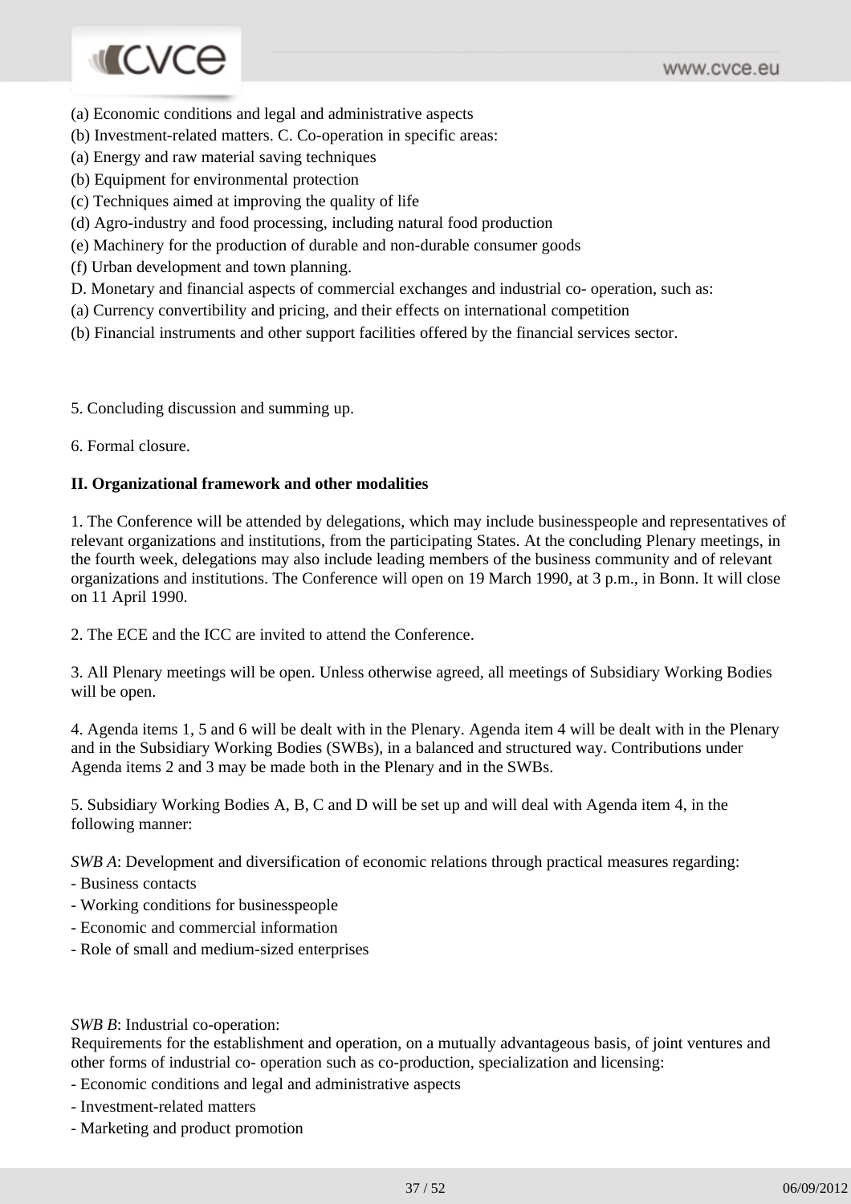(a) Economic conditions and legal and administrative aspects

(b) Investment-related matters. C. Co-operation in specific areas:

(a) Energy and raw material saving techniques

(b) Equipment for environmental protection

(c) Techniques aimed at improving the quality of life

(d) Agro-industry and food processing, including natural food production

(e) Machinery for the production of durable and non-durable consumer goods

(f) Urban development and town planning.

D. Monetary and financial aspects of commercial exchanges and industrial co- operation, such as:

(a) Currency convertibility and pricing, and their effects on international competition

(b) Financial instruments and other support facilities offered by the financial services sector.

5. Concluding discussion and summing up.

6. Formal closure.

**II. Organizational framework and other modalities**

1. The Conference will be attended by delegations, which may include businesspeople and representatives of relevant organizations and institutions, from the participating States. At the concluding Plenary meetings, in the fourth week, delegations may also include leading members of the business community and of relevant organizations and institutions. The Conference will open on 19 March 1990, at 3 p.m., in Bonn. It will close on 11 April 1990.

2. The ECE and the ICC are invited to attend the Conference.

3. All Plenary meetings will be open. Unless otherwise agreed, all meetings of Subsidiary Working Bodies will be open.

4. Agenda items 1, 5 and 6 will be dealt with in the Plenary. Agenda item 4 will be dealt with in the Plenary and in the Subsidiary Working Bodies (SWBs), in a balanced and structured way. Contributions under Agenda items 2 and 3 may be made both in the Plenary and in the SWBs.

5. Subsidiary Working Bodies A, B, C and D will be set up and will deal with Agenda item 4, in the following manner:

*SWB A*: Development and diversification of economic relations through practical measures regarding:

- Business contacts
- Working conditions for businesspeople
- Economic and commercial information
- Role of small and medium-sized enterprises

*SWB B*: Industrial co-operation:

Requirements for the establishment and operation, on a mutually advantageous basis, of joint ventures and other forms of industrial co- operation such as co-production, specialization and licensing:

- Economic conditions and legal and administrative aspects
- Investment-related matters
- Marketing and product promotion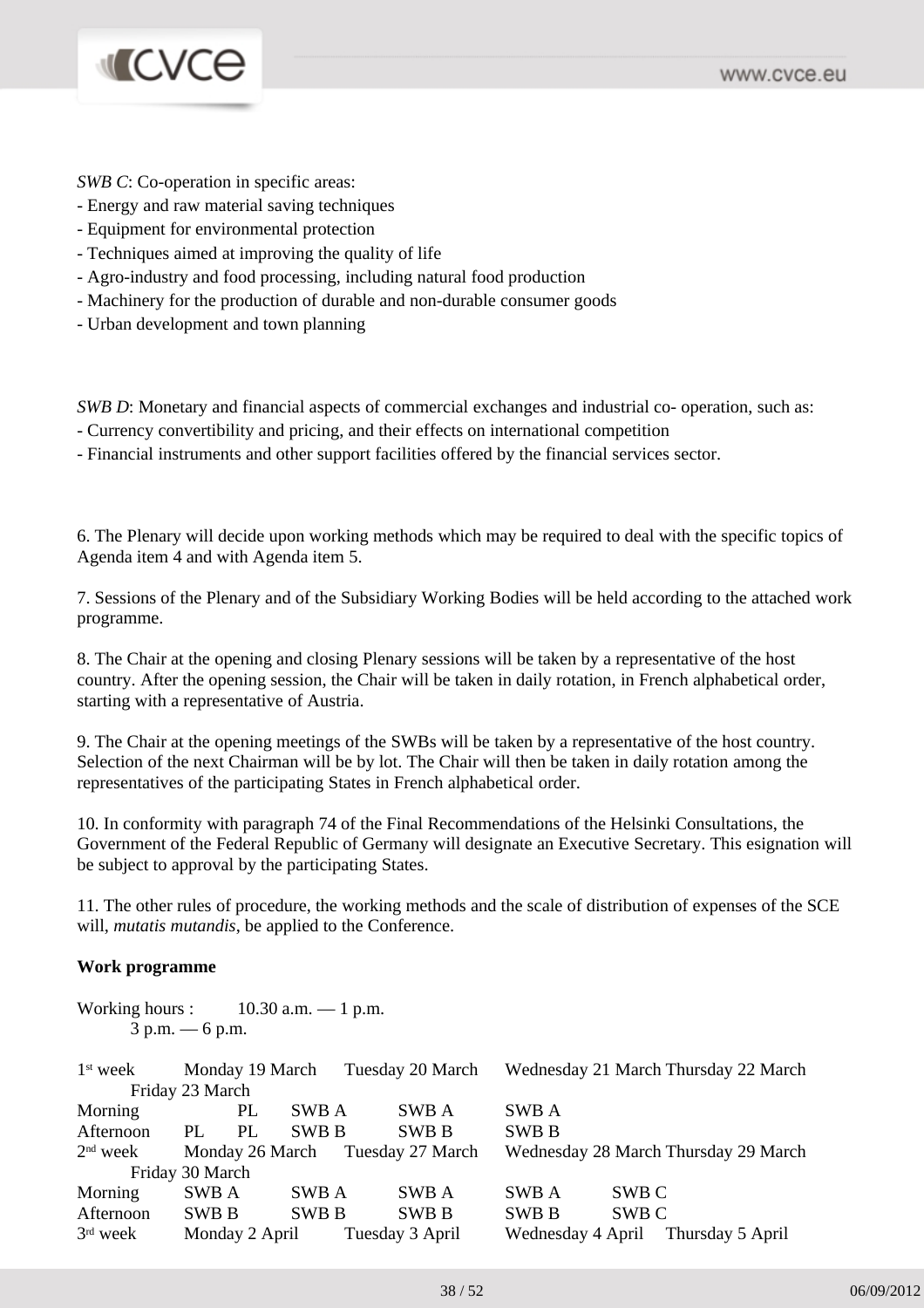*SWB C*: Co-operation in specific areas:
- Energy and raw material saving techniques
- Equipment for environmental protection
- Techniques aimed at improving the quality of life
- Agro-industry and food processing, including natural food production
- Machinery for the production of durable and non-durable consumer goods
- Urban development and town planning

*SWB D*: Monetary and financial aspects of commercial exchanges and industrial co- operation, such as:
- Currency convertibility and pricing, and their effects on international competition
- Financial instruments and other support facilities offered by the financial services sector.

6. The Plenary will decide upon working methods which may be required to deal with the specific topics of Agenda item 4 and with Agenda item 5.

7. Sessions of the Plenary and of the Subsidiary Working Bodies will be held according to the attached work programme.

8. The Chair at the opening and closing Plenary sessions will be taken by a representative of the host country. After the opening session, the Chair will be taken in daily rotation, in French alphabetical order, starting with a representative of Austria.

9. The Chair at the opening meetings of the SWBs will be taken by a representative of the host country. Selection of the next Chairman will be by lot. The Chair will then be taken in daily rotation among the representatives of the participating States in French alphabetical order.

10. In conformity with paragraph 74 of the Final Recommendations of the Helsinki Consultations, the Government of the Federal Republic of Germany will designate an Executive Secretary. This esignation will be subject to approval by the participating States.

11. The other rules of procedure, the working methods and the scale of distribution of expenses of the SCE will, *mutatis mutandis*, be applied to the Conference.

**Work programme**

Working hours : 10.30 a.m. — 1 p.m.
3 p.m. — 6 p.m.

| 1st week | Monday 19 March | Tuesday 20 March | Wednesday 21 March | Thursday 22 March | Friday 23 March |
|---|---|---|---|---|---|
| Morning | | PL | SWB A | SWB A | SWB A |
| Afternoon | PL | PL | SWB B | SWB B | SWB B |
| **2nd week** | **Monday 26 March** | **Tuesday 27 March** | **Wednesday 28 March** | **Thursday 29 March** | **Friday 30 March** |
| Morning | SWB A | SWB A | SWB A | SWB A | SWB C |
| Afternoon | SWB B | SWB B | SWB B | SWB B | SWB C |
| **3rd week** | **Monday 2 April** | **Tuesday 3 April** | **Wednesday 4 April** | **Thursday 5 April** | |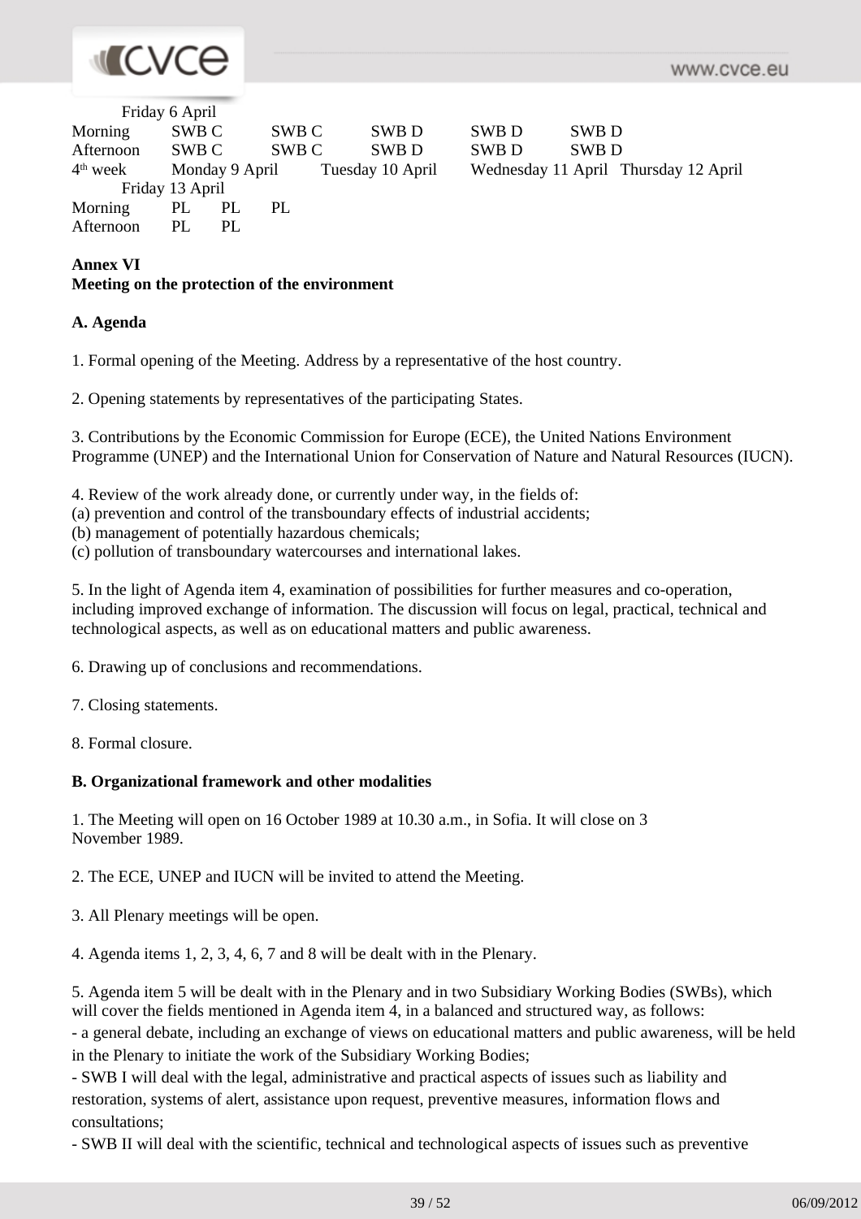| | | | | | |
|---|---|---|---|---|---|
| | Friday 6 April | | | | |
| Morning | SWB C | SWB C | SWB D | SWB D | SWB D |
| Afternoon | SWB C | SWB C | SWB D | SWB D | SWB D |
| 4th week | Monday 9 April | Tuesday 10 April | Wednesday 11 April | Thursday 12 April | |
| | Friday 13 April | | | | |
| Morning | PL | PL | PL | | |
| Afternoon | PL | PL | | | |

**Annex VI**
**Meeting on the protection of the environment**

**A. Agenda**

1. Formal opening of the Meeting. Address by a representative of the host country.

2. Opening statements by representatives of the participating States.

3. Contributions by the Economic Commission for Europe (ECE), the United Nations Environment Programme (UNEP) and the International Union for Conservation of Nature and Natural Resources (IUCN).

4. Review of the work already done, or currently under way, in the fields of:
(a) prevention and control of the transboundary effects of industrial accidents;
(b) management of potentially hazardous chemicals;
(c) pollution of transboundary watercourses and international lakes.

5. In the light of Agenda item 4, examination of possibilities for further measures and co-operation, including improved exchange of information. The discussion will focus on legal, practical, technical and technological aspects, as well as on educational matters and public awareness.

6. Drawing up of conclusions and recommendations.

7. Closing statements.

8. Formal closure.

**B. Organizational framework and other modalities**

1. The Meeting will open on 16 October 1989 at 10.30 a.m., in Sofia. It will close on 3 November 1989.

2. The ECE, UNEP and IUCN will be invited to attend the Meeting.

3. All Plenary meetings will be open.

4. Agenda items 1, 2, 3, 4, 6, 7 and 8 will be dealt with in the Plenary.

5. Agenda item 5 will be dealt with in the Plenary and in two Subsidiary Working Bodies (SWBs), which will cover the fields mentioned in Agenda item 4, in a balanced and structured way, as follows:
- a general debate, including an exchange of views on educational matters and public awareness, will be held in the Plenary to initiate the work of the Subsidiary Working Bodies;
- SWB I will deal with the legal, administrative and practical aspects of issues such as liability and restoration, systems of alert, assistance upon request, preventive measures, information flows and consultations;
- SWB II will deal with the scientific, technical and technological aspects of issues such as preventive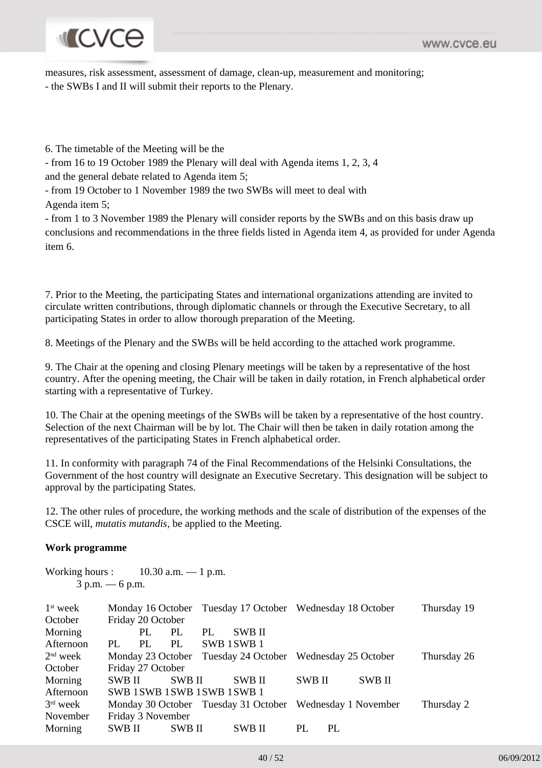measures, risk assessment, assessment of damage, clean-up, measurement and monitoring;
- the SWBs I and II will submit their reports to the Plenary.

6. The timetable of the Meeting will be the
- from 16 to 19 October 1989 the Plenary will deal with Agenda items 1, 2, 3, 4 and the general debate related to Agenda item 5;
- from 19 October to 1 November 1989 the two SWBs will meet to deal with Agenda item 5;
- from 1 to 3 November 1989 the Plenary will consider reports by the SWBs and on this basis draw up conclusions and recommendations in the three fields listed in Agenda item 4, as provided for under Agenda item 6.

7. Prior to the Meeting, the participating States and international organizations attending are invited to circulate written contributions, through diplomatic channels or through the Executive Secretary, to all participating States in order to allow thorough preparation of the Meeting.

8. Meetings of the Plenary and the SWBs will be held according to the attached work programme.

9. The Chair at the opening and closing Plenary meetings will be taken by a representative of the host country. After the opening meeting, the Chair will be taken in daily rotation, in French alphabetical order starting with a representative of Turkey.

10. The Chair at the opening meetings of the SWBs will be taken by a representative of the host country. Selection of the next Chairman will be by lot. The Chair will then be taken in daily rotation among the representatives of the participating States in French alphabetical order.

11. In conformity with paragraph 74 of the Final Recommendations of the Helsinki Consultations, the Government of the host country will designate an Executive Secretary. This designation will be subject to approval by the participating States.

12. The other rules of procedure, the working methods and the scale of distribution of the expenses of the CSCE will, *mutatis mutandis*, be applied to the Meeting.

**Work programme**

Working hours : 10.30 a.m. — 1 p.m.
3 p.m. — 6 p.m.

| 1st week | Monday 16 October | Tuesday 17 October | Wednesday 18 October | Thursday 19 October | Friday 20 October |
|---|---|---|---|---|---|
| Morning | PL | PL | PL | SWB II | |
| Afternoon | PL | PL | PL | SWB 1 | SWB 1 |
| 2nd week | Monday 23 October | Tuesday 24 October | Wednesday 25 October | Thursday 26 October | Friday 27 October |
| Morning | SWB II | SWB II | SWB II | SWB II | SWB II |
| Afternoon | SWB 1 | SWB 1 | SWB 1 | SWB 1 | SWB 1 |
| 3rd week | Monday 30 October | Tuesday 31 October | Wednesday 1 November | Thursday 2 November | Friday 3 November |
| Morning | SWB II | SWB II | SWB II | PL | PL |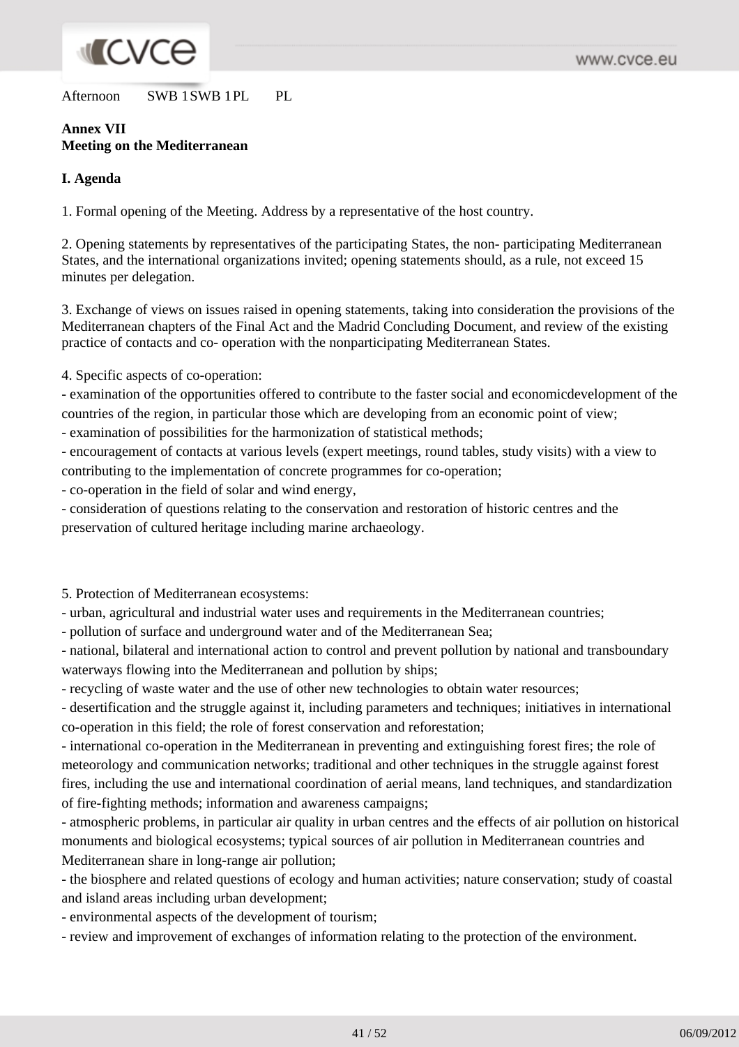Afternoon SWB 1SWB 1PL PL

**Annex VII**
**Meeting on the Mediterranean**

**I. Agenda**

1. Formal opening of the Meeting. Address by a representative of the host country.

2. Opening statements by representatives of the participating States, the non- participating Mediterranean States, and the international organizations invited; opening statements should, as a rule, not exceed 15 minutes per delegation.

3. Exchange of views on issues raised in opening statements, taking into consideration the provisions of the Mediterranean chapters of the Final Act and the Madrid Concluding Document, and review of the existing practice of contacts and co- operation with the nonparticipating Mediterranean States.

4. Specific aspects of co-operation:
- examination of the opportunities offered to contribute to the faster social and economicdevelopment of the countries of the region, in particular those which are developing from an economic point of view;
- examination of possibilities for the harmonization of statistical methods;
- encouragement of contacts at various levels (expert meetings, round tables, study visits) with a view to contributing to the implementation of concrete programmes for co-operation;
- co-operation in the field of solar and wind energy,
- consideration of questions relating to the conservation and restoration of historic centres and the preservation of cultured heritage including marine archaeology.

5. Protection of Mediterranean ecosystems:
- urban, agricultural and industrial water uses and requirements in the Mediterranean countries;
- pollution of surface and underground water and of the Mediterranean Sea;
- national, bilateral and international action to control and prevent pollution by national and transboundary waterways flowing into the Mediterranean and pollution by ships;
- recycling of waste water and the use of other new technologies to obtain water resources;
- desertification and the struggle against it, including parameters and techniques; initiatives in international co-operation in this field; the role of forest conservation and reforestation;
- international co-operation in the Mediterranean in preventing and extinguishing forest fires; the role of meteorology and communication networks; traditional and other techniques in the struggle against forest fires, including the use and international coordination of aerial means, land techniques, and standardization of fire-fighting methods; information and awareness campaigns;
- atmospheric problems, in particular air quality in urban centres and the effects of air pollution on historical monuments and biological ecosystems; typical sources of air pollution in Mediterranean countries and Mediterranean share in long-range air pollution;
- the biosphere and related questions of ecology and human activities; nature conservation; study of coastal and island areas including urban development;
- environmental aspects of the development of tourism;
- review and improvement of exchanges of information relating to the protection of the environment.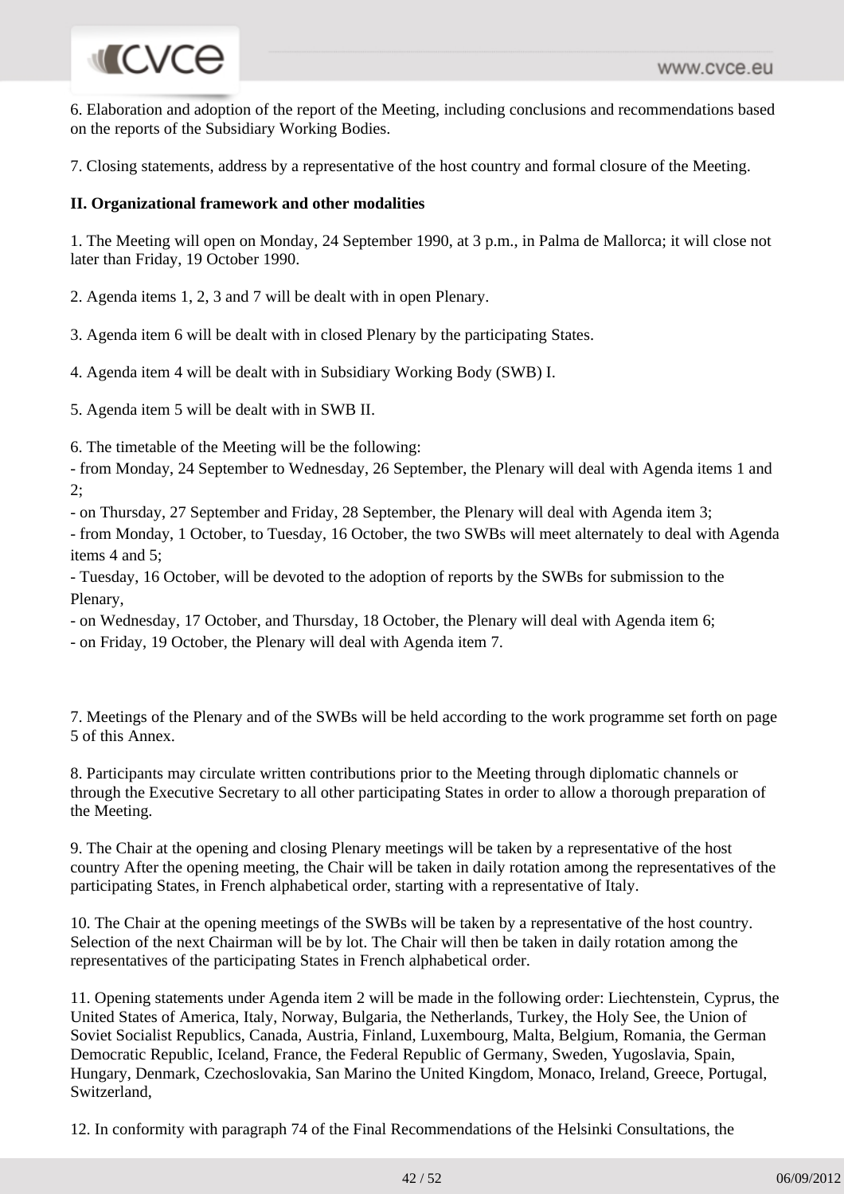6. Elaboration and adoption of the report of the Meeting, including conclusions and recommendations based on the reports of the Subsidiary Working Bodies.

7. Closing statements, address by a representative of the host country and formal closure of the Meeting.

**II. Organizational framework and other modalities**

1. The Meeting will open on Monday, 24 September 1990, at 3 p.m., in Palma de Mallorca; it will close not later than Friday, 19 October 1990.

2. Agenda items 1, 2, 3 and 7 will be dealt with in open Plenary.

3. Agenda item 6 will be dealt with in closed Plenary by the participating States.

4. Agenda item 4 will be dealt with in Subsidiary Working Body (SWB) I.

5. Agenda item 5 will be dealt with in SWB II.

6. The timetable of the Meeting will be the following:
- from Monday, 24 September to Wednesday, 26 September, the Plenary will deal with Agenda items 1 and 2;
- on Thursday, 27 September and Friday, 28 September, the Plenary will deal with Agenda item 3;
- from Monday, 1 October, to Tuesday, 16 October, the two SWBs will meet alternately to deal with Agenda items 4 and 5;
- Tuesday, 16 October, will be devoted to the adoption of reports by the SWBs for submission to the Plenary,
- on Wednesday, 17 October, and Thursday, 18 October, the Plenary will deal with Agenda item 6;
- on Friday, 19 October, the Plenary will deal with Agenda item 7.

7. Meetings of the Plenary and of the SWBs will be held according to the work programme set forth on page 5 of this Annex.

8. Participants may circulate written contributions prior to the Meeting through diplomatic channels or through the Executive Secretary to all other participating States in order to allow a thorough preparation of the Meeting.

9. The Chair at the opening and closing Plenary meetings will be taken by a representative of the host country After the opening meeting, the Chair will be taken in daily rotation among the representatives of the participating States, in French alphabetical order, starting with a representative of Italy.

10. The Chair at the opening meetings of the SWBs will be taken by a representative of the host country. Selection of the next Chairman will be by lot. The Chair will then be taken in daily rotation among the representatives of the participating States in French alphabetical order.

11. Opening statements under Agenda item 2 will be made in the following order: Liechtenstein, Cyprus, the United States of America, Italy, Norway, Bulgaria, the Netherlands, Turkey, the Holy See, the Union of Soviet Socialist Republics, Canada, Austria, Finland, Luxembourg, Malta, Belgium, Romania, the German Democratic Republic, Iceland, France, the Federal Republic of Germany, Sweden, Yugoslavia, Spain, Hungary, Denmark, Czechoslovakia, San Marino the United Kingdom, Monaco, Ireland, Greece, Portugal, Switzerland,

12. In conformity with paragraph 74 of the Final Recommendations of the Helsinki Consultations, the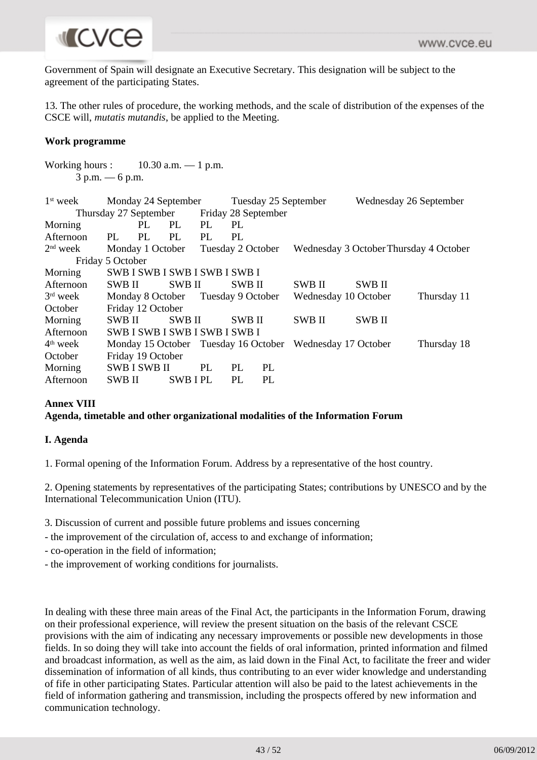Government of Spain will designate an Executive Secretary. This designation will be subject to the agreement of the participating States.

13. The other rules of procedure, the working methods, and the scale of distribution of the expenses of the CSCE will, *mutatis mutandis*, be applied to the Meeting.

**Work programme**

Working hours : 10.30 a.m. — 1 p.m.
3 p.m. — 6 p.m.

| 1st week | Monday 24 September | Tuesday 25 September | Wednesday 26 September | Thursday 27 September | Friday 28 September |
|---|---|---|---|---|---|
| Morning | | PL | PL | PL | PL |
| Afternoon | PL | PL | PL | PL | PL |
| **2nd week** | **Monday 1 October** | **Tuesday 2 October** | **Wednesday 3 October** | **Thursday 4 October** | **Friday 5 October** |
| Morning | SWB I | SWB I | SWB I | SWB I | SWB I |
| Afternoon | SWB II | SWB II | SWB II | SWB II | SWB II |
| **3rd week** | **Monday 8 October** | **Tuesday 9 October** | **Wednesday 10 October** | **Thursday 11 October** | **Friday 12 October** |
| Morning | SWB II | SWB II | SWB II | SWB II | SWB II |
| Afternoon | SWB I | SWB I | SWB I | SWB I | SWB I |
| **4th week** | **Monday 15 October** | **Tuesday 16 October** | **Wednesday 17 October** | **Thursday 18 October** | **Friday 19 October** |
| Morning | SWB I | SWB II | PL | PL | PL |
| Afternoon | SWB II | SWB I | PL | PL | PL |

**Annex VIII**
**Agenda, timetable and other organizational modalities of the Information Forum**

**I. Agenda**

1. Formal opening of the Information Forum. Address by a representative of the host country.

2. Opening statements by representatives of the participating States; contributions by UNESCO and by the International Telecommunication Union (ITU).

3. Discussion of current and possible future problems and issues concerning
- the improvement of the circulation of, access to and exchange of information;
- co-operation in the field of information;
- the improvement of working conditions for journalists.

In dealing with these three main areas of the Final Act, the participants in the Information Forum, drawing on their professional experience, will review the present situation on the basis of the relevant CSCE provisions with the aim of indicating any necessary improvements or possible new developments in those fields. In so doing they will take into account the fields of oral information, printed information and filmed and broadcast information, as well as the aim, as laid down in the Final Act, to facilitate the freer and wider dissemination of information of all kinds, thus contributing to an ever wider knowledge and understanding of fife in other participating States. Particular attention will also be paid to the latest achievements in the field of information gathering and transmission, including the prospects offered by new information and communication technology.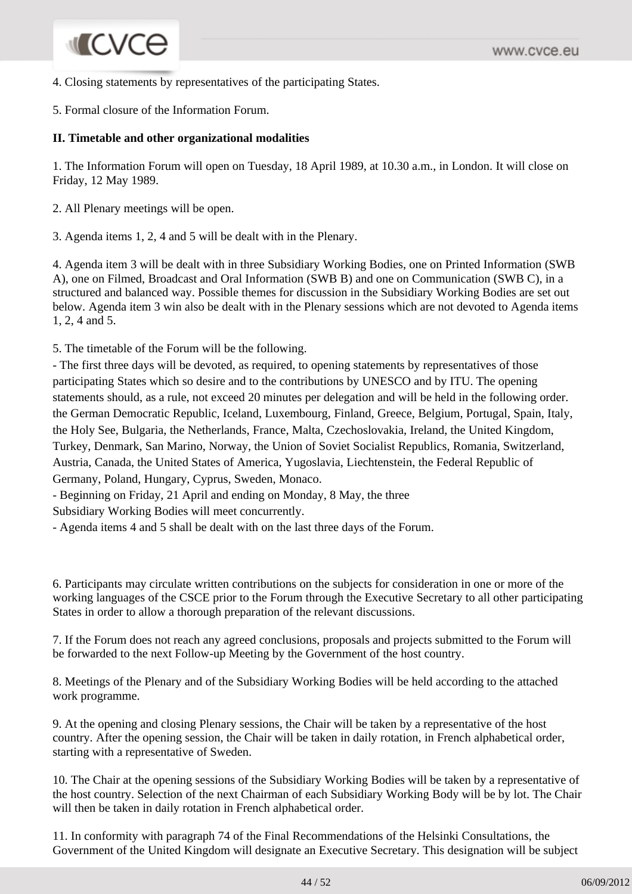4. Closing statements by representatives of the participating States.

5. Formal closure of the Information Forum.

**II. Timetable and other organizational modalities**

1. The Information Forum will open on Tuesday, 18 April 1989, at 10.30 a.m., in London. It will close on Friday, 12 May 1989.

2. All Plenary meetings will be open.

3. Agenda items 1, 2, 4 and 5 will be dealt with in the Plenary.

4. Agenda item 3 will be dealt with in three Subsidiary Working Bodies, one on Printed Information (SWB A), one on Filmed, Broadcast and Oral Information (SWB B) and one on Communication (SWB C), in a structured and balanced way. Possible themes for discussion in the Subsidiary Working Bodies are set out below. Agenda item 3 win also be dealt with in the Plenary sessions which are not devoted to Agenda items 1, 2, 4 and 5.

5. The timetable of the Forum will be the following.

- The first three days will be devoted, as required, to opening statements by representatives of those participating States which so desire and to the contributions by UNESCO and by ITU. The opening statements should, as a rule, not exceed 20 minutes per delegation and will be held in the following order. the German Democratic Republic, Iceland, Luxembourg, Finland, Greece, Belgium, Portugal, Spain, Italy, the Holy See, Bulgaria, the Netherlands, France, Malta, Czechoslovakia, Ireland, the United Kingdom, Turkey, Denmark, San Marino, Norway, the Union of Soviet Socialist Republics, Romania, Switzerland, Austria, Canada, the United States of America, Yugoslavia, Liechtenstein, the Federal Republic of Germany, Poland, Hungary, Cyprus, Sweden, Monaco.
- Beginning on Friday, 21 April and ending on Monday, 8 May, the three Subsidiary Working Bodies will meet concurrently.
- Agenda items 4 and 5 shall be dealt with on the last three days of the Forum.

6. Participants may circulate written contributions on the subjects for consideration in one or more of the working languages of the CSCE prior to the Forum through the Executive Secretary to all other participating States in order to allow a thorough preparation of the relevant discussions.

7. If the Forum does not reach any agreed conclusions, proposals and projects submitted to the Forum will be forwarded to the next Follow-up Meeting by the Government of the host country.

8. Meetings of the Plenary and of the Subsidiary Working Bodies will be held according to the attached work programme.

9. At the opening and closing Plenary sessions, the Chair will be taken by a representative of the host country. After the opening session, the Chair will be taken in daily rotation, in French alphabetical order, starting with a representative of Sweden.

10. The Chair at the opening sessions of the Subsidiary Working Bodies will be taken by a representative of the host country. Selection of the next Chairman of each Subsidiary Working Body will be by lot. The Chair will then be taken in daily rotation in French alphabetical order.

11. In conformity with paragraph 74 of the Final Recommendations of the Helsinki Consultations, the Government of the United Kingdom will designate an Executive Secretary. This designation will be subject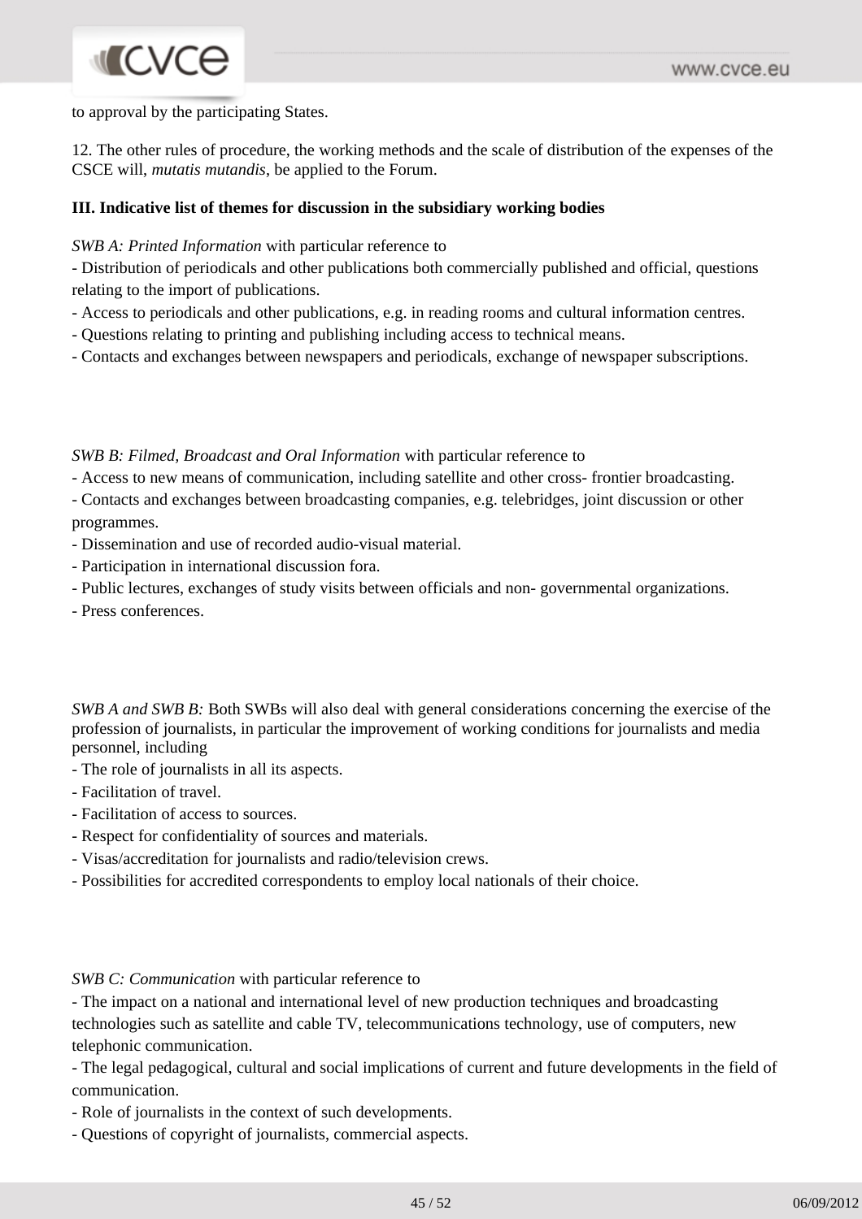to approval by the participating States.

12. The other rules of procedure, the working methods and the scale of distribution of the expenses of the CSCE will, *mutatis mutandis*, be applied to the Forum.

**III. Indicative list of themes for discussion in the subsidiary working bodies**

*SWB A: Printed Information* with particular reference to

- Distribution of periodicals and other publications both commercially published and official, questions relating to the import of publications.
- Access to periodicals and other publications, e.g. in reading rooms and cultural information centres.
- Questions relating to printing and publishing including access to technical means.
- Contacts and exchanges between newspapers and periodicals, exchange of newspaper subscriptions.

*SWB B: Filmed, Broadcast and Oral Information* with particular reference to

- Access to new means of communication, including satellite and other cross- frontier broadcasting.
- Contacts and exchanges between broadcasting companies, e.g. telebridges, joint discussion or other programmes.
- Dissemination and use of recorded audio-visual material.
- Participation in international discussion fora.
- Public lectures, exchanges of study visits between officials and non- governmental organizations.
- Press conferences.

*SWB A and SWB B:* Both SWBs will also deal with general considerations concerning the exercise of the profession of journalists, in particular the improvement of working conditions for journalists and media personnel, including

- The role of journalists in all its aspects.
- Facilitation of travel.
- Facilitation of access to sources.
- Respect for confidentiality of sources and materials.
- Visas/accreditation for journalists and radio/television crews.
- Possibilities for accredited correspondents to employ local nationals of their choice.

*SWB C: Communication* with particular reference to

- The impact on a national and international level of new production techniques and broadcasting technologies such as satellite and cable TV, telecommunications technology, use of computers, new telephonic communication.
- The legal pedagogical, cultural and social implications of current and future developments in the field of communication.
- Role of journalists in the context of such developments.
- Questions of copyright of journalists, commercial aspects.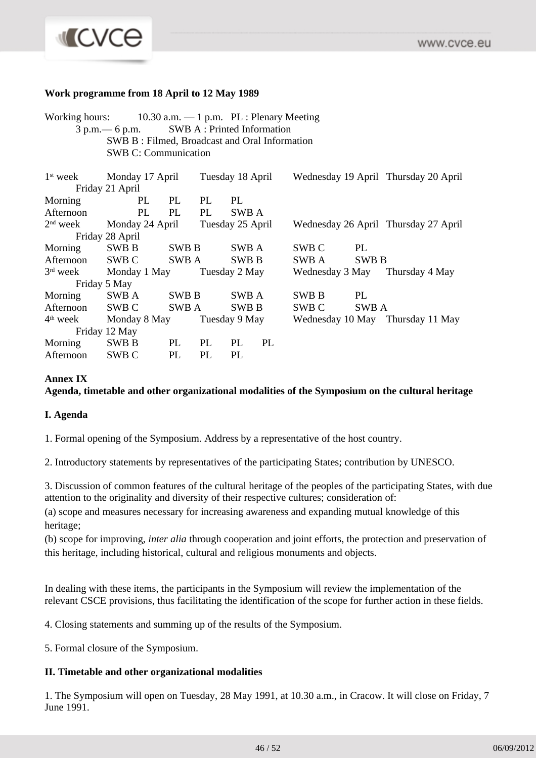**Work programme from 18 April to 12 May 1989**

Working hours: 10.30 a.m. — 1 p.m. PL : Plenary Meeting
3 p.m.— 6 p.m. SWB A : Printed Information
SWB B : Filmed, Broadcast and Oral Information
SWB C: Communication

| 1st week | Monday 17 April | Tuesday 18 April | Wednesday 19 April | Thursday 20 April | Friday 21 April |
|---|---|---|---|---|---|
| Morning | | PL | PL | PL | PL |
| Afternoon | | PL | PL | PL | SWB A |
| **2nd week** | **Monday 24 April** | **Tuesday 25 April** | **Wednesday 26 April** | **Thursday 27 April** | **Friday 28 April** |
| Morning | SWB B | SWB B | SWB A | SWB C | PL |
| Afternoon | SWB C | SWB A | SWB B | SWB A | SWB B |
| **3rd week** | **Monday 1 May** | **Tuesday 2 May** | **Wednesday 3 May** | **Thursday 4 May** | **Friday 5 May** |
| Morning | SWB A | SWB B | SWB A | SWB B | PL |
| Afternoon | SWB C | SWB A | SWB B | SWB C | SWB A |
| **4th week** | **Monday 8 May** | **Tuesday 9 May** | **Wednesday 10 May** | **Thursday 11 May** | **Friday 12 May** |
| Morning | SWB B | PL | PL | PL | PL |
| Afternoon | SWB C | PL | PL | PL | |

**Annex IX**

**Agenda, timetable and other organizational modalities of the Symposium on the cultural heritage**

**I. Agenda**

1. Formal opening of the Symposium. Address by a representative of the host country.

2. Introductory statements by representatives of the participating States; contribution by UNESCO.

3. Discussion of common features of the cultural heritage of the peoples of the participating States, with due attention to the originality and diversity of their respective cultures; consideration of:

(a) scope and measures necessary for increasing awareness and expanding mutual knowledge of this heritage;

(b) scope for improving, *inter alia* through cooperation and joint efforts, the protection and preservation of this heritage, including historical, cultural and religious monuments and objects.

In dealing with these items, the participants in the Symposium will review the implementation of the relevant CSCE provisions, thus facilitating the identification of the scope for further action in these fields.

4. Closing statements and summing up of the results of the Symposium.

5. Formal closure of the Symposium.

**II. Timetable and other organizational modalities**

1. The Symposium will open on Tuesday, 28 May 1991, at 10.30 a.m., in Cracow. It will close on Friday, 7 June 1991.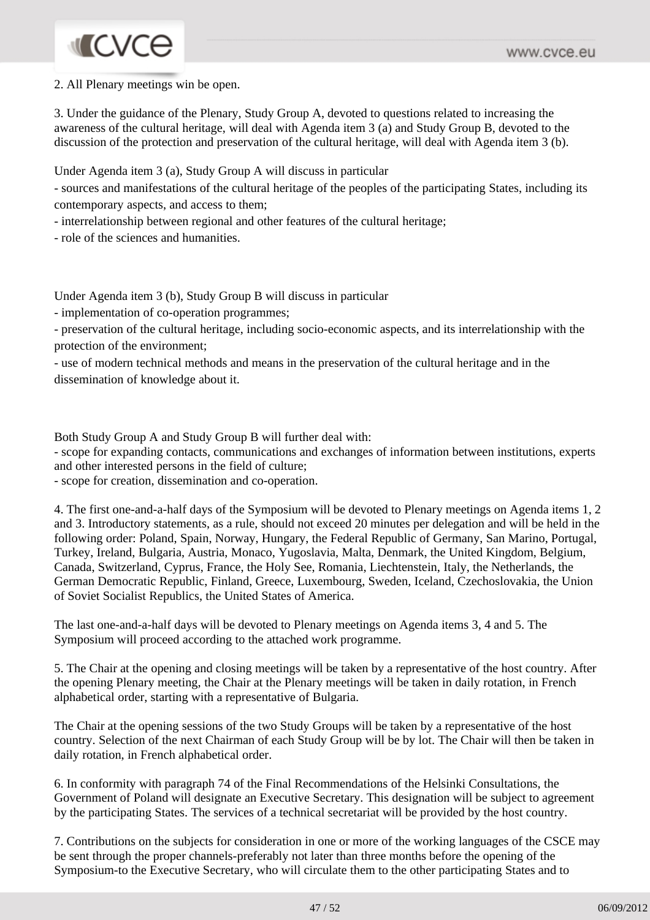2. All Plenary meetings win be open.

3. Under the guidance of the Plenary, Study Group A, devoted to questions related to increasing the awareness of the cultural heritage, will deal with Agenda item 3 (a) and Study Group B, devoted to the discussion of the protection and preservation of the cultural heritage, will deal with Agenda item 3 (b).

Under Agenda item 3 (a), Study Group A will discuss in particular

- sources and manifestations of the cultural heritage of the peoples of the participating States, including its contemporary aspects, and access to them;
- interrelationship between regional and other features of the cultural heritage;
- role of the sciences and humanities.

Under Agenda item 3 (b), Study Group B will discuss in particular

- implementation of co-operation programmes;
- preservation of the cultural heritage, including socio-economic aspects, and its interrelationship with the protection of the environment;
- use of modern technical methods and means in the preservation of the cultural heritage and in the dissemination of knowledge about it.

Both Study Group A and Study Group B will further deal with:

- scope for expanding contacts, communications and exchanges of information between institutions, experts and other interested persons in the field of culture;
- scope for creation, dissemination and co-operation.

4. The first one-and-a-half days of the Symposium will be devoted to Plenary meetings on Agenda items 1, 2 and 3. Introductory statements, as a rule, should not exceed 20 minutes per delegation and will be held in the following order: Poland, Spain, Norway, Hungary, the Federal Republic of Germany, San Marino, Portugal, Turkey, Ireland, Bulgaria, Austria, Monaco, Yugoslavia, Malta, Denmark, the United Kingdom, Belgium, Canada, Switzerland, Cyprus, France, the Holy See, Romania, Liechtenstein, Italy, the Netherlands, the German Democratic Republic, Finland, Greece, Luxembourg, Sweden, Iceland, Czechoslovakia, the Union of Soviet Socialist Republics, the United States of America.

The last one-and-a-half days will be devoted to Plenary meetings on Agenda items 3, 4 and 5. The Symposium will proceed according to the attached work programme.

5. The Chair at the opening and closing meetings will be taken by a representative of the host country. After the opening Plenary meeting, the Chair at the Plenary meetings will be taken in daily rotation, in French alphabetical order, starting with a representative of Bulgaria.

The Chair at the opening sessions of the two Study Groups will be taken by a representative of the host country. Selection of the next Chairman of each Study Group will be by lot. The Chair will then be taken in daily rotation, in French alphabetical order.

6. In conformity with paragraph 74 of the Final Recommendations of the Helsinki Consultations, the Government of Poland will designate an Executive Secretary. This designation will be subject to agreement by the participating States. The services of a technical secretariat will be provided by the host country.

7. Contributions on the subjects for consideration in one or more of the working languages of the CSCE may be sent through the proper channels-preferably not later than three months before the opening of the Symposium-to the Executive Secretary, who will circulate them to the other participating States and to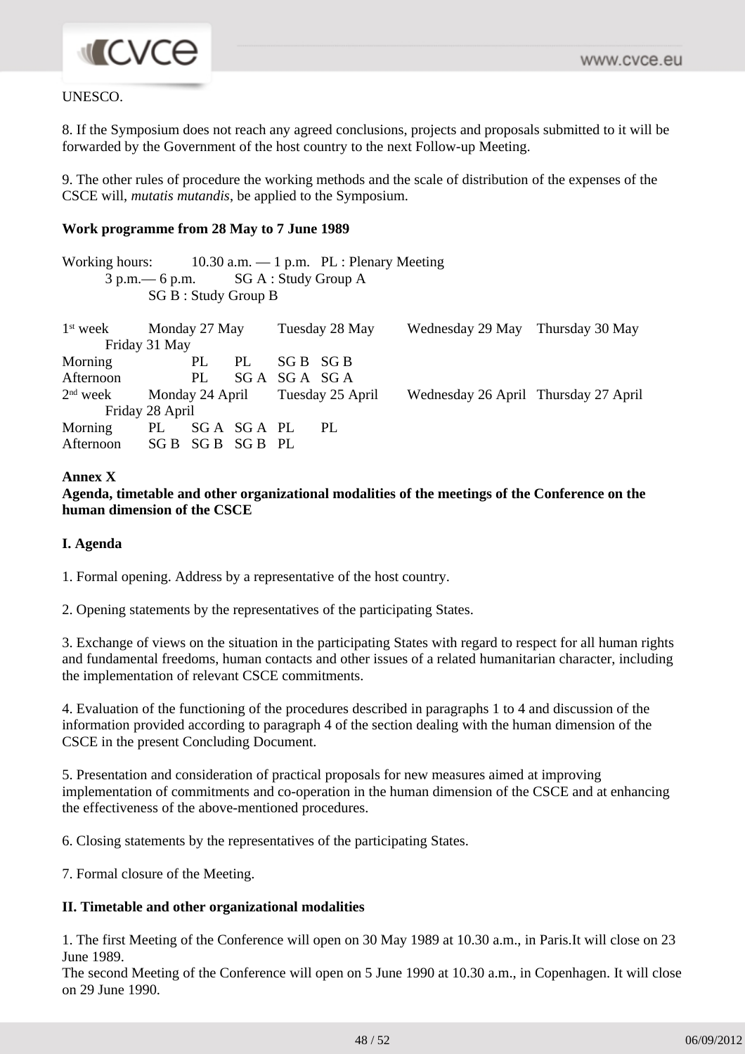UNESCO.

8. If the Symposium does not reach any agreed conclusions, projects and proposals submitted to it will be forwarded by the Government of the host country to the next Follow-up Meeting.

9. The other rules of procedure the working methods and the scale of distribution of the expenses of the CSCE will, *mutatis mutandis*, be applied to the Symposium.

**Work programme from 28 May to 7 June 1989**

Working hours: 10.30 a.m. — 1 p.m. PL : Plenary Meeting
3 p.m.— 6 p.m. SG A : Study Group A
SG B : Study Group B

| 1st week | Monday 27 May | Tuesday 28 May | Wednesday 29 May | Thursday 30 May | Friday 31 May |
|---|---|---|---|---|---|
| Morning | PL | PL | SG B | SG B | |
| Afternoon | PL | SG A | SG A | SG A | |
| 2nd week | Monday 24 April | Tuesday 25 April | Wednesday 26 April | Thursday 27 April | Friday 28 April |
| Morning | PL | SG A | SG A | PL | PL |
| Afternoon | SG B | SG B | SG B | PL | |

**Annex X**
**Agenda, timetable and other organizational modalities of the meetings of the Conference on the human dimension of the CSCE**

**I. Agenda**

1. Formal opening. Address by a representative of the host country.

2. Opening statements by the representatives of the participating States.

3. Exchange of views on the situation in the participating States with regard to respect for all human rights and fundamental freedoms, human contacts and other issues of a related humanitarian character, including the implementation of relevant CSCE commitments.

4. Evaluation of the functioning of the procedures described in paragraphs 1 to 4 and discussion of the information provided according to paragraph 4 of the section dealing with the human dimension of the CSCE in the present Concluding Document.

5. Presentation and consideration of practical proposals for new measures aimed at improving implementation of commitments and co-operation in the human dimension of the CSCE and at enhancing the effectiveness of the above-mentioned procedures.

6. Closing statements by the representatives of the participating States.

7. Formal closure of the Meeting.

**II. Timetable and other organizational modalities**

1. The first Meeting of the Conference will open on 30 May 1989 at 10.30 a.m., in Paris.It will close on 23 June 1989.
The second Meeting of the Conference will open on 5 June 1990 at 10.30 a.m., in Copenhagen. It will close on 29 June 1990.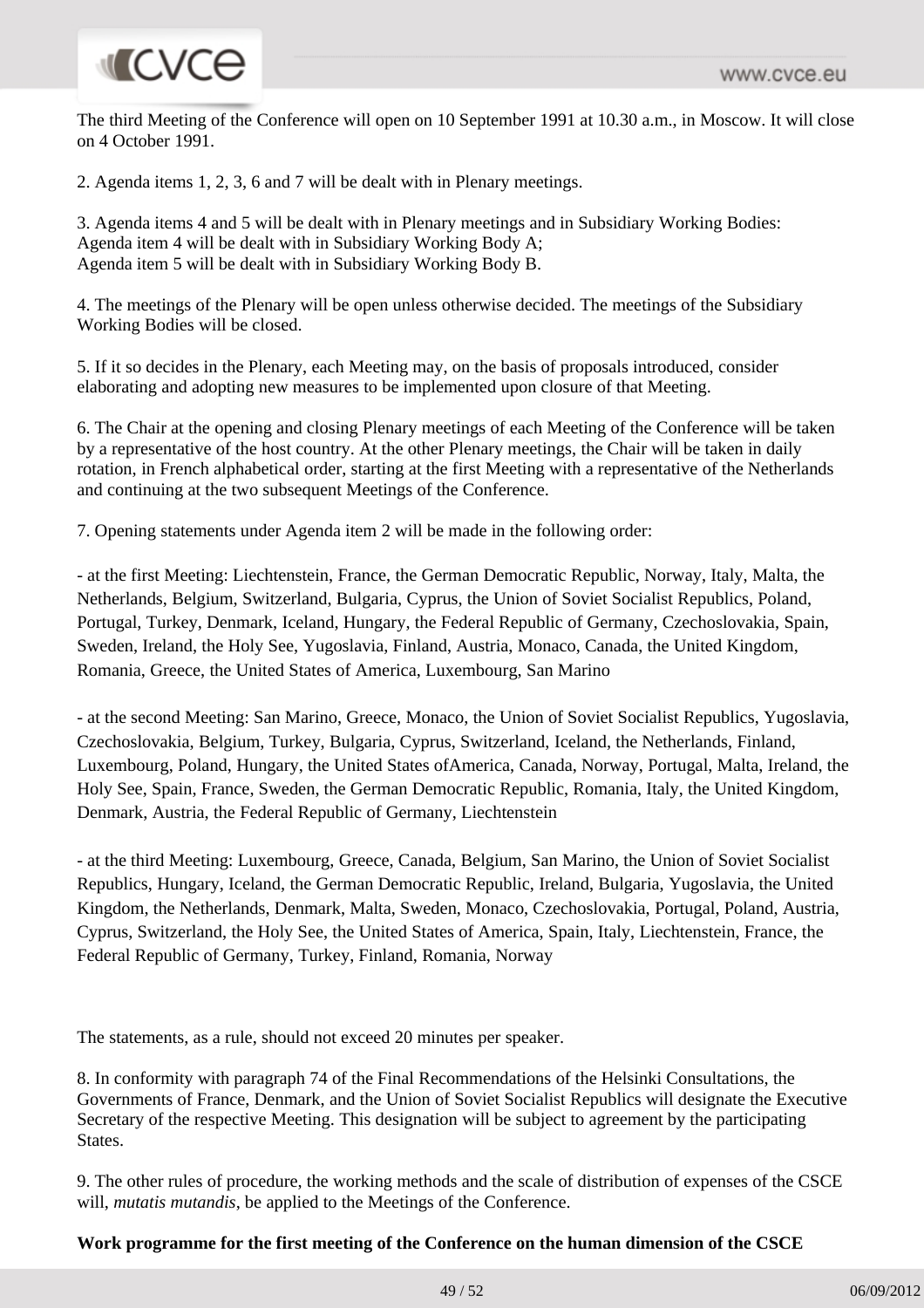The third Meeting of the Conference will open on 10 September 1991 at 10.30 a.m., in Moscow. It will close on 4 October 1991.

2. Agenda items 1, 2, 3, 6 and 7 will be dealt with in Plenary meetings.

3. Agenda items 4 and 5 will be dealt with in Plenary meetings and in Subsidiary Working Bodies:
Agenda item 4 will be dealt with in Subsidiary Working Body A;
Agenda item 5 will be dealt with in Subsidiary Working Body B.

4. The meetings of the Plenary will be open unless otherwise decided. The meetings of the Subsidiary Working Bodies will be closed.

5. If it so decides in the Plenary, each Meeting may, on the basis of proposals introduced, consider elaborating and adopting new measures to be implemented upon closure of that Meeting.

6. The Chair at the opening and closing Plenary meetings of each Meeting of the Conference will be taken by a representative of the host country. At the other Plenary meetings, the Chair will be taken in daily rotation, in French alphabetical order, starting at the first Meeting with a representative of the Netherlands and continuing at the two subsequent Meetings of the Conference.

7. Opening statements under Agenda item 2 will be made in the following order:

- at the first Meeting: Liechtenstein, France, the German Democratic Republic, Norway, Italy, Malta, the Netherlands, Belgium, Switzerland, Bulgaria, Cyprus, the Union of Soviet Socialist Republics, Poland, Portugal, Turkey, Denmark, Iceland, Hungary, the Federal Republic of Germany, Czechoslovakia, Spain, Sweden, Ireland, the Holy See, Yugoslavia, Finland, Austria, Monaco, Canada, the United Kingdom, Romania, Greece, the United States of America, Luxembourg, San Marino

- at the second Meeting: San Marino, Greece, Monaco, the Union of Soviet Socialist Republics, Yugoslavia, Czechoslovakia, Belgium, Turkey, Bulgaria, Cyprus, Switzerland, Iceland, the Netherlands, Finland, Luxembourg, Poland, Hungary, the United States ofAmerica, Canada, Norway, Portugal, Malta, Ireland, the Holy See, Spain, France, Sweden, the German Democratic Republic, Romania, Italy, the United Kingdom, Denmark, Austria, the Federal Republic of Germany, Liechtenstein

- at the third Meeting: Luxembourg, Greece, Canada, Belgium, San Marino, the Union of Soviet Socialist Republics, Hungary, Iceland, the German Democratic Republic, Ireland, Bulgaria, Yugoslavia, the United Kingdom, the Netherlands, Denmark, Malta, Sweden, Monaco, Czechoslovakia, Portugal, Poland, Austria, Cyprus, Switzerland, the Holy See, the United States of America, Spain, Italy, Liechtenstein, France, the Federal Republic of Germany, Turkey, Finland, Romania, Norway

The statements, as a rule, should not exceed 20 minutes per speaker.

8. In conformity with paragraph 74 of the Final Recommendations of the Helsinki Consultations, the Governments of France, Denmark, and the Union of Soviet Socialist Republics will designate the Executive Secretary of the respective Meeting. This designation will be subject to agreement by the participating States.

9. The other rules of procedure, the working methods and the scale of distribution of expenses of the CSCE will, *mutatis mutandis*, be applied to the Meetings of the Conference.

**Work programme for the first meeting of the Conference on the human dimension of the CSCE**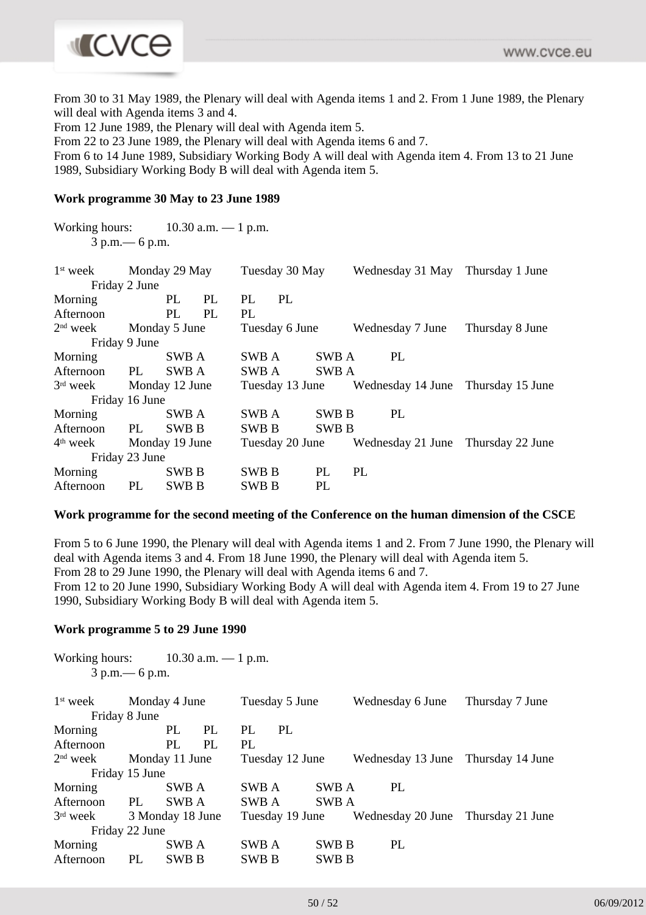From 30 to 31 May 1989, the Plenary will deal with Agenda items 1 and 2. From 1 June 1989, the Plenary will deal with Agenda items 3 and 4.
From 12 June 1989, the Plenary will deal with Agenda item 5.
From 22 to 23 June 1989, the Plenary will deal with Agenda items 6 and 7.
From 6 to 14 June 1989, Subsidiary Working Body A will deal with Agenda item 4. From 13 to 21 June 1989, Subsidiary Working Body B will deal with Agenda item 5.

**Work programme 30 May to 23 June 1989**

Working hours: 10.30 a.m. — 1 p.m.
3 p.m.— 6 p.m.

1st week Monday 29 May Tuesday 30 May Wednesday 31 May Thursday 1 June Friday 2 June
Morning PL PL PL PL
Afternoon PL PL PL
2nd week Monday 5 June Tuesday 6 June Wednesday 7 June Thursday 8 June Friday 9 June
Morning SWB A SWB A SWB A PL
Afternoon PL SWB A SWB A SWB A
3rd week Monday 12 June Tuesday 13 June Wednesday 14 June Thursday 15 June Friday 16 June
Morning SWB A SWB A SWB B PL
Afternoon PL SWB B SWB B SWB B
4th week Monday 19 June Tuesday 20 June Wednesday 21 June Thursday 22 June Friday 23 June
Morning SWB B SWB B PL PL
Afternoon PL SWB B SWB B PL

**Work programme for the second meeting of the Conference on the human dimension of the CSCE**

From 5 to 6 June 1990, the Plenary will deal with Agenda items 1 and 2. From 7 June 1990, the Plenary will deal with Agenda items 3 and 4. From 18 June 1990, the Plenary will deal with Agenda item 5.
From 28 to 29 June 1990, the Plenary will deal with Agenda items 6 and 7.
From 12 to 20 June 1990, Subsidiary Working Body A will deal with Agenda item 4. From 19 to 27 June 1990, Subsidiary Working Body B will deal with Agenda item 5.

**Work programme 5 to 29 June 1990**

Working hours: 10.30 a.m. — 1 p.m.
3 p.m.— 6 p.m.

1st week Monday 4 June Tuesday 5 June Wednesday 6 June Thursday 7 June Friday 8 June
Morning PL PL PL PL
Afternoon PL PL PL
2nd week Monday 11 June Tuesday 12 June Wednesday 13 June Thursday 14 June Friday 15 June
Morning SWB A SWB A SWB A PL
Afternoon PL SWB A SWB A SWB A
3rd week 3 Monday 18 June Tuesday 19 June Wednesday 20 June Thursday 21 June Friday 22 June
Morning SWB A SWB A SWB B PL
Afternoon PL SWB B SWB B SWB B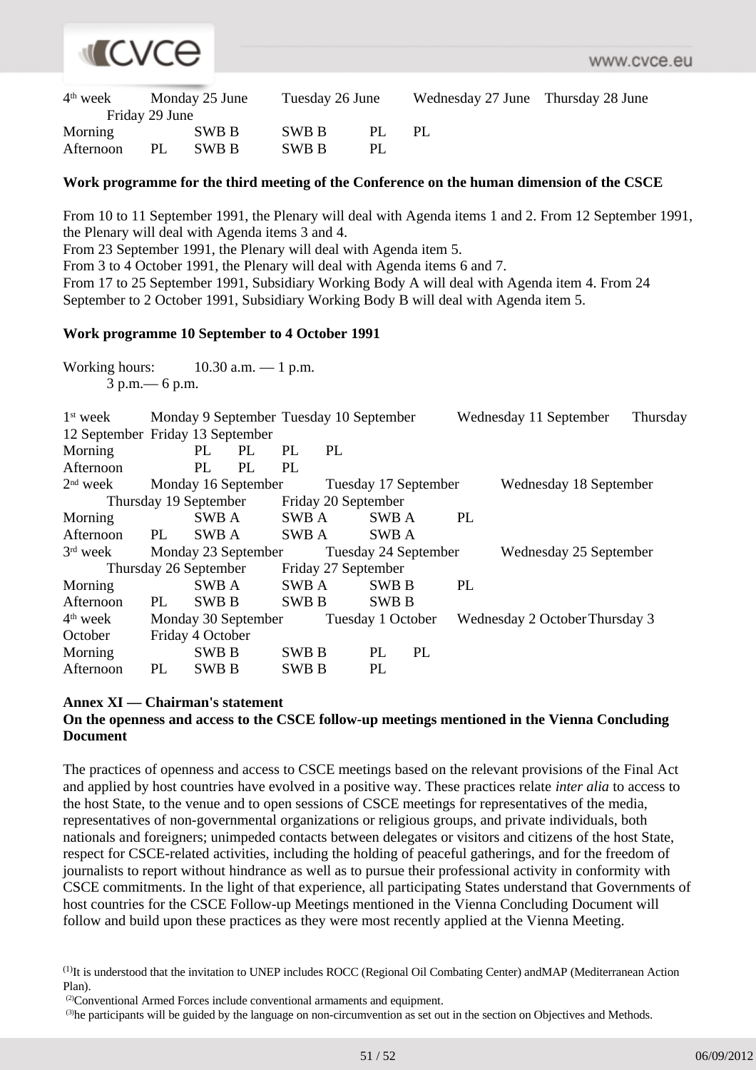| 4th week | Monday 25 June | Tuesday 26 June | Wednesday 27 June | Thursday 28 June | Friday 29 June |
|---|---|---|---|---|---|
| Morning | | SWB B | SWB B | PL | PL |
| Afternoon | PL | SWB B | SWB B | PL | |

**Work programme for the third meeting of the Conference on the human dimension of the CSCE**

From 10 to 11 September 1991, the Plenary will deal with Agenda items 1 and 2. From 12 September 1991, the Plenary will deal with Agenda items 3 and 4.
From 23 September 1991, the Plenary will deal with Agenda item 5.
From 3 to 4 October 1991, the Plenary will deal with Agenda items 6 and 7.
From 17 to 25 September 1991, Subsidiary Working Body A will deal with Agenda item 4. From 24 September to 2 October 1991, Subsidiary Working Body B will deal with Agenda item 5.

**Work programme 10 September to 4 October 1991**

Working hours: 10.30 a.m. — 1 p.m.
3 p.m.— 6 p.m.

| 1st week | Monday 9 September | Tuesday 10 September | Wednesday 11 September | Thursday 12 September | Friday 13 September |
|---|---|---|---|---|---|
| Morning | | PL | PL | PL | PL |
| Afternoon | | PL | PL | PL | |
| 2nd week | Monday 16 September | Tuesday 17 September | Wednesday 18 September | Thursday 19 September | Friday 20 September |
| Morning | | SWB A | SWB A | SWB A | PL |
| Afternoon | PL | SWB A | SWB A | SWB A | |
| 3rd week | Monday 23 September | Tuesday 24 September | Wednesday 25 September | Thursday 26 September | Friday 27 September |
| Morning | | SWB A | SWB A | SWB B | PL |
| Afternoon | PL | SWB B | SWB B | SWB B | |
| 4th week | Monday 30 September | Tuesday 1 October | Wednesday 2 October | Thursday 3 October | Friday 4 October |
| Morning | | SWB B | SWB B | PL | PL |
| Afternoon | PL | SWB B | SWB B | PL | |

**Annex XI — Chairman's statement**
**On the openness and access to the CSCE follow-up meetings mentioned in the Vienna Concluding Document**

The practices of openness and access to CSCE meetings based on the relevant provisions of the Final Act and applied by host countries have evolved in a positive way. These practices relate *inter alia* to access to the host State, to the venue and to open sessions of CSCE meetings for representatives of the media, representatives of non-governmental organizations or religious groups, and private individuals, both nationals and foreigners; unimpeded contacts between delegates or visitors and citizens of the host State, respect for CSCE-related activities, including the holding of peaceful gatherings, and for the freedom of journalists to report without hindrance as well as to pursue their professional activity in conformity with CSCE commitments. In the light of that experience, all participating States understand that Governments of host countries for the CSCE Follow-up Meetings mentioned in the Vienna Concluding Document will follow and build upon these practices as they were most recently applied at the Vienna Meeting.

(1) It is understood that the invitation to UNEP includes ROCC (Regional Oil Combating Center) andMAP (Mediterranean Action Plan).

(2) Conventional Armed Forces include conventional armaments and equipment.

(3) he participants will be guided by the language on non-circumvention as set out in the section on Objectives and Methods.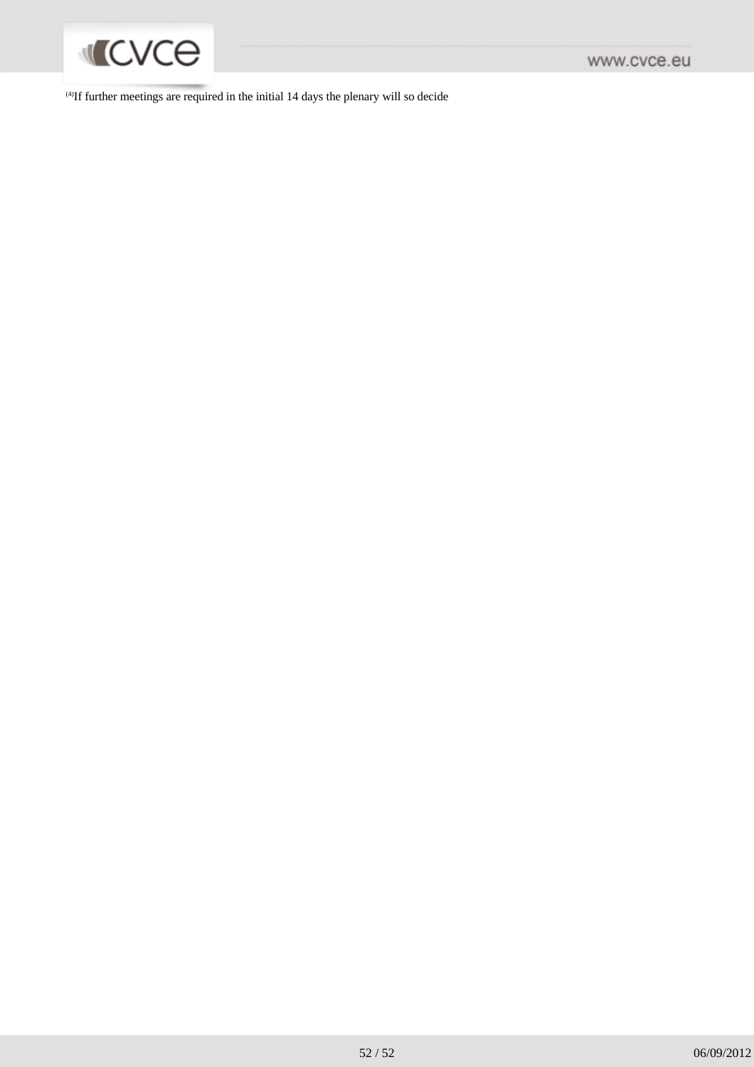[4]If further meetings are required in the initial 14 days the plenary will so decide